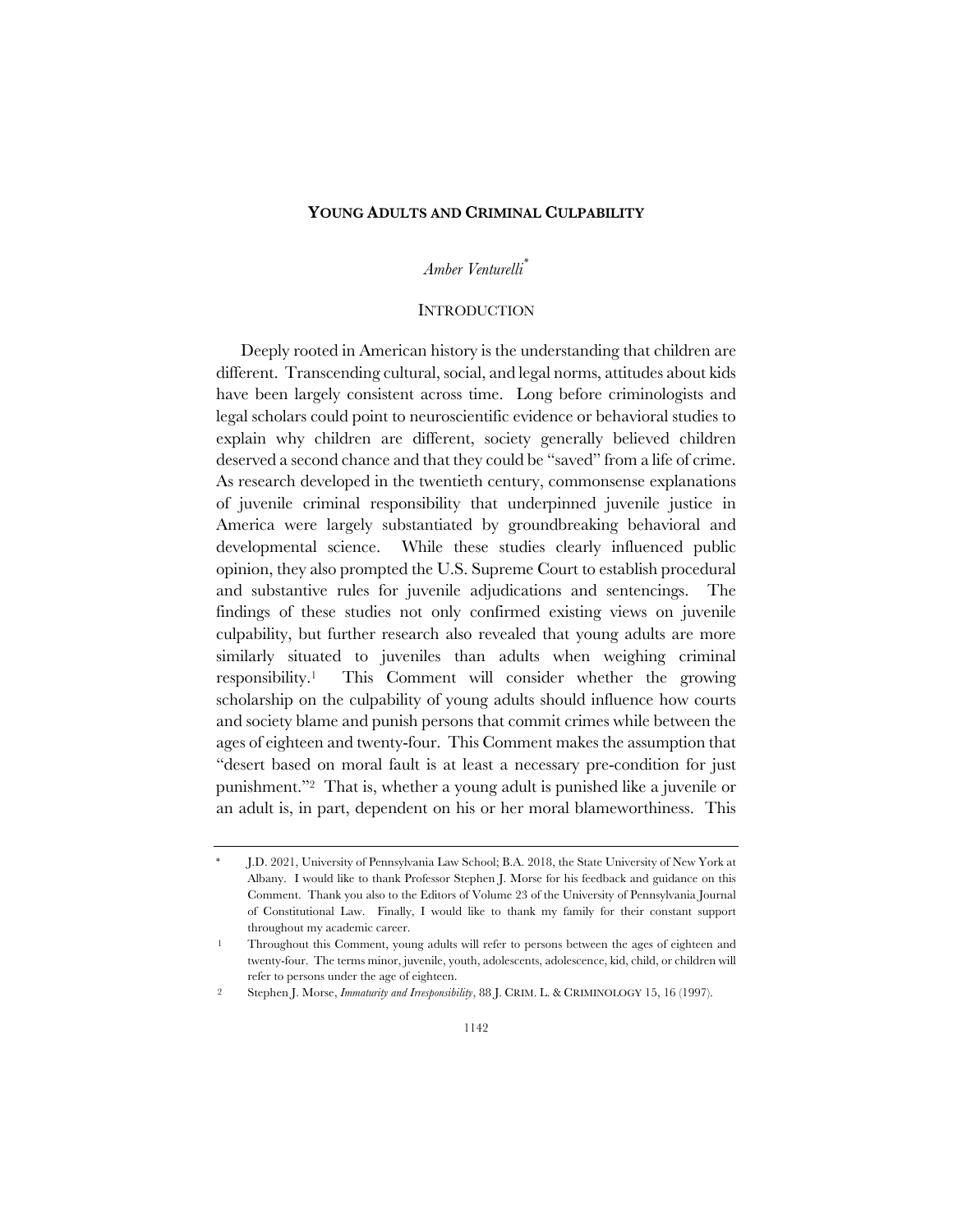# YOUNG ADULTS AND CRIMINAL CULPABILITY

*Amber Venturelli*[*]

## INTRODUCTION

Deeply rooted in American history is the understanding that children are different. Transcending cultural, social, and legal norms, attitudes about kids have been largely consistent across time. Long before criminologists and legal scholars could point to neuroscientific evidence or behavioral studies to explain why children are different, society generally believed children deserved a second chance and that they could be "saved" from a life of crime. As research developed in the twentieth century, commonsense explanations of juvenile criminal responsibility that underpinned juvenile justice in America were largely substantiated by groundbreaking behavioral and developmental science. While these studies clearly influenced public opinion, they also prompted the U.S. Supreme Court to establish procedural and substantive rules for juvenile adjudications and sentencings. The findings of these studies not only confirmed existing views on juvenile culpability, but further research also revealed that young adults are more similarly situated to juveniles than adults when weighing criminal responsibility.[1] This Comment will consider whether the growing scholarship on the culpability of young adults should influence how courts and society blame and punish persons that commit crimes while between the ages of eighteen and twenty-four. This Comment makes the assumption that "desert based on moral fault is at least a necessary pre-condition for just punishment."[2] That is, whether a young adult is punished like a juvenile or an adult is, in part, dependent on his or her moral blameworthiness. This

---

[*] J.D. 2021, University of Pennsylvania Law School; B.A. 2018, the State University of New York at Albany. I would like to thank Professor Stephen J. Morse for his feedback and guidance on this Comment. Thank you also to the Editors of Volume 23 of the University of Pennsylvania Journal of Constitutional Law. Finally, I would like to thank my family for their constant support throughout my academic career.

[1] Throughout this Comment, young adults will refer to persons between the ages of eighteen and twenty-four. The terms minor, juvenile, youth, adolescents, adolescence, kid, child, or children will refer to persons under the age of eighteen.

[2] Stephen J. Morse, *Immaturity and Irresponsibility*, 88 J. CRIM. L. & CRIMINOLOGY 15, 16 (1997).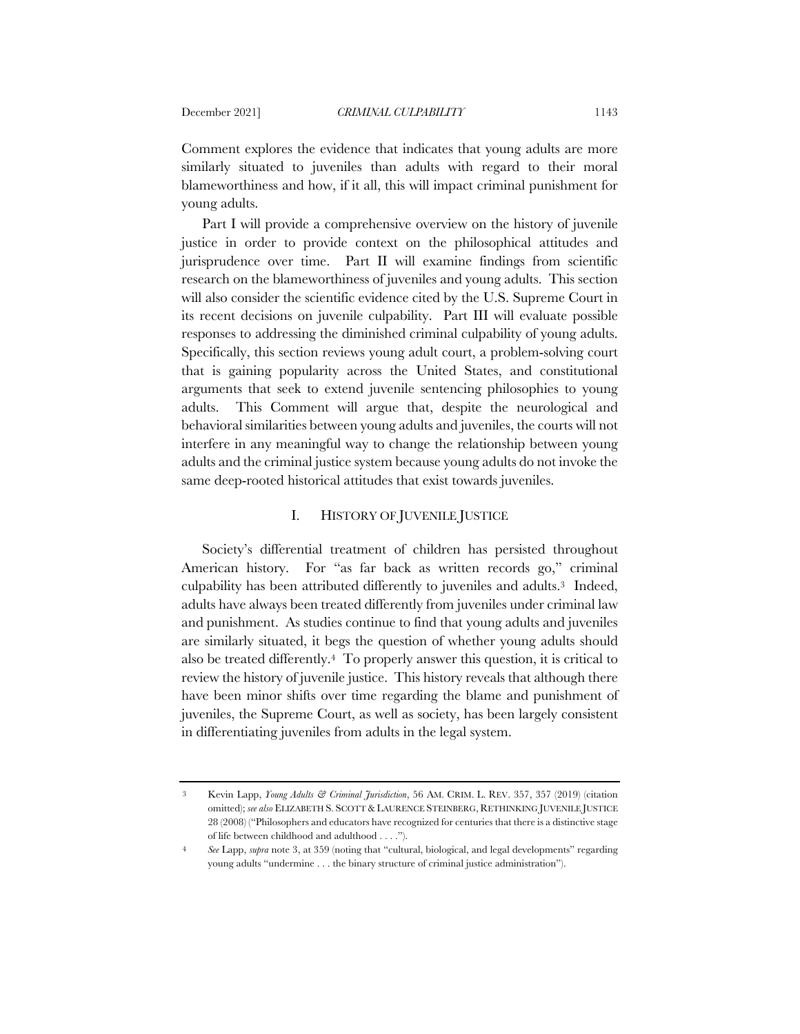Comment explores the evidence that indicates that young adults are more similarly situated to juveniles than adults with regard to their moral blameworthiness and how, if it all, this will impact criminal punishment for young adults.

Part I will provide a comprehensive overview on the history of juvenile justice in order to provide context on the philosophical attitudes and jurisprudence over time. Part II will examine findings from scientific research on the blameworthiness of juveniles and young adults. This section will also consider the scientific evidence cited by the U.S. Supreme Court in its recent decisions on juvenile culpability. Part III will evaluate possible responses to addressing the diminished criminal culpability of young adults. Specifically, this section reviews young adult court, a problem-solving court that is gaining popularity across the United States, and constitutional arguments that seek to extend juvenile sentencing philosophies to young adults. This Comment will argue that, despite the neurological and behavioral similarities between young adults and juveniles, the courts will not interfere in any meaningful way to change the relationship between young adults and the criminal justice system because young adults do not invoke the same deep-rooted historical attitudes that exist towards juveniles.

## I. HISTORY OF JUVENILE JUSTICE

Society's differential treatment of children has persisted throughout American history. For "as far back as written records go," criminal culpability has been attributed differently to juveniles and adults.[3] Indeed, adults have always been treated differently from juveniles under criminal law and punishment. As studies continue to find that young adults and juveniles are similarly situated, it begs the question of whether young adults should also be treated differently.[4] To properly answer this question, it is critical to review the history of juvenile justice. This history reveals that although there have been minor shifts over time regarding the blame and punishment of juveniles, the Supreme Court, as well as society, has been largely consistent in differentiating juveniles from adults in the legal system.

---

[3] Kevin Lapp, *Young Adults & Criminal Jurisdiction*, 56 AM. CRIM. L. REV. 357, 357 (2019) (citation omitted); *see also* ELIZABETH S. SCOTT & LAURENCE STEINBERG, RETHINKING JUVENILE JUSTICE 28 (2008) ("Philosophers and educators have recognized for centuries that there is a distinctive stage of life between childhood and adulthood . . . .").

[4] *See* Lapp, *supra* note 3, at 359 (noting that "cultural, biological, and legal developments" regarding young adults "undermine . . . the binary structure of criminal justice administration").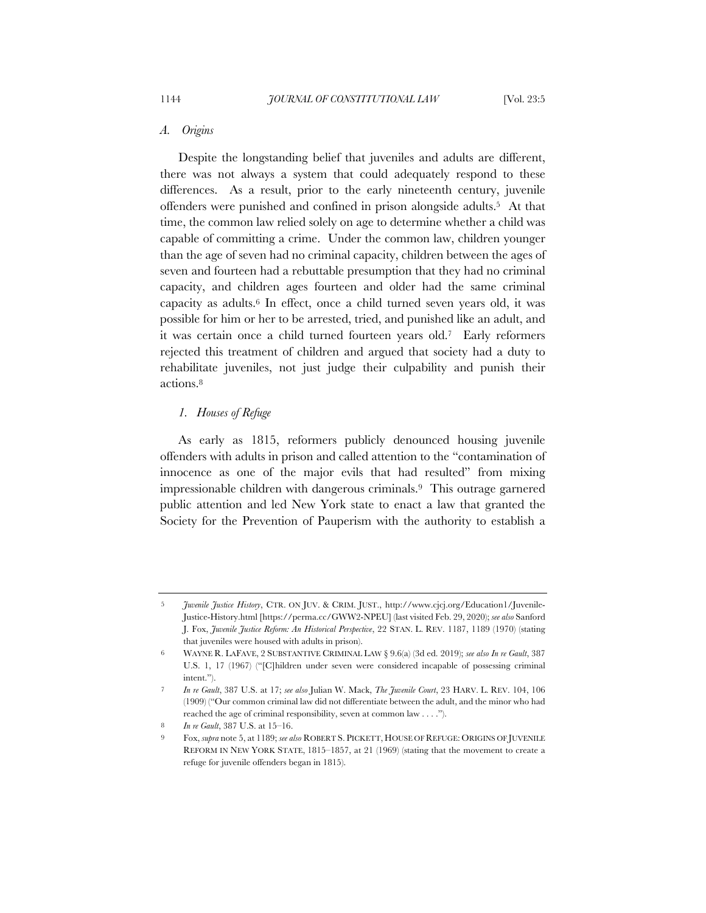### *A. Origins*

Despite the longstanding belief that juveniles and adults are different, there was not always a system that could adequately respond to these differences. As a result, prior to the early nineteenth century, juvenile offenders were punished and confined in prison alongside adults.[5] At that time, the common law relied solely on age to determine whether a child was capable of committing a crime. Under the common law, children younger than the age of seven had no criminal capacity, children between the ages of seven and fourteen had a rebuttable presumption that they had no criminal capacity, and children ages fourteen and older had the same criminal capacity as adults.[6] In effect, once a child turned seven years old, it was possible for him or her to be arrested, tried, and punished like an adult, and it was certain once a child turned fourteen years old.[7] Early reformers rejected this treatment of children and argued that society had a duty to rehabilitate juveniles, not just judge their culpability and punish their actions.[8]

#### *1. Houses of Refuge*

As early as 1815, reformers publicly denounced housing juvenile offenders with adults in prison and called attention to the "contamination of innocence as one of the major evils that had resulted" from mixing impressionable children with dangerous criminals.[9] This outrage garnered public attention and led New York state to enact a law that granted the Society for the Prevention of Pauperism with the authority to establish a

---

5 *Juvenile Justice History*, CTR. ON JUV. & CRIM. JUST., http://www.cjcj.org/Education1/Juvenile-Justice-History.html [https://perma.cc/GWW2-NPEU] (last visited Feb. 29, 2020); *see also* Sanford J. Fox, *Juvenile Justice Reform: An Historical Perspective*, 22 STAN. L. REV. 1187, 1189 (1970) (stating that juveniles were housed with adults in prison).

6 WAYNE R. LAFAVE, 2 SUBSTANTIVE CRIMINAL LAW § 9.6(a) (3d ed. 2019); *see also In re Gault*, 387 U.S. 1, 17 (1967) ("[C]hildren under seven were considered incapable of possessing criminal intent.").

7 *In re Gault*, 387 U.S. at 17; *see also* Julian W. Mack, *The Juvenile Court*, 23 HARV. L. REV. 104, 106 (1909) ("Our common criminal law did not differentiate between the adult, and the minor who had reached the age of criminal responsibility, seven at common law . . . .").

8 *In re Gault*, 387 U.S. at 15–16.

9 Fox, *supra* note 5, at 1189; *see also* ROBERT S. PICKETT, HOUSE OF REFUGE: ORIGINS OF JUVENILE REFORM IN NEW YORK STATE, 1815–1857, at 21 (1969) (stating that the movement to create a refuge for juvenile offenders began in 1815).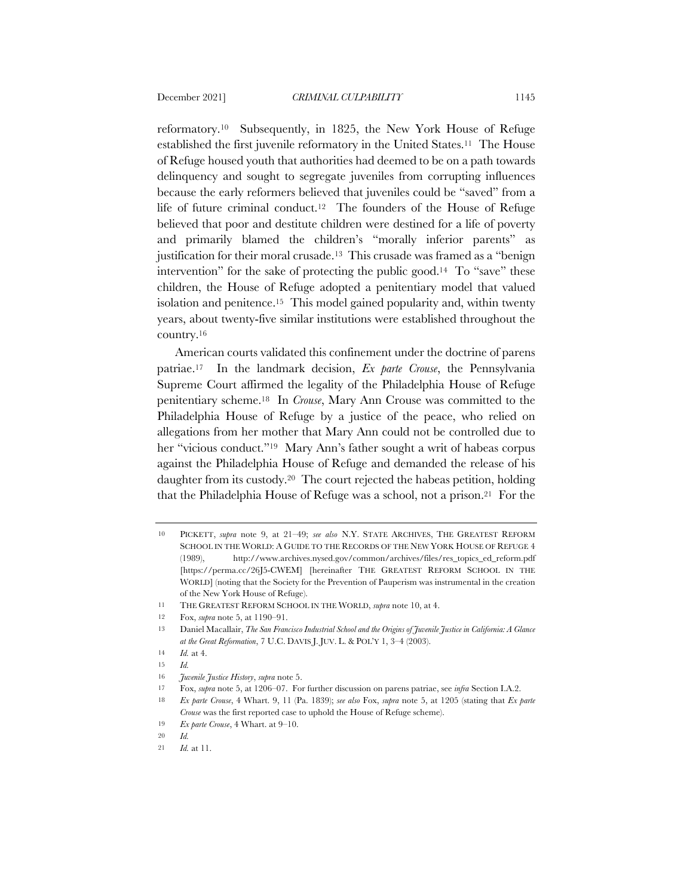reformatory.[10] Subsequently, in 1825, the New York House of Refuge established the first juvenile reformatory in the United States.[11] The House of Refuge housed youth that authorities had deemed to be on a path towards delinquency and sought to segregate juveniles from corrupting influences because the early reformers believed that juveniles could be "saved" from a life of future criminal conduct.[12] The founders of the House of Refuge believed that poor and destitute children were destined for a life of poverty and primarily blamed the children's "morally inferior parents" as justification for their moral crusade.[13] This crusade was framed as a "benign intervention" for the sake of protecting the public good.[14] To "save" these children, the House of Refuge adopted a penitentiary model that valued isolation and penitence.[15] This model gained popularity and, within twenty years, about twenty-five similar institutions were established throughout the country.[16]

American courts validated this confinement under the doctrine of parens patriae.[17] In the landmark decision, *Ex parte Crouse*, the Pennsylvania Supreme Court affirmed the legality of the Philadelphia House of Refuge penitentiary scheme.[18] In *Crouse*, Mary Ann Crouse was committed to the Philadelphia House of Refuge by a justice of the peace, who relied on allegations from her mother that Mary Ann could not be controlled due to her "vicious conduct."[19] Mary Ann's father sought a writ of habeas corpus against the Philadelphia House of Refuge and demanded the release of his daughter from its custody.[20] The court rejected the habeas petition, holding that the Philadelphia House of Refuge was a school, not a prison.[21] For the

---

10 PICKETT, *supra* note 9, at 21–49; *see also* N.Y. STATE ARCHIVES, THE GREATEST REFORM SCHOOL IN THE WORLD: A GUIDE TO THE RECORDS OF THE NEW YORK HOUSE OF REFUGE 4 (1989), http://www.archives.nysed.gov/common/archives/files/res_topics_ed_reform.pdf [https://perma.cc/26J5-CWEM] [hereinafter THE GREATEST REFORM SCHOOL IN THE WORLD] (noting that the Society for the Prevention of Pauperism was instrumental in the creation of the New York House of Refuge).

11 THE GREATEST REFORM SCHOOL IN THE WORLD, *supra* note 10, at 4.

12 Fox, *supra* note 5, at 1190–91.

13 Daniel Macallair, *The San Francisco Industrial School and the Origins of Juvenile Justice in California: A Glance at the Great Reformation*, 7 U.C. DAVIS J. JUV. L. & POL'Y 1, 3–4 (2003).

14 *Id.* at 4.

15 *Id.*

16 *Juvenile Justice History*, *supra* note 5.

17 Fox, *supra* note 5, at 1206–07. For further discussion on parens patriae, see *infra* Section I.A.2.

18 *Ex parte Crouse*, 4 Whart. 9, 11 (Pa. 1839); *see also* Fox, *supra* note 5, at 1205 (stating that *Ex parte Crouse* was the first reported case to uphold the House of Refuge scheme).

19 *Ex parte Crouse*, 4 Whart. at 9–10.

20 *Id.*

21 *Id.* at 11.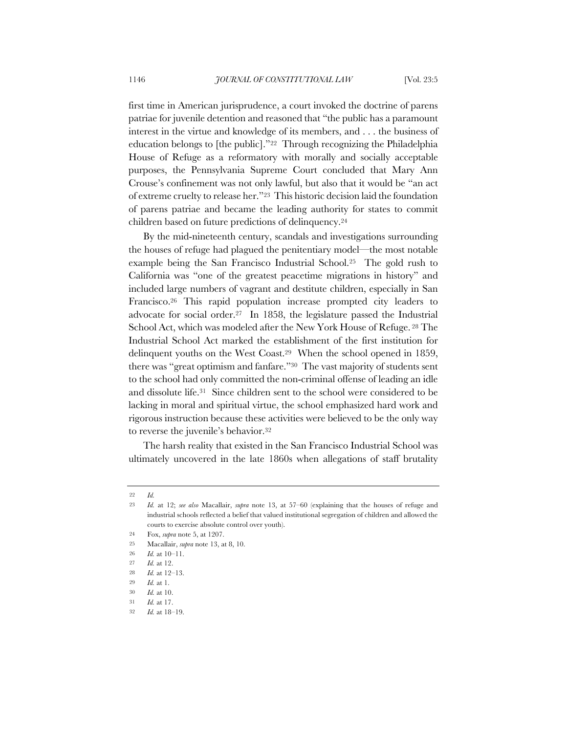first time in American jurisprudence, a court invoked the doctrine of parens patriae for juvenile detention and reasoned that "the public has a paramount interest in the virtue and knowledge of its members, and . . . the business of education belongs to [the public]."[22] Through recognizing the Philadelphia House of Refuge as a reformatory with morally and socially acceptable purposes, the Pennsylvania Supreme Court concluded that Mary Ann Crouse's confinement was not only lawful, but also that it would be "an act of extreme cruelty to release her."[23] This historic decision laid the foundation of parens patriae and became the leading authority for states to commit children based on future predictions of delinquency.[24]

By the mid-nineteenth century, scandals and investigations surrounding the houses of refuge had plagued the penitentiary model—the most notable example being the San Francisco Industrial School.[25] The gold rush to California was "one of the greatest peacetime migrations in history" and included large numbers of vagrant and destitute children, especially in San Francisco.[26] This rapid population increase prompted city leaders to advocate for social order.[27] In 1858, the legislature passed the Industrial School Act, which was modeled after the New York House of Refuge.[28] The Industrial School Act marked the establishment of the first institution for delinquent youths on the West Coast.[29] When the school opened in 1859, there was "great optimism and fanfare."[30] The vast majority of students sent to the school had only committed the non-criminal offense of leading an idle and dissolute life.[31] Since children sent to the school were considered to be lacking in moral and spiritual virtue, the school emphasized hard work and rigorous instruction because these activities were believed to be the only way to reverse the juvenile's behavior.[32]

The harsh reality that existed in the San Francisco Industrial School was ultimately uncovered in the late 1860s when allegations of staff brutality

---

22 *Id.*

23 *Id.* at 12; *see also* Macallair, *supra* note 13, at 57–60 (explaining that the houses of refuge and industrial schools reflected a belief that valued institutional segregation of children and allowed the courts to exercise absolute control over youth).

24 Fox, *supra* note 5, at 1207.

25 Macallair, *supra* note 13, at 8, 10.

26 *Id.* at 10–11.

27 *Id.* at 12.

28 *Id.* at 12–13.

29 *Id.* at 1.

30 *Id.* at 10.

31 *Id.* at 17.

32 *Id.* at 18–19.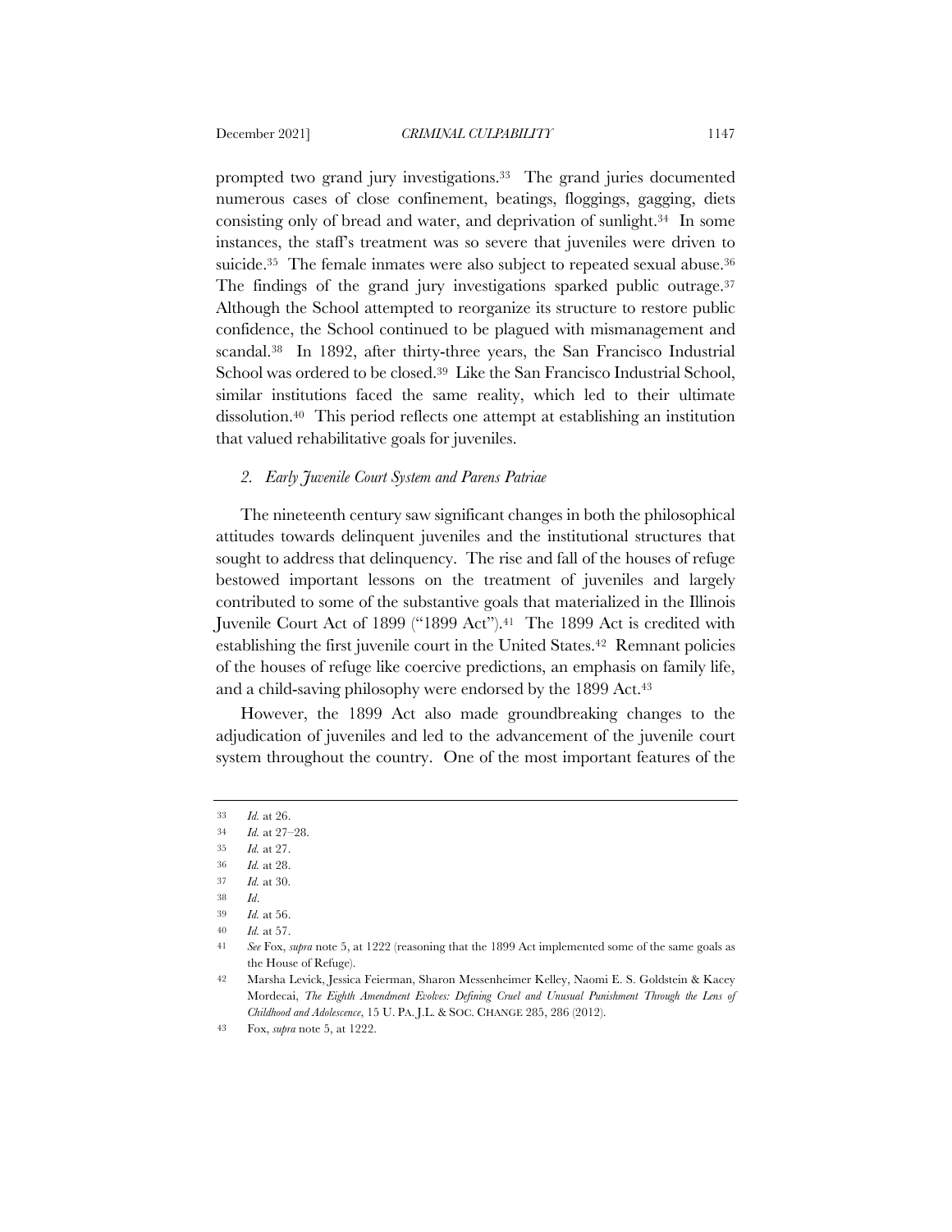prompted two grand jury investigations.[33] The grand juries documented numerous cases of close confinement, beatings, floggings, gagging, diets consisting only of bread and water, and deprivation of sunlight.[34] In some instances, the staff's treatment was so severe that juveniles were driven to suicide.[35] The female inmates were also subject to repeated sexual abuse.[36] The findings of the grand jury investigations sparked public outrage.[37] Although the School attempted to reorganize its structure to restore public confidence, the School continued to be plagued with mismanagement and scandal.[38] In 1892, after thirty-three years, the San Francisco Industrial School was ordered to be closed.[39] Like the San Francisco Industrial School, similar institutions faced the same reality, which led to their ultimate dissolution.[40] This period reflects one attempt at establishing an institution that valued rehabilitative goals for juveniles.

### *2. Early Juvenile Court System and Parens Patriae*

The nineteenth century saw significant changes in both the philosophical attitudes towards delinquent juveniles and the institutional structures that sought to address that delinquency. The rise and fall of the houses of refuge bestowed important lessons on the treatment of juveniles and largely contributed to some of the substantive goals that materialized in the Illinois Juvenile Court Act of 1899 ("1899 Act").[41] The 1899 Act is credited with establishing the first juvenile court in the United States.[42] Remnant policies of the houses of refuge like coercive predictions, an emphasis on family life, and a child-saving philosophy were endorsed by the 1899 Act.[43]

However, the 1899 Act also made groundbreaking changes to the adjudication of juveniles and led to the advancement of the juvenile court system throughout the country. One of the most important features of the

---

33 *Id.* at 26.

34 *Id.* at 27–28.

35 *Id.* at 27.

36 *Id.* at 28.

37 *Id.* at 30.

38 *Id*.

39 *Id.* at 56.

40 *Id.* at 57.

41 *See* Fox, *supra* note 5, at 1222 (reasoning that the 1899 Act implemented some of the same goals as the House of Refuge).

42 Marsha Levick, Jessica Feierman, Sharon Messenheimer Kelley, Naomi E. S. Goldstein & Kacey Mordecai, *The Eighth Amendment Evolves: Defining Cruel and Unusual Punishment Through the Lens of Childhood and Adolescence*, 15 U. PA. J.L. & SOC. CHANGE 285, 286 (2012).

43 Fox, *supra* note 5, at 1222.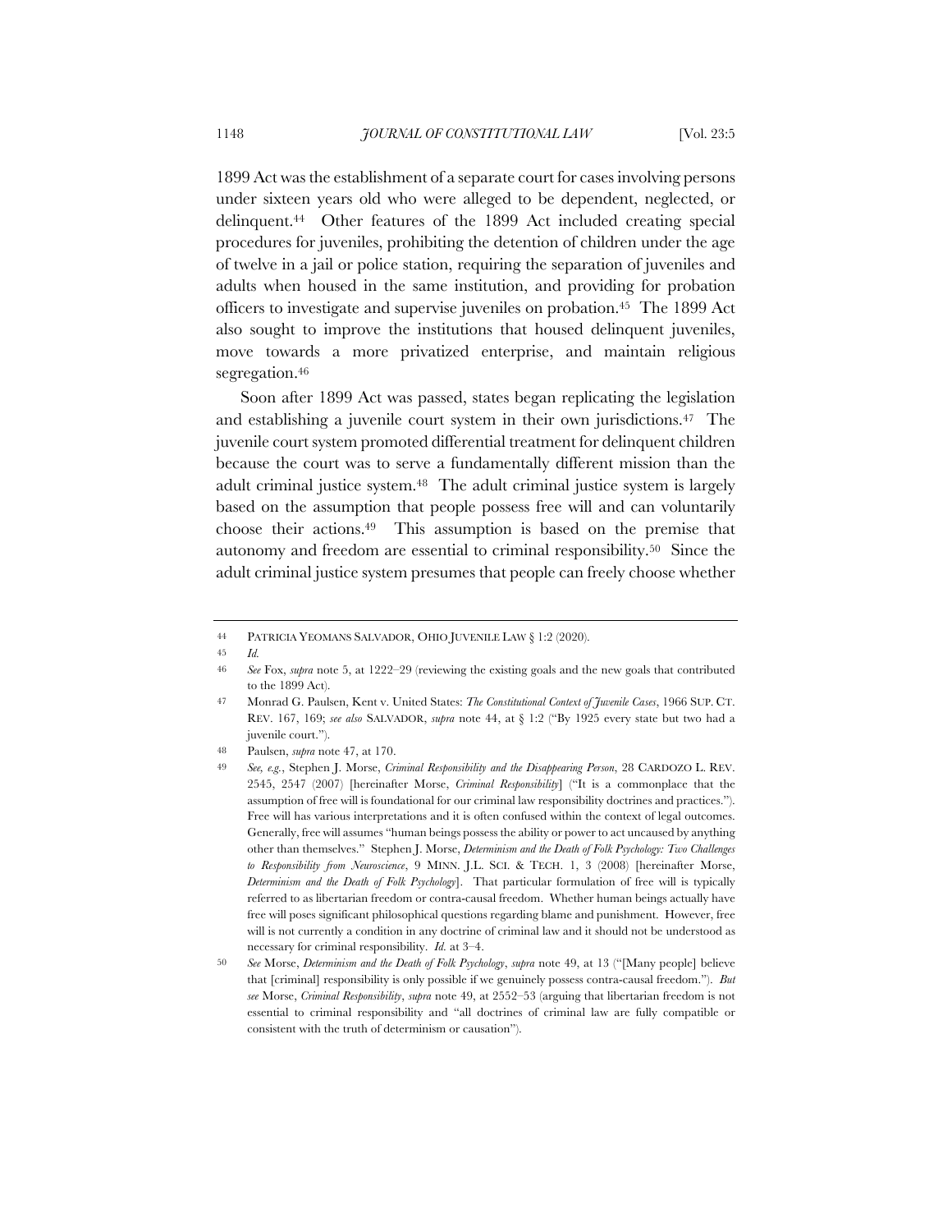1899 Act was the establishment of a separate court for cases involving persons under sixteen years old who were alleged to be dependent, neglected, or delinquent.[44] Other features of the 1899 Act included creating special procedures for juveniles, prohibiting the detention of children under the age of twelve in a jail or police station, requiring the separation of juveniles and adults when housed in the same institution, and providing for probation officers to investigate and supervise juveniles on probation.[45] The 1899 Act also sought to improve the institutions that housed delinquent juveniles, move towards a more privatized enterprise, and maintain religious segregation.[46]

Soon after 1899 Act was passed, states began replicating the legislation and establishing a juvenile court system in their own jurisdictions.[47] The juvenile court system promoted differential treatment for delinquent children because the court was to serve a fundamentally different mission than the adult criminal justice system.[48] The adult criminal justice system is largely based on the assumption that people possess free will and can voluntarily choose their actions.[49] This assumption is based on the premise that autonomy and freedom are essential to criminal responsibility.[50] Since the adult criminal justice system presumes that people can freely choose whether

---

44 PATRICIA YEOMANS SALVADOR, OHIO JUVENILE LAW § 1:2 (2020).

45 *Id.*

46 *See* Fox, *supra* note 5, at 1222–29 (reviewing the existing goals and the new goals that contributed to the 1899 Act).

47 Monrad G. Paulsen, Kent v. United States: *The Constitutional Context of Juvenile Cases*, 1966 SUP. CT. REV. 167, 169; *see also* SALVADOR, *supra* note 44, at § 1:2 ("By 1925 every state but two had a juvenile court.").

48 Paulsen, *supra* note 47, at 170.

49 *See, e.g.*, Stephen J. Morse, *Criminal Responsibility and the Disappearing Person*, 28 CARDOZO L. REV. 2545, 2547 (2007) [hereinafter Morse, *Criminal Responsibility*] ("It is a commonplace that the assumption of free will is foundational for our criminal law responsibility doctrines and practices."). Free will has various interpretations and it is often confused within the context of legal outcomes. Generally, free will assumes "human beings possess the ability or power to act uncaused by anything other than themselves." Stephen J. Morse, *Determinism and the Death of Folk Psychology: Two Challenges to Responsibility from Neuroscience*, 9 MINN. J.L. SCI. & TECH. 1, 3 (2008) [hereinafter Morse, *Determinism and the Death of Folk Psychology*]. That particular formulation of free will is typically referred to as libertarian freedom or contra-causal freedom. Whether human beings actually have free will poses significant philosophical questions regarding blame and punishment. However, free will is not currently a condition in any doctrine of criminal law and it should not be understood as necessary for criminal responsibility. *Id.* at 3–4.

50 *See* Morse, *Determinism and the Death of Folk Psychology*, *supra* note 49, at 13 ("[Many people] believe that [criminal] responsibility is only possible if we genuinely possess contra-causal freedom."). *But see* Morse, *Criminal Responsibility*, *supra* note 49, at 2552–53 (arguing that libertarian freedom is not essential to criminal responsibility and "all doctrines of criminal law are fully compatible or consistent with the truth of determinism or causation").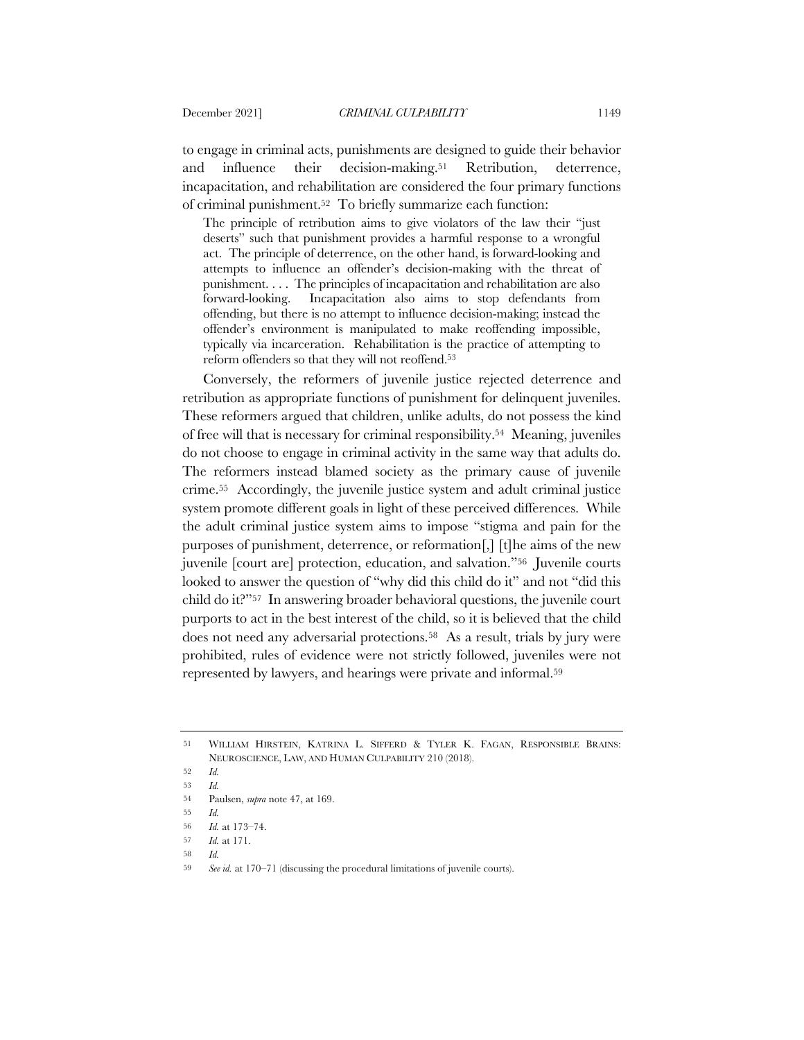to engage in criminal acts, punishments are designed to guide their behavior and influence their decision-making.[51] Retribution, deterrence, incapacitation, and rehabilitation are considered the four primary functions of criminal punishment.[52] To briefly summarize each function:

> The principle of retribution aims to give violators of the law their "just deserts" such that punishment provides a harmful response to a wrongful act. The principle of deterrence, on the other hand, is forward-looking and attempts to influence an offender's decision-making with the threat of punishment. . . . The principles of incapacitation and rehabilitation are also forward-looking. Incapacitation also aims to stop defendants from offending, but there is no attempt to influence decision-making; instead the offender's environment is manipulated to make reoffending impossible, typically via incarceration. Rehabilitation is the practice of attempting to reform offenders so that they will not reoffend.[53]

Conversely, the reformers of juvenile justice rejected deterrence and retribution as appropriate functions of punishment for delinquent juveniles. These reformers argued that children, unlike adults, do not possess the kind of free will that is necessary for criminal responsibility.[54] Meaning, juveniles do not choose to engage in criminal activity in the same way that adults do. The reformers instead blamed society as the primary cause of juvenile crime.[55] Accordingly, the juvenile justice system and adult criminal justice system promote different goals in light of these perceived differences. While the adult criminal justice system aims to impose "stigma and pain for the purposes of punishment, deterrence, or reformation[,] [t]he aims of the new juvenile [court are] protection, education, and salvation."[56] Juvenile courts looked to answer the question of "why did this child do it" and not "did this child do it?"[57] In answering broader behavioral questions, the juvenile court purports to act in the best interest of the child, so it is believed that the child does not need any adversarial protections.[58] As a result, trials by jury were prohibited, rules of evidence were not strictly followed, juveniles were not represented by lawyers, and hearings were private and informal.[59]

---

51 WILLIAM HIRSTEIN, KATRINA L. SIFFERD & TYLER K. FAGAN, RESPONSIBLE BRAINS: NEUROSCIENCE, LAW, AND HUMAN CULPABILITY 210 (2018).

52 *Id.*

53 *Id.*

54 Paulsen, *supra* note 47, at 169.

55 *Id.*

56 *Id.* at 173–74.

57 *Id.* at 171.

58 *Id.*

59 *See id.* at 170–71 (discussing the procedural limitations of juvenile courts).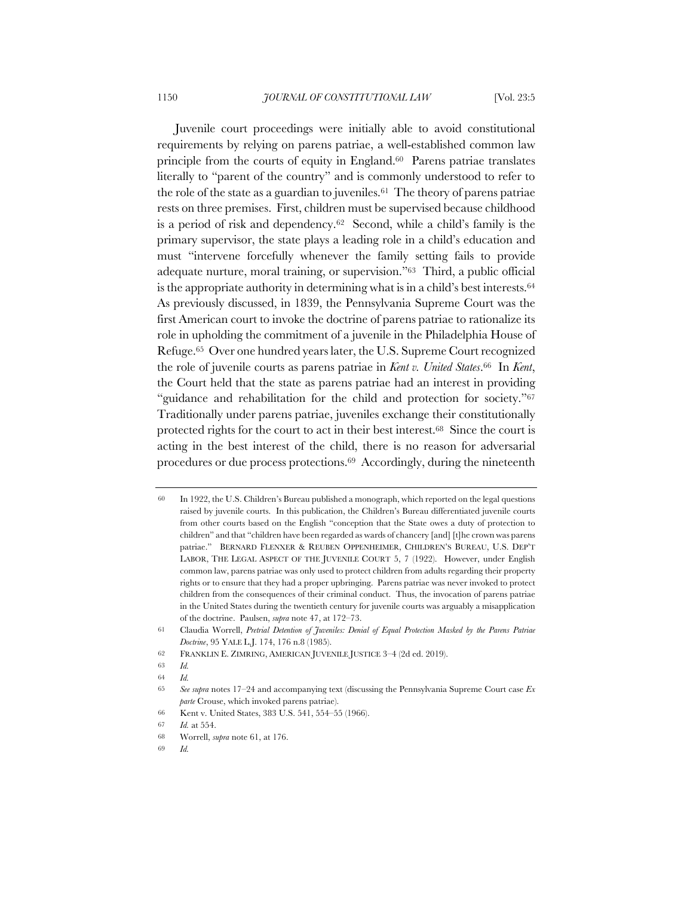Juvenile court proceedings were initially able to avoid constitutional requirements by relying on parens patriae, a well-established common law principle from the courts of equity in England.[60] Parens patriae translates literally to "parent of the country" and is commonly understood to refer to the role of the state as a guardian to juveniles.[61] The theory of parens patriae rests on three premises. First, children must be supervised because childhood is a period of risk and dependency.[62] Second, while a child's family is the primary supervisor, the state plays a leading role in a child's education and must "intervene forcefully whenever the family setting fails to provide adequate nurture, moral training, or supervision."[63] Third, a public official is the appropriate authority in determining what is in a child's best interests.[64] As previously discussed, in 1839, the Pennsylvania Supreme Court was the first American court to invoke the doctrine of parens patriae to rationalize its role in upholding the commitment of a juvenile in the Philadelphia House of Refuge.[65] Over one hundred years later, the U.S. Supreme Court recognized the role of juvenile courts as parens patriae in *Kent v. United States*.[66] In *Kent*, the Court held that the state as parens patriae had an interest in providing "guidance and rehabilitation for the child and protection for society."[67] Traditionally under parens patriae, juveniles exchange their constitutionally protected rights for the court to act in their best interest.[68] Since the court is acting in the best interest of the child, there is no reason for adversarial procedures or due process protections.[69] Accordingly, during the nineteenth

---

60 In 1922, the U.S. Children's Bureau published a monograph, which reported on the legal questions raised by juvenile courts. In this publication, the Children's Bureau differentiated juvenile courts from other courts based on the English "conception that the State owes a duty of protection to children" and that "children have been regarded as wards of chancery [and] [t]he crown was parens patriae." BERNARD FLEXNER & REUBEN OPPENHEIMER, CHILDREN'S BUREAU, U.S. DEP'T LABOR, THE LEGAL ASPECT OF THE JUVENILE COURT 5, 7 (1922). However, under English common law, parens patriae was only used to protect children from adults regarding their property rights or to ensure that they had a proper upbringing. Parens patriae was never invoked to protect children from the consequences of their criminal conduct. Thus, the invocation of parens patriae in the United States during the twentieth century for juvenile courts was arguably a misapplication of the doctrine. Paulsen, *supra* note 47, at 172–73.

61 Claudia Worrell, *Pretrial Detention of Juveniles: Denial of Equal Protection Masked by the Parens Patriae Doctrine*, 95 YALE L.J. 174, 176 n.8 (1985).

62 FRANKLIN E. ZIMRING, AMERICAN JUVENILE JUSTICE 3–4 (2d ed. 2019).

63 *Id.*

64 *Id.*

65 *See supra* notes 17–24 and accompanying text (discussing the Pennsylvania Supreme Court case *Ex parte* Crouse, which invoked parens patriae).

66 Kent v. United States, 383 U.S. 541, 554–55 (1966).

67 *Id.* at 554.

68 Worrell, *supra* note 61, at 176.

69 *Id.*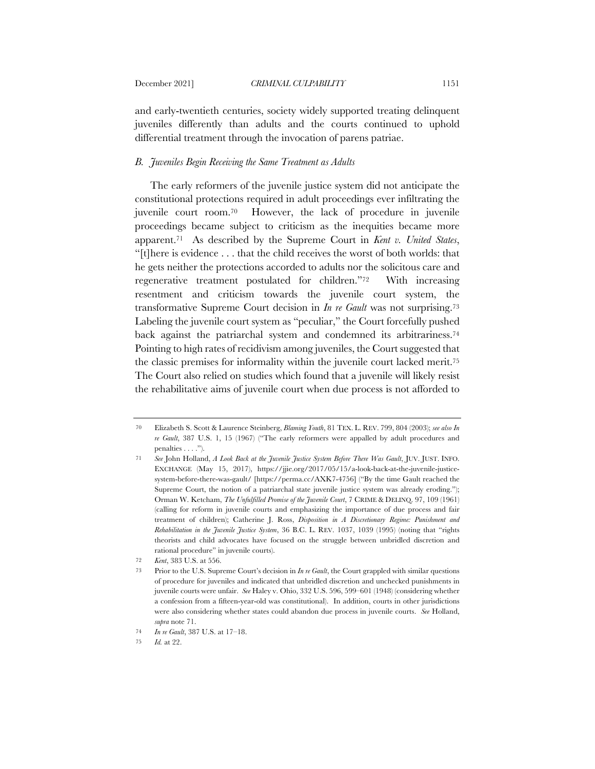and early-twentieth centuries, society widely supported treating delinquent juveniles differently than adults and the courts continued to uphold differential treatment through the invocation of parens patriae.

### *B. Juveniles Begin Receiving the Same Treatment as Adults*

The early reformers of the juvenile justice system did not anticipate the constitutional protections required in adult proceedings ever infiltrating the juvenile court room.[70] However, the lack of procedure in juvenile proceedings became subject to criticism as the inequities became more apparent.[71] As described by the Supreme Court in *Kent v. United States*, "[t]here is evidence . . . that the child receives the worst of both worlds: that he gets neither the protections accorded to adults nor the solicitous care and regenerative treatment postulated for children."[72] With increasing resentment and criticism towards the juvenile court system, the transformative Supreme Court decision in *In re Gault* was not surprising.[73] Labeling the juvenile court system as "peculiar," the Court forcefully pushed back against the patriarchal system and condemned its arbitrariness.[74] Pointing to high rates of recidivism among juveniles, the Court suggested that the classic premises for informality within the juvenile court lacked merit.[75] The Court also relied on studies which found that a juvenile will likely resist the rehabilitative aims of juvenile court when due process is not afforded to

---

70 Elizabeth S. Scott & Laurence Steinberg, *Blaming Youth*, 81 TEX. L. REV. 799, 804 (2003); *see also In re Gault*, 387 U.S. 1, 15 (1967) ("The early reformers were appalled by adult procedures and penalties . . . .").

71 *See* John Holland, *A Look Back at the Juvenile Justice System Before There Was Gault*, JUV. JUST. INFO. EXCHANGE (May 15, 2017), https://jjie.org/2017/05/15/a-look-back-at-the-juvenile-justice-system-before-there-was-gault/ [https://perma.cc/AXK7-4756] ("By the time Gault reached the Supreme Court, the notion of a patriarchal state juvenile justice system was already eroding."); Orman W. Ketcham, *The Unfulfilled Promise of the Juvenile Court*, 7 CRIME & DELINQ. 97, 109 (1961) (calling for reform in juvenile courts and emphasizing the importance of due process and fair treatment of children); Catherine J. Ross, *Disposition in A Discretionary Regime: Punishment and Rehabilitation in the Juvenile Justice System*, 36 B.C. L. REV. 1037, 1039 (1995) (noting that "rights theorists and child advocates have focused on the struggle between unbridled discretion and rational procedure" in juvenile courts).

72 *Kent*, 383 U.S. at 556.

73 Prior to the U.S. Supreme Court's decision in *In re Gault*, the Court grappled with similar questions of procedure for juveniles and indicated that unbridled discretion and unchecked punishments in juvenile courts were unfair. *See* Haley v. Ohio, 332 U.S. 596, 599–601 (1948) (considering whether a confession from a fifteen-year-old was constitutional). In addition, courts in other jurisdictions were also considering whether states could abandon due process in juvenile courts. *See* Holland, *supra* note 71.

74 *In re Gault*, 387 U.S. at 17–18.

75 *Id.* at 22.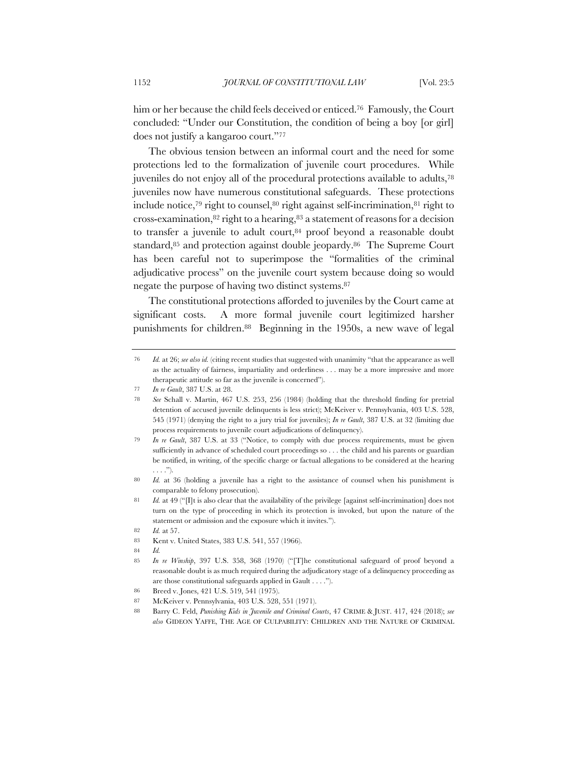him or her because the child feels deceived or enticed.[76] Famously, the Court concluded: "Under our Constitution, the condition of being a boy [or girl] does not justify a kangaroo court."[77]

The obvious tension between an informal court and the need for some protections led to the formalization of juvenile court procedures. While juveniles do not enjoy all of the procedural protections available to adults,[78] juveniles now have numerous constitutional safeguards. These protections include notice,[79] right to counsel,[80] right against self-incrimination,[81] right to cross-examination,[82] right to a hearing,[83] a statement of reasons for a decision to transfer a juvenile to adult court,[84] proof beyond a reasonable doubt standard,[85] and protection against double jeopardy.[86] The Supreme Court has been careful not to superimpose the "formalities of the criminal adjudicative process" on the juvenile court system because doing so would negate the purpose of having two distinct systems.[87]

The constitutional protections afforded to juveniles by the Court came at significant costs. A more formal juvenile court legitimized harsher punishments for children.[88] Beginning in the 1950s, a new wave of legal

---

76 *Id.* at 26; *see also id.* (citing recent studies that suggested with unanimity "that the appearance as well as the actuality of fairness, impartiality and orderliness . . . may be a more impressive and more therapeutic attitude so far as the juvenile is concerned").

77 *In re Gault*, 387 U.S. at 28.

78 *See* Schall v. Martin, 467 U.S. 253, 256 (1984) (holding that the threshold finding for pretrial detention of accused juvenile delinquents is less strict); McKeiver v. Pennsylvania, 403 U.S. 528, 545 (1971) (denying the right to a jury trial for juveniles); *In re Gault*, 387 U.S. at 32 (limiting due process requirements to juvenile court adjudications of delinquency).

79 *In re Gault*, 387 U.S. at 33 ("Notice, to comply with due process requirements, must be given sufficiently in advance of scheduled court proceedings so . . . the child and his parents or guardian be notified, in writing, of the specific charge or factual allegations to be considered at the hearing . . . .").

80 *Id.* at 36 (holding a juvenile has a right to the assistance of counsel when his punishment is comparable to felony prosecution).

81 *Id.* at 49 ("[I]t is also clear that the availability of the privilege [against self-incrimination] does not turn on the type of proceeding in which its protection is invoked, but upon the nature of the statement or admission and the exposure which it invites.").

82 *Id.* at 57.

83 Kent v. United States, 383 U.S. 541, 557 (1966).

84 *Id.*

85 *In re Winship*, 397 U.S. 358, 368 (1970) ("[T]he constitutional safeguard of proof beyond a reasonable doubt is as much required during the adjudicatory stage of a delinquency proceeding as are those constitutional safeguards applied in Gault . . . .").

86 Breed v. Jones, 421 U.S. 519, 541 (1975).

87 McKeiver v. Pennsylvania, 403 U.S. 528, 551 (1971).

88 Barry C. Feld, *Punishing Kids in Juvenile and Criminal Courts*, 47 CRIME & JUST. 417, 424 (2018); *see also* GIDEON YAFFE, THE AGE OF CULPABILITY: CHILDREN AND THE NATURE OF CRIMINAL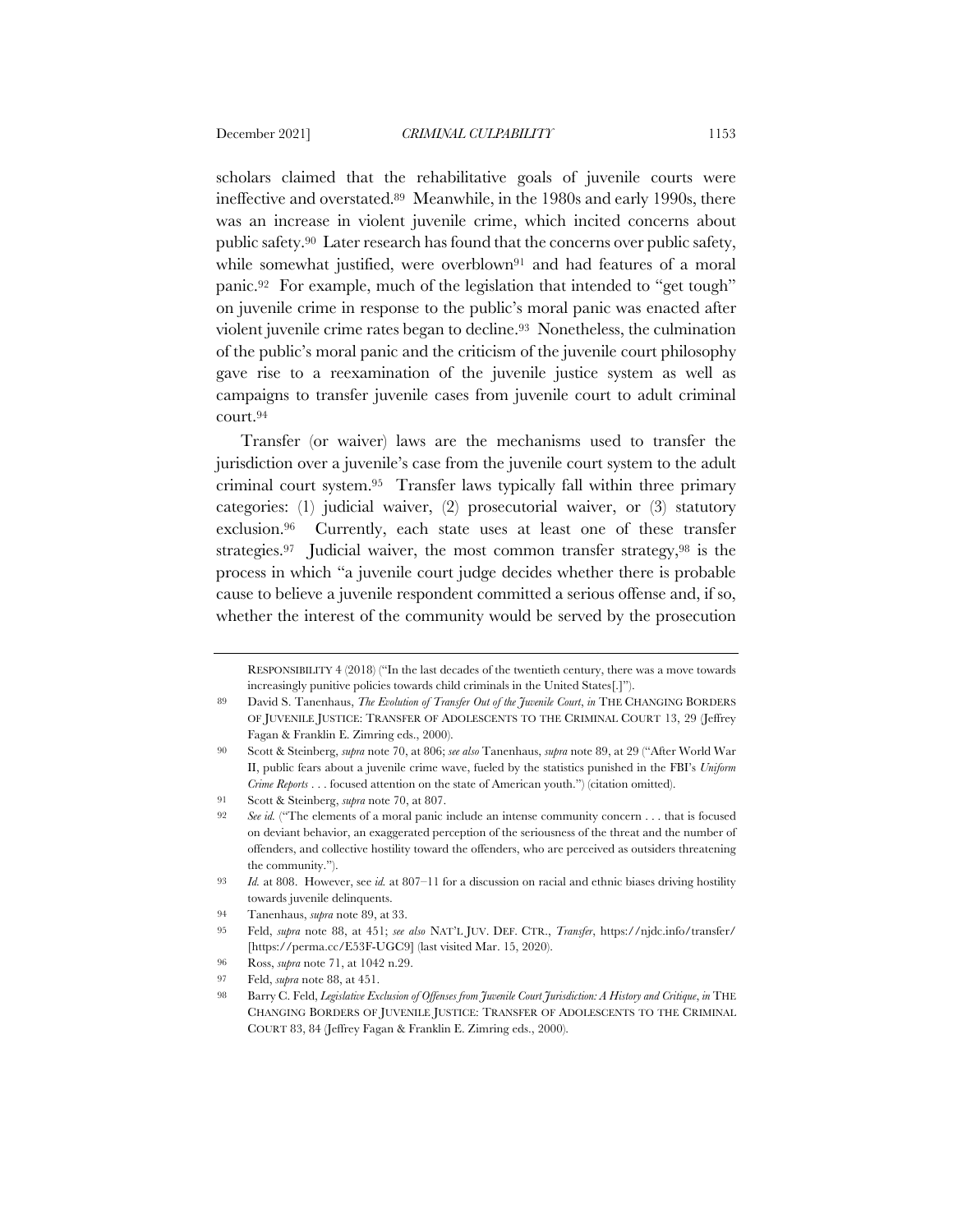scholars claimed that the rehabilitative goals of juvenile courts were ineffective and overstated.[89] Meanwhile, in the 1980s and early 1990s, there was an increase in violent juvenile crime, which incited concerns about public safety.[90] Later research has found that the concerns over public safety, while somewhat justified, were overblown[91] and had features of a moral panic.[92] For example, much of the legislation that intended to "get tough" on juvenile crime in response to the public's moral panic was enacted after violent juvenile crime rates began to decline.[93] Nonetheless, the culmination of the public's moral panic and the criticism of the juvenile court philosophy gave rise to a reexamination of the juvenile justice system as well as campaigns to transfer juvenile cases from juvenile court to adult criminal court.[94]

Transfer (or waiver) laws are the mechanisms used to transfer the jurisdiction over a juvenile's case from the juvenile court system to the adult criminal court system.[95] Transfer laws typically fall within three primary categories: (1) judicial waiver, (2) prosecutorial waiver, or (3) statutory exclusion.[96] Currently, each state uses at least one of these transfer strategies.[97] Judicial waiver, the most common transfer strategy,[98] is the process in which "a juvenile court judge decides whether there is probable cause to believe a juvenile respondent committed a serious offense and, if so, whether the interest of the community would be served by the prosecution

---

RESPONSIBILITY 4 (2018) ("In the last decades of the twentieth century, there was a move towards increasingly punitive policies towards child criminals in the United States[.]").

89 David S. Tanenhaus, *The Evolution of Transfer Out of the Juvenile Court*, *in* THE CHANGING BORDERS OF JUVENILE JUSTICE: TRANSFER OF ADOLESCENTS TO THE CRIMINAL COURT 13, 29 (Jeffrey Fagan & Franklin E. Zimring eds., 2000).

90 Scott & Steinberg, *supra* note 70, at 806; *see also* Tanenhaus, *supra* note 89, at 29 ("After World War II, public fears about a juvenile crime wave, fueled by the statistics punished in the FBI's *Uniform Crime Reports* . . . focused attention on the state of American youth.") (citation omitted).

91 Scott & Steinberg, *supra* note 70, at 807.

92 *See id.* ("The elements of a moral panic include an intense community concern . . . that is focused on deviant behavior, an exaggerated perception of the seriousness of the threat and the number of offenders, and collective hostility toward the offenders, who are perceived as outsiders threatening the community.").

93 *Id.* at 808. However, see *id.* at 807–11 for a discussion on racial and ethnic biases driving hostility towards juvenile delinquents.

94 Tanenhaus, *supra* note 89, at 33.

95 Feld, *supra* note 88, at 451; *see also* NAT'L JUV. DEF. CTR., *Transfer*, https://njdc.info/transfer/ [https://perma.cc/E53F-UGC9] (last visited Mar. 15, 2020).

96 Ross, *supra* note 71, at 1042 n.29.

97 Feld, *supra* note 88, at 451.

98 Barry C. Feld, *Legislative Exclusion of Offenses from Juvenile Court Jurisdiction: A History and Critique*, *in* THE CHANGING BORDERS OF JUVENILE JUSTICE: TRANSFER OF ADOLESCENTS TO THE CRIMINAL COURT 83, 84 (Jeffrey Fagan & Franklin E. Zimring eds., 2000).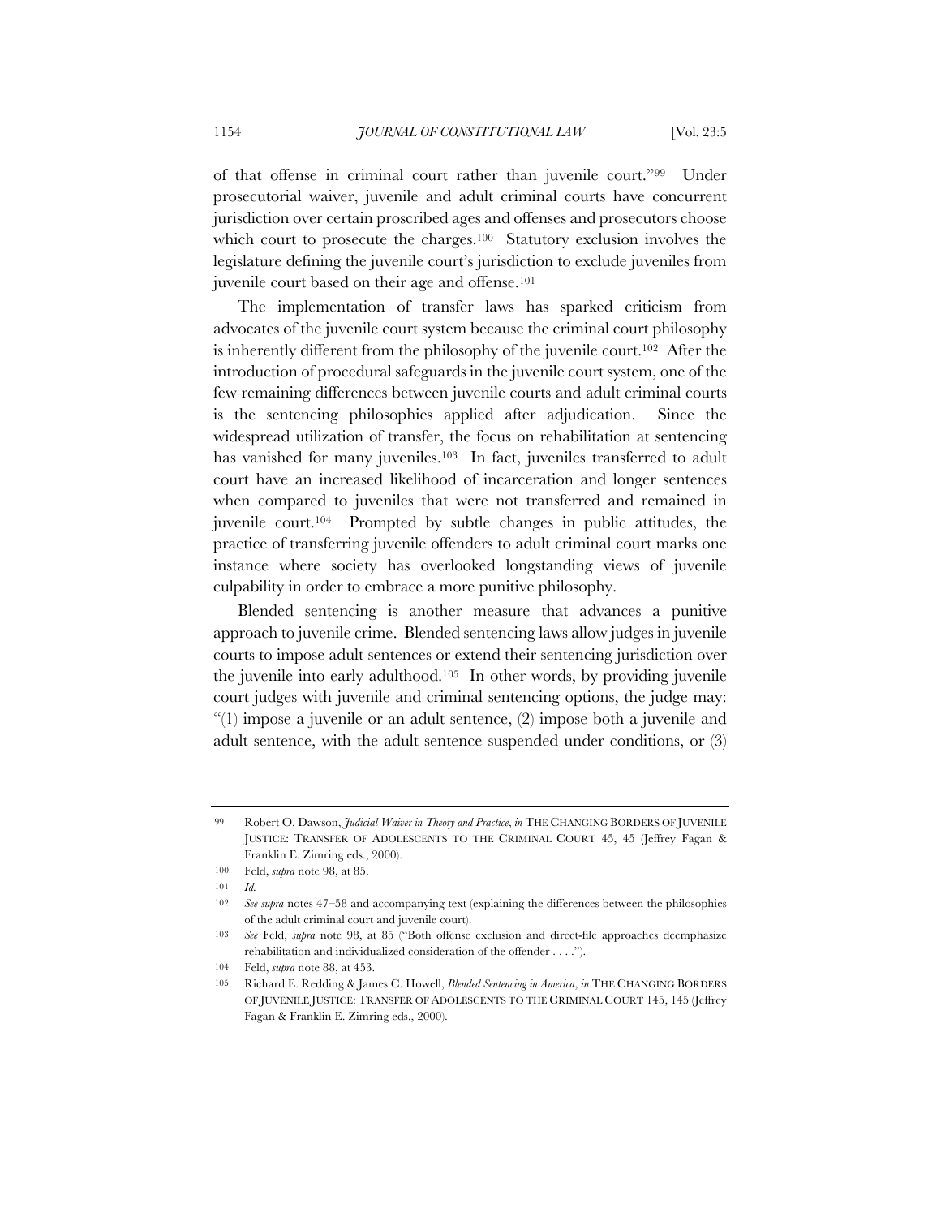of that offense in criminal court rather than juvenile court."[99] Under prosecutorial waiver, juvenile and adult criminal courts have concurrent jurisdiction over certain proscribed ages and offenses and prosecutors choose which court to prosecute the charges.[100] Statutory exclusion involves the legislature defining the juvenile court's jurisdiction to exclude juveniles from juvenile court based on their age and offense.[101]

The implementation of transfer laws has sparked criticism from advocates of the juvenile court system because the criminal court philosophy is inherently different from the philosophy of the juvenile court.[102] After the introduction of procedural safeguards in the juvenile court system, one of the few remaining differences between juvenile courts and adult criminal courts is the sentencing philosophies applied after adjudication. Since the widespread utilization of transfer, the focus on rehabilitation at sentencing has vanished for many juveniles.[103] In fact, juveniles transferred to adult court have an increased likelihood of incarceration and longer sentences when compared to juveniles that were not transferred and remained in juvenile court.[104] Prompted by subtle changes in public attitudes, the practice of transferring juvenile offenders to adult criminal court marks one instance where society has overlooked longstanding views of juvenile culpability in order to embrace a more punitive philosophy.

Blended sentencing is another measure that advances a punitive approach to juvenile crime. Blended sentencing laws allow judges in juvenile courts to impose adult sentences or extend their sentencing jurisdiction over the juvenile into early adulthood.[105] In other words, by providing juvenile court judges with juvenile and criminal sentencing options, the judge may: "(1) impose a juvenile or an adult sentence, (2) impose both a juvenile and adult sentence, with the adult sentence suspended under conditions, or (3)

---

99 Robert O. Dawson, *Judicial Waiver in Theory and Practice*, *in* THE CHANGING BORDERS OF JUVENILE JUSTICE: TRANSFER OF ADOLESCENTS TO THE CRIMINAL COURT 45, 45 (Jeffrey Fagan & Franklin E. Zimring eds., 2000).

100 Feld, *supra* note 98, at 85.

101 *Id.*

102 *See supra* notes 47–58 and accompanying text (explaining the differences between the philosophies of the adult criminal court and juvenile court).

103 *See* Feld, *supra* note 98, at 85 ("Both offense exclusion and direct-file approaches deemphasize rehabilitation and individualized consideration of the offender . . . .").

104 Feld, *supra* note 88, at 453.

105 Richard E. Redding & James C. Howell, *Blended Sentencing in America*, *in* THE CHANGING BORDERS OF JUVENILE JUSTICE: TRANSFER OF ADOLESCENTS TO THE CRIMINAL COURT 145, 145 (Jeffrey Fagan & Franklin E. Zimring eds., 2000).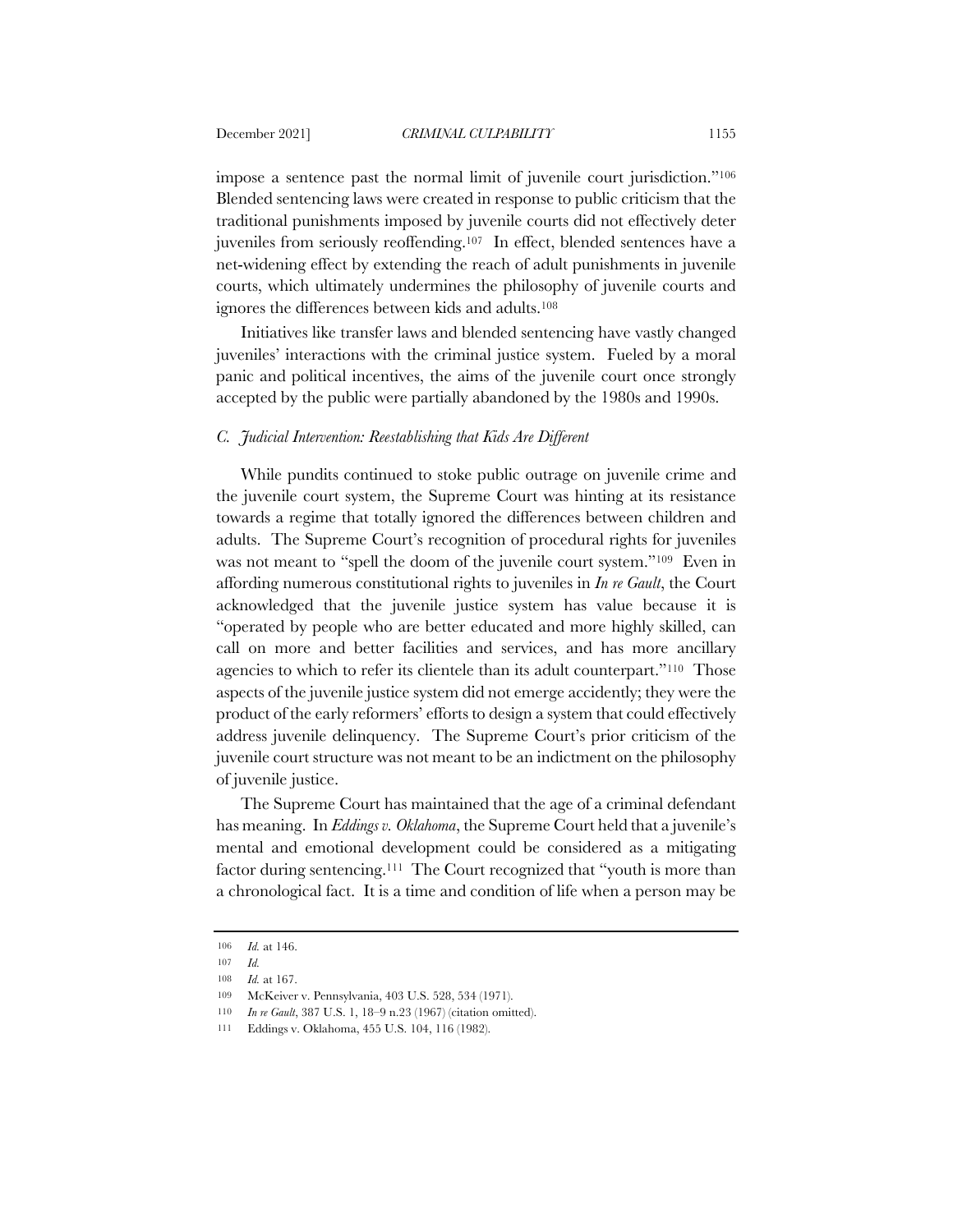impose a sentence past the normal limit of juvenile court jurisdiction."[106] Blended sentencing laws were created in response to public criticism that the traditional punishments imposed by juvenile courts did not effectively deter juveniles from seriously reoffending.[107] In effect, blended sentences have a net-widening effect by extending the reach of adult punishments in juvenile courts, which ultimately undermines the philosophy of juvenile courts and ignores the differences between kids and adults.[108]

Initiatives like transfer laws and blended sentencing have vastly changed juveniles' interactions with the criminal justice system. Fueled by a moral panic and political incentives, the aims of the juvenile court once strongly accepted by the public were partially abandoned by the 1980s and 1990s.

### *C. Judicial Intervention: Reestablishing that Kids Are Different*

While pundits continued to stoke public outrage on juvenile crime and the juvenile court system, the Supreme Court was hinting at its resistance towards a regime that totally ignored the differences between children and adults. The Supreme Court's recognition of procedural rights for juveniles was not meant to "spell the doom of the juvenile court system."[109] Even in affording numerous constitutional rights to juveniles in *In re Gault*, the Court acknowledged that the juvenile justice system has value because it is "operated by people who are better educated and more highly skilled, can call on more and better facilities and services, and has more ancillary agencies to which to refer its clientele than its adult counterpart."[110] Those aspects of the juvenile justice system did not emerge accidently; they were the product of the early reformers' efforts to design a system that could effectively address juvenile delinquency. The Supreme Court's prior criticism of the juvenile court structure was not meant to be an indictment on the philosophy of juvenile justice.

The Supreme Court has maintained that the age of a criminal defendant has meaning. In *Eddings v. Oklahoma*, the Supreme Court held that a juvenile's mental and emotional development could be considered as a mitigating factor during sentencing.[111] The Court recognized that "youth is more than a chronological fact. It is a time and condition of life when a person may be

---

106 *Id.* at 146.

107 *Id.*

108 *Id.* at 167.

109 McKeiver v. Pennsylvania, 403 U.S. 528, 534 (1971).

110 *In re Gault*, 387 U.S. 1, 18–9 n.23 (1967) (citation omitted).

111 Eddings v. Oklahoma, 455 U.S. 104, 116 (1982).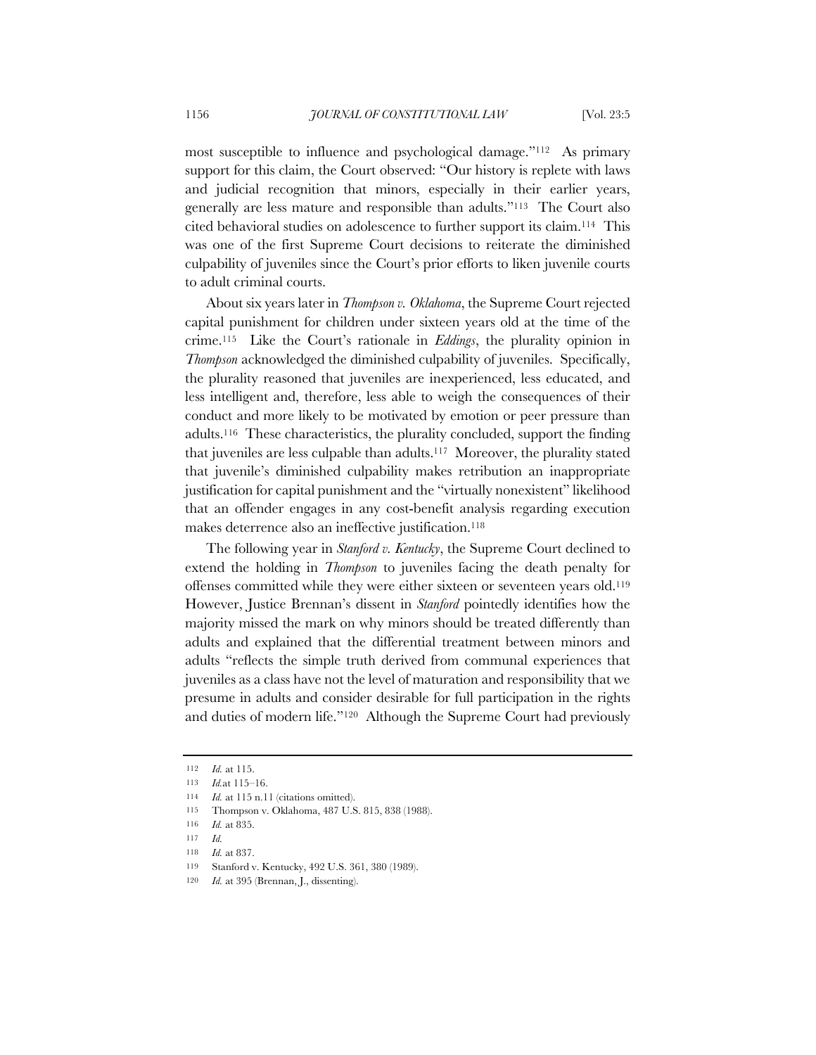most susceptible to influence and psychological damage."[112] As primary support for this claim, the Court observed: "Our history is replete with laws and judicial recognition that minors, especially in their earlier years, generally are less mature and responsible than adults."[113] The Court also cited behavioral studies on adolescence to further support its claim.[114] This was one of the first Supreme Court decisions to reiterate the diminished culpability of juveniles since the Court's prior efforts to liken juvenile courts to adult criminal courts.

About six years later in *Thompson v. Oklahoma*, the Supreme Court rejected capital punishment for children under sixteen years old at the time of the crime.[115] Like the Court's rationale in *Eddings*, the plurality opinion in *Thompson* acknowledged the diminished culpability of juveniles. Specifically, the plurality reasoned that juveniles are inexperienced, less educated, and less intelligent and, therefore, less able to weigh the consequences of their conduct and more likely to be motivated by emotion or peer pressure than adults.[116] These characteristics, the plurality concluded, support the finding that juveniles are less culpable than adults.[117] Moreover, the plurality stated that juvenile's diminished culpability makes retribution an inappropriate justification for capital punishment and the "virtually nonexistent" likelihood that an offender engages in any cost-benefit analysis regarding execution makes deterrence also an ineffective justification.[118]

The following year in *Stanford v. Kentucky*, the Supreme Court declined to extend the holding in *Thompson* to juveniles facing the death penalty for offenses committed while they were either sixteen or seventeen years old.[119] However, Justice Brennan's dissent in *Stanford* pointedly identifies how the majority missed the mark on why minors should be treated differently than adults and explained that the differential treatment between minors and adults "reflects the simple truth derived from communal experiences that juveniles as a class have not the level of maturation and responsibility that we presume in adults and consider desirable for full participation in the rights and duties of modern life."[120] Although the Supreme Court had previously

---

112 *Id.* at 115.

113 *Id.* at 115–16.

114 *Id.* at 115 n.11 (citations omitted).

115 Thompson v. Oklahoma, 487 U.S. 815, 838 (1988).

116 *Id.* at 835.

117 *Id.*

118 *Id.* at 837.

119 Stanford v. Kentucky, 492 U.S. 361, 380 (1989).

120 *Id.* at 395 (Brennan, J., dissenting).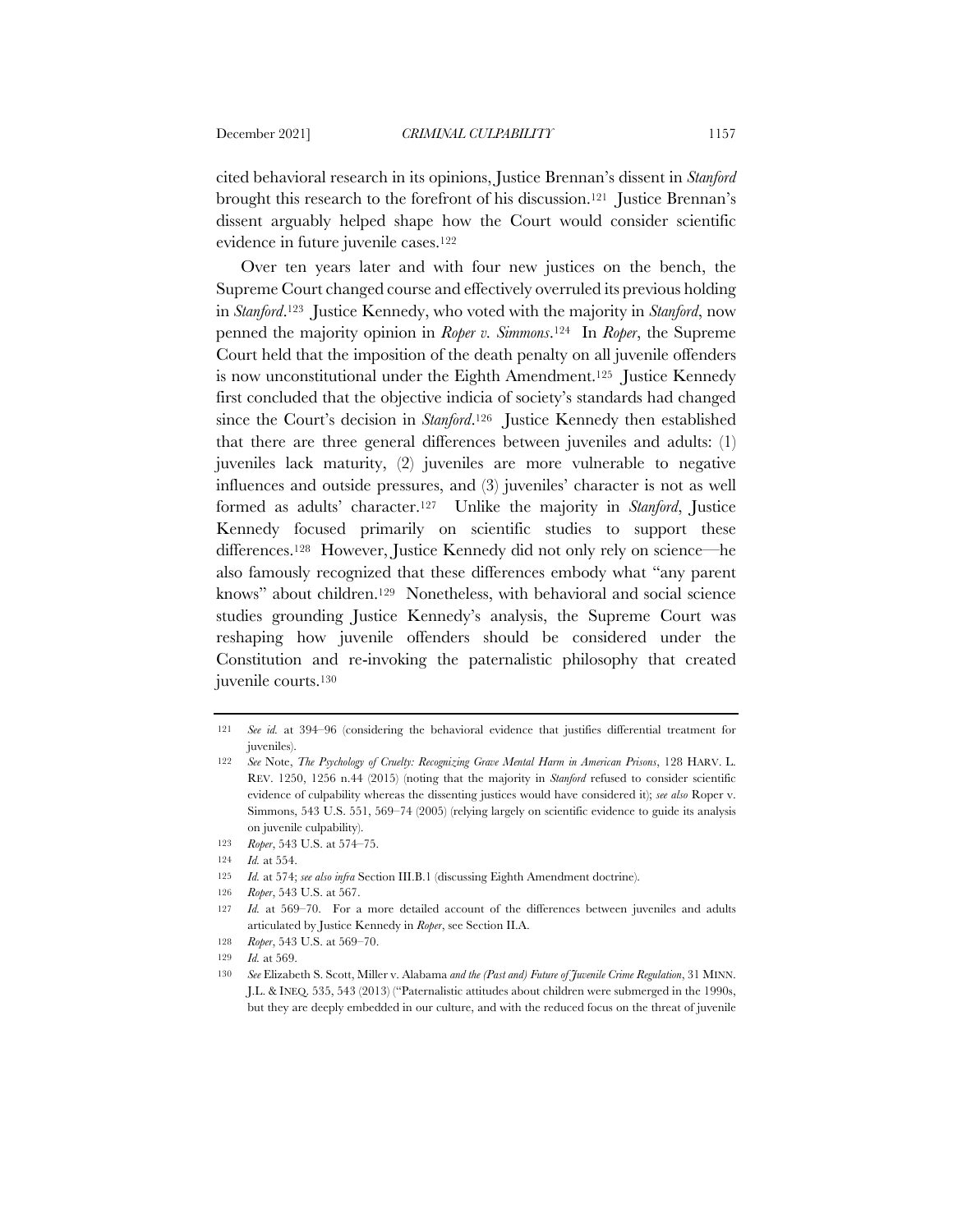cited behavioral research in its opinions, Justice Brennan's dissent in *Stanford* brought this research to the forefront of his discussion.[121] Justice Brennan's dissent arguably helped shape how the Court would consider scientific evidence in future juvenile cases.[122]

Over ten years later and with four new justices on the bench, the Supreme Court changed course and effectively overruled its previous holding in *Stanford*.[123] Justice Kennedy, who voted with the majority in *Stanford*, now penned the majority opinion in *Roper v. Simmons*.[124] In *Roper*, the Supreme Court held that the imposition of the death penalty on all juvenile offenders is now unconstitutional under the Eighth Amendment.[125] Justice Kennedy first concluded that the objective indicia of society's standards had changed since the Court's decision in *Stanford*.[126] Justice Kennedy then established that there are three general differences between juveniles and adults: (1) juveniles lack maturity, (2) juveniles are more vulnerable to negative influences and outside pressures, and (3) juveniles' character is not as well formed as adults' character.[127] Unlike the majority in *Stanford*, Justice Kennedy focused primarily on scientific studies to support these differences.[128] However, Justice Kennedy did not only rely on science—he also famously recognized that these differences embody what "any parent knows" about children.[129] Nonetheless, with behavioral and social science studies grounding Justice Kennedy's analysis, the Supreme Court was reshaping how juvenile offenders should be considered under the Constitution and re-invoking the paternalistic philosophy that created juvenile courts.[130]

---

121 *See id.* at 394–96 (considering the behavioral evidence that justifies differential treatment for juveniles).

122 *See* Note, *The Psychology of Cruelty: Recognizing Grave Mental Harm in American Prisons*, 128 HARV. L. REV. 1250, 1256 n.44 (2015) (noting that the majority in *Stanford* refused to consider scientific evidence of culpability whereas the dissenting justices would have considered it); *see also* Roper v. Simmons, 543 U.S. 551, 569–74 (2005) (relying largely on scientific evidence to guide its analysis on juvenile culpability).

123 *Roper*, 543 U.S. at 574–75.

124 *Id.* at 554.

125 *Id.* at 574; *see also infra* Section III.B.1 (discussing Eighth Amendment doctrine).

126 *Roper*, 543 U.S. at 567.

127 *Id.* at 569–70. For a more detailed account of the differences between juveniles and adults articulated by Justice Kennedy in *Roper*, see Section II.A.

128 *Roper*, 543 U.S. at 569–70.

129 *Id.* at 569.

130 *See* Elizabeth S. Scott, Miller v. Alabama *and the (Past and) Future of Juvenile Crime Regulation*, 31 MINN. J.L. & INEQ. 535, 543 (2013) ("Paternalistic attitudes about children were submerged in the 1990s, but they are deeply embedded in our culture, and with the reduced focus on the threat of juvenile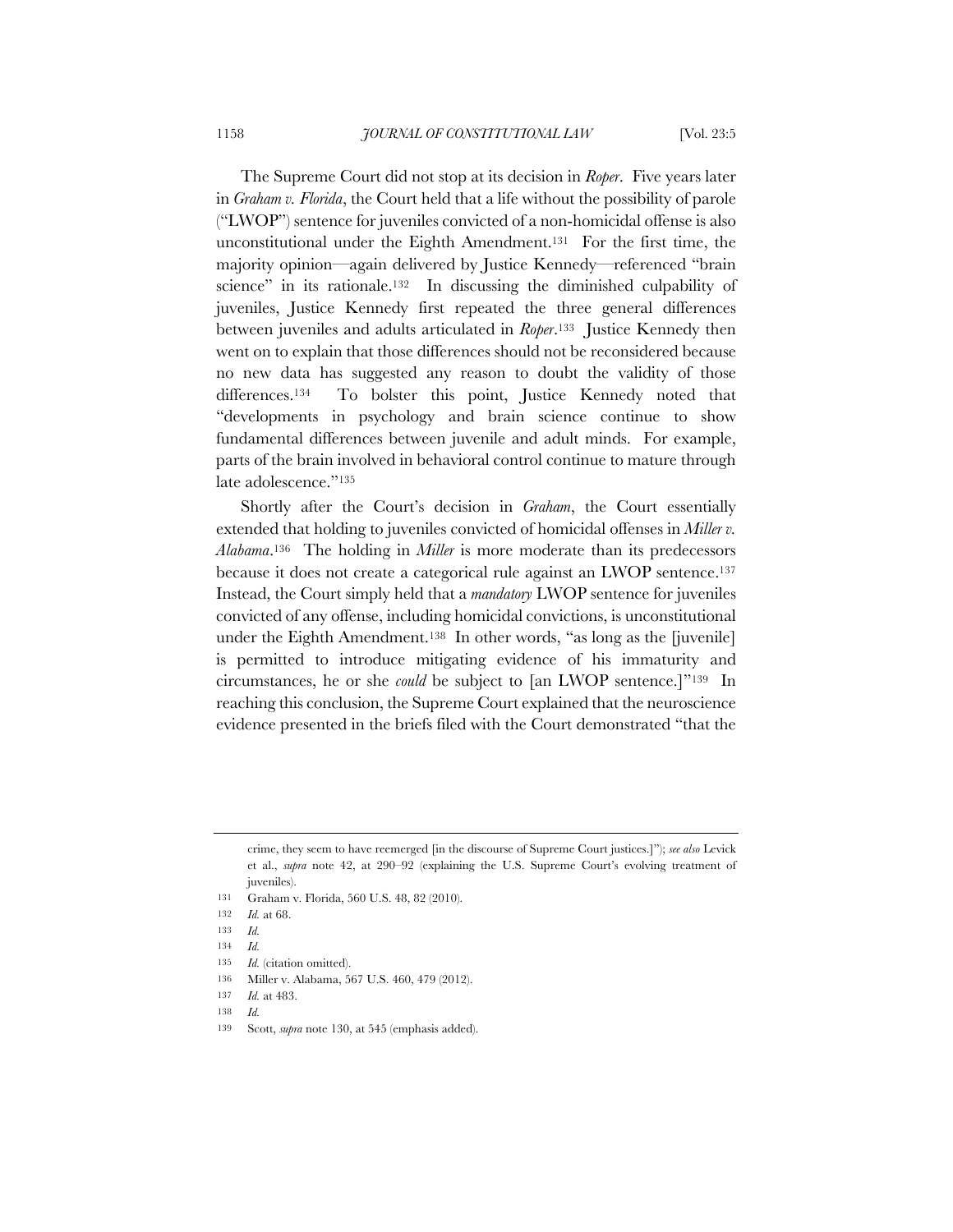The Supreme Court did not stop at its decision in *Roper*. Five years later in *Graham v. Florida*, the Court held that a life without the possibility of parole ("LWOP") sentence for juveniles convicted of a non-homicidal offense is also unconstitutional under the Eighth Amendment.[131] For the first time, the majority opinion—again delivered by Justice Kennedy—referenced "brain science" in its rationale.[132] In discussing the diminished culpability of juveniles, Justice Kennedy first repeated the three general differences between juveniles and adults articulated in *Roper*.[133] Justice Kennedy then went on to explain that those differences should not be reconsidered because no new data has suggested any reason to doubt the validity of those differences.[134] To bolster this point, Justice Kennedy noted that "developments in psychology and brain science continue to show fundamental differences between juvenile and adult minds. For example, parts of the brain involved in behavioral control continue to mature through late adolescence."[135]

Shortly after the Court's decision in *Graham*, the Court essentially extended that holding to juveniles convicted of homicidal offenses in *Miller v. Alabama*.[136] The holding in *Miller* is more moderate than its predecessors because it does not create a categorical rule against an LWOP sentence.[137] Instead, the Court simply held that a *mandatory* LWOP sentence for juveniles convicted of any offense, including homicidal convictions, is unconstitutional under the Eighth Amendment.[138] In other words, "as long as the [juvenile] is permitted to introduce mitigating evidence of his immaturity and circumstances, he or she *could* be subject to [an LWOP sentence.]"[139] In reaching this conclusion, the Supreme Court explained that the neuroscience evidence presented in the briefs filed with the Court demonstrated "that the

---

crime, they seem to have reemerged [in the discourse of Supreme Court justices.]"); *see also* Levick et al., *supra* note 42, at 290–92 (explaining the U.S. Supreme Court's evolving treatment of juveniles).

131 Graham v. Florida, 560 U.S. 48, 82 (2010).

132 *Id.* at 68.

133 *Id.*

134 *Id.*

135 *Id.* (citation omitted).

136 Miller v. Alabama, 567 U.S. 460, 479 (2012).

137 *Id.* at 483.

138 *Id.*

139 Scott, *supra* note 130, at 545 (emphasis added).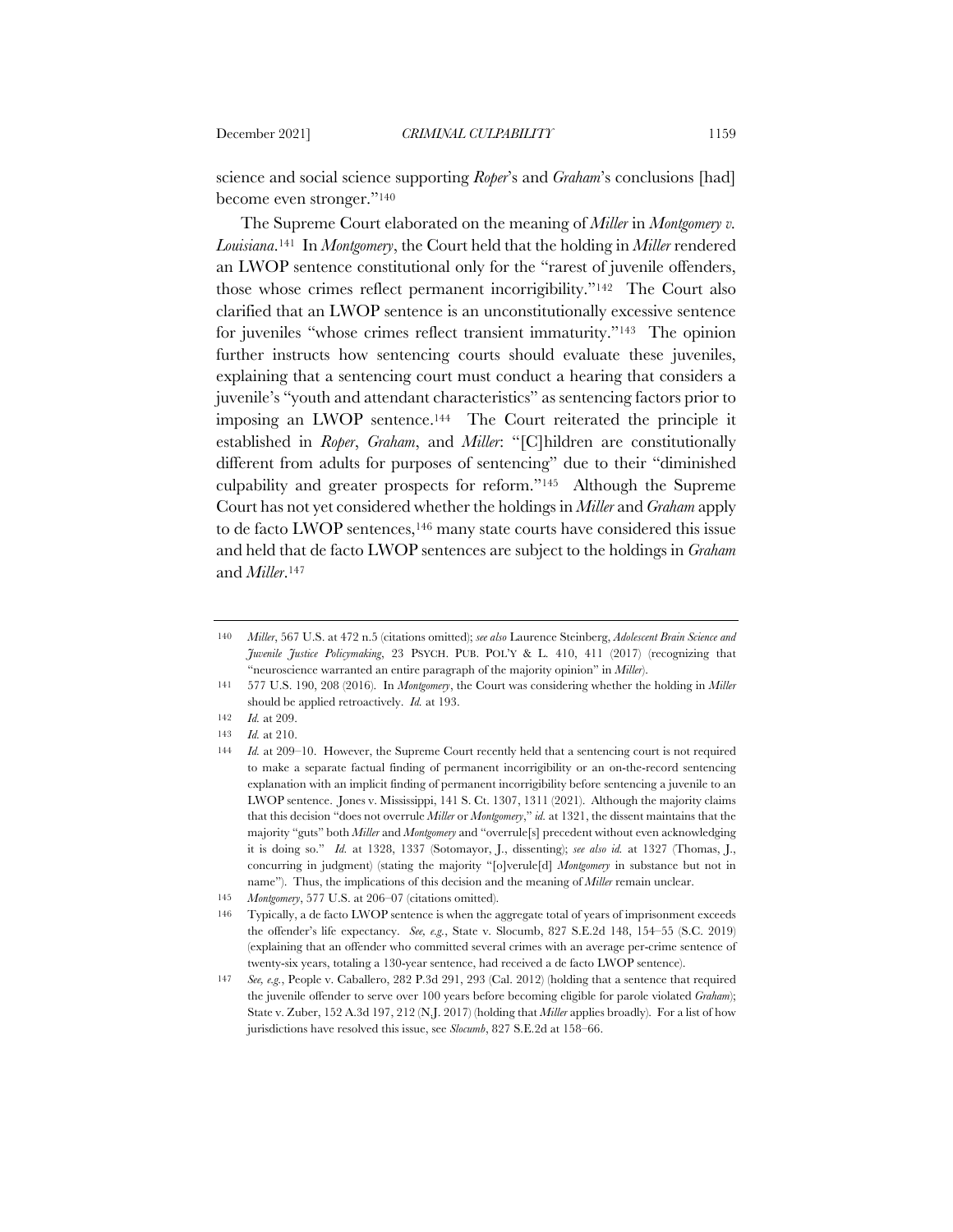science and social science supporting *Roper*'s and *Graham*'s conclusions [had] become even stronger."[140]

The Supreme Court elaborated on the meaning of *Miller* in *Montgomery v. Louisiana*.[141] In *Montgomery*, the Court held that the holding in *Miller* rendered an LWOP sentence constitutional only for the "rarest of juvenile offenders, those whose crimes reflect permanent incorrigibility."[142] The Court also clarified that an LWOP sentence is an unconstitutionally excessive sentence for juveniles "whose crimes reflect transient immaturity."[143] The opinion further instructs how sentencing courts should evaluate these juveniles, explaining that a sentencing court must conduct a hearing that considers a juvenile's "youth and attendant characteristics" as sentencing factors prior to imposing an LWOP sentence.[144] The Court reiterated the principle it established in *Roper*, *Graham*, and *Miller*: "[C]hildren are constitutionally different from adults for purposes of sentencing" due to their "diminished culpability and greater prospects for reform."[145] Although the Supreme Court has not yet considered whether the holdings in *Miller* and *Graham* apply to de facto LWOP sentences,[146] many state courts have considered this issue and held that de facto LWOP sentences are subject to the holdings in *Graham* and *Miller*.[147]

---

140 *Miller*, 567 U.S. at 472 n.5 (citations omitted); *see also* Laurence Steinberg, *Adolescent Brain Science and Juvenile Justice Policymaking*, 23 PSYCH. PUB. POL'Y & L. 410, 411 (2017) (recognizing that "neuroscience warranted an entire paragraph of the majority opinion" in *Miller*).

141 577 U.S. 190, 208 (2016). In *Montgomery*, the Court was considering whether the holding in *Miller* should be applied retroactively. *Id.* at 193.

142 *Id.* at 209.

143 *Id.* at 210.

144 *Id.* at 209–10. However, the Supreme Court recently held that a sentencing court is not required to make a separate factual finding of permanent incorrigibility or an on-the-record sentencing explanation with an implicit finding of permanent incorrigibility before sentencing a juvenile to an LWOP sentence. Jones v. Mississippi, 141 S. Ct. 1307, 1311 (2021). Although the majority claims that this decision "does not overrule *Miller* or *Montgomery*," *id.* at 1321, the dissent maintains that the majority "guts" both *Miller* and *Montgomery* and "overrule[s] precedent without even acknowledging it is doing so." *Id.* at 1328, 1337 (Sotomayor, J., dissenting); *see also id.* at 1327 (Thomas, J., concurring in judgment) (stating the majority "[o]verrule[d] *Montgomery* in substance but not in name"). Thus, the implications of this decision and the meaning of *Miller* remain unclear.

145 *Montgomery*, 577 U.S. at 206–07 (citations omitted).

146 Typically, a de facto LWOP sentence is when the aggregate total of years of imprisonment exceeds the offender's life expectancy. *See, e.g.*, State v. Slocumb, 827 S.E.2d 148, 154–55 (S.C. 2019) (explaining that an offender who committed several crimes with an average per-crime sentence of twenty-six years, totaling a 130-year sentence, had received a de facto LWOP sentence).

147 *See, e.g.*, People v. Caballero, 282 P.3d 291, 293 (Cal. 2012) (holding that a sentence that required the juvenile offender to serve over 100 years before becoming eligible for parole violated *Graham*); State v. Zuber, 152 A.3d 197, 212 (N.J. 2017) (holding that *Miller* applies broadly). For a list of how jurisdictions have resolved this issue, see *Slocumb*, 827 S.E.2d at 158–66.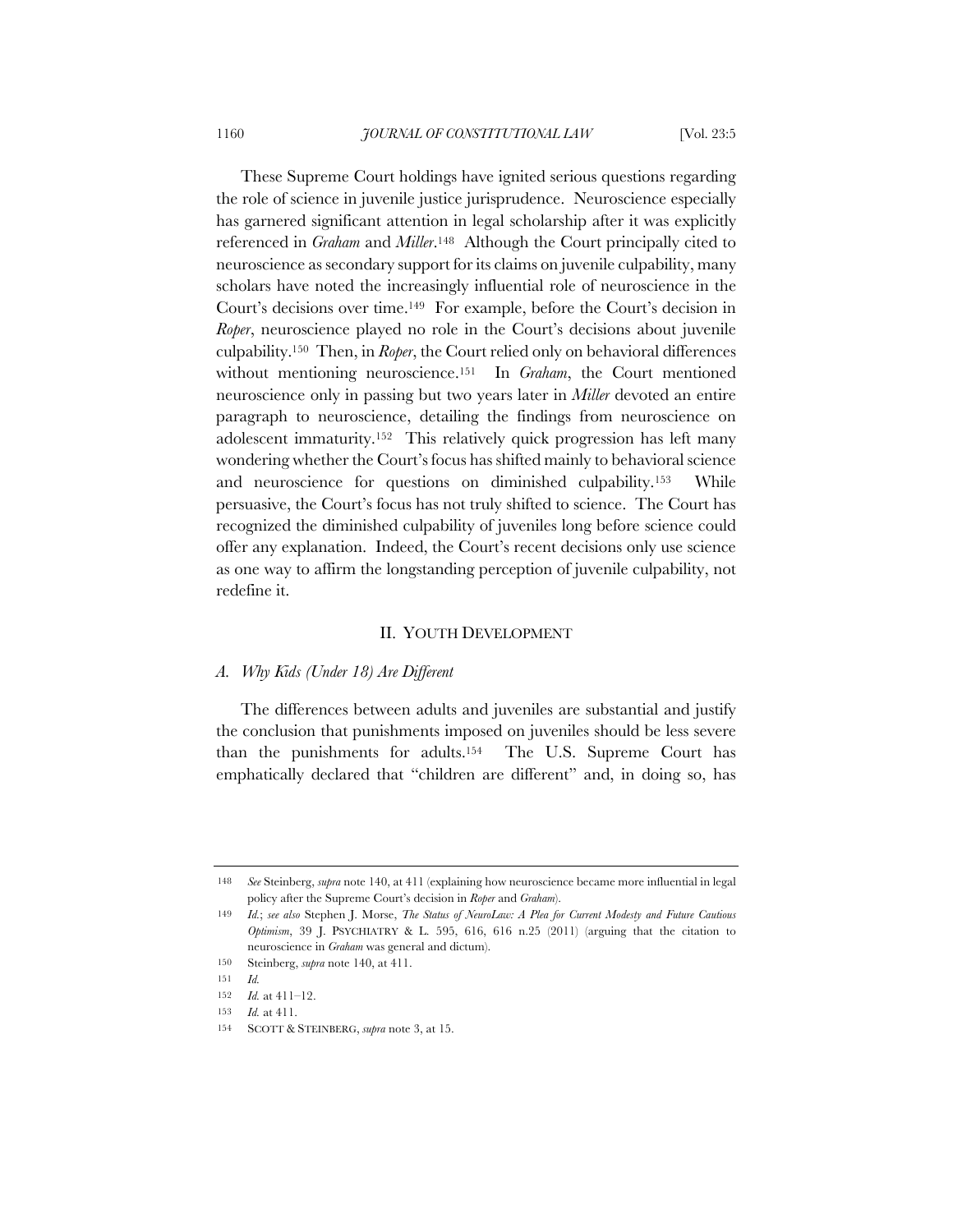These Supreme Court holdings have ignited serious questions regarding the role of science in juvenile justice jurisprudence. Neuroscience especially has garnered significant attention in legal scholarship after it was explicitly referenced in *Graham* and *Miller*.[148] Although the Court principally cited to neuroscience as secondary support for its claims on juvenile culpability, many scholars have noted the increasingly influential role of neuroscience in the Court's decisions over time.[149] For example, before the Court's decision in *Roper*, neuroscience played no role in the Court's decisions about juvenile culpability.[150] Then, in *Roper*, the Court relied only on behavioral differences without mentioning neuroscience.[151] In *Graham*, the Court mentioned neuroscience only in passing but two years later in *Miller* devoted an entire paragraph to neuroscience, detailing the findings from neuroscience on adolescent immaturity.[152] This relatively quick progression has left many wondering whether the Court's focus has shifted mainly to behavioral science and neuroscience for questions on diminished culpability.[153] While persuasive, the Court's focus has not truly shifted to science. The Court has recognized the diminished culpability of juveniles long before science could offer any explanation. Indeed, the Court's recent decisions only use science as one way to affirm the longstanding perception of juvenile culpability, not redefine it.

## II. YOUTH DEVELOPMENT

### *A. Why Kids (Under 18) Are Different*

The differences between adults and juveniles are substantial and justify the conclusion that punishments imposed on juveniles should be less severe than the punishments for adults.[154] The U.S. Supreme Court has emphatically declared that "children are different" and, in doing so, has

---

148 *See* Steinberg, *supra* note 140, at 411 (explaining how neuroscience became more influential in legal policy after the Supreme Court's decision in *Roper* and *Graham*).

149 *Id.*; *see also* Stephen J. Morse, *The Status of NeuroLaw: A Plea for Current Modesty and Future Cautious Optimism*, 39 J. PSYCHIATRY & L. 595, 616, 616 n.25 (2011) (arguing that the citation to neuroscience in *Graham* was general and dictum).

150 Steinberg, *supra* note 140, at 411.

151 *Id.*

152 *Id.* at 411–12.

153 *Id.* at 411.

154 SCOTT & STEINBERG, *supra* note 3, at 15.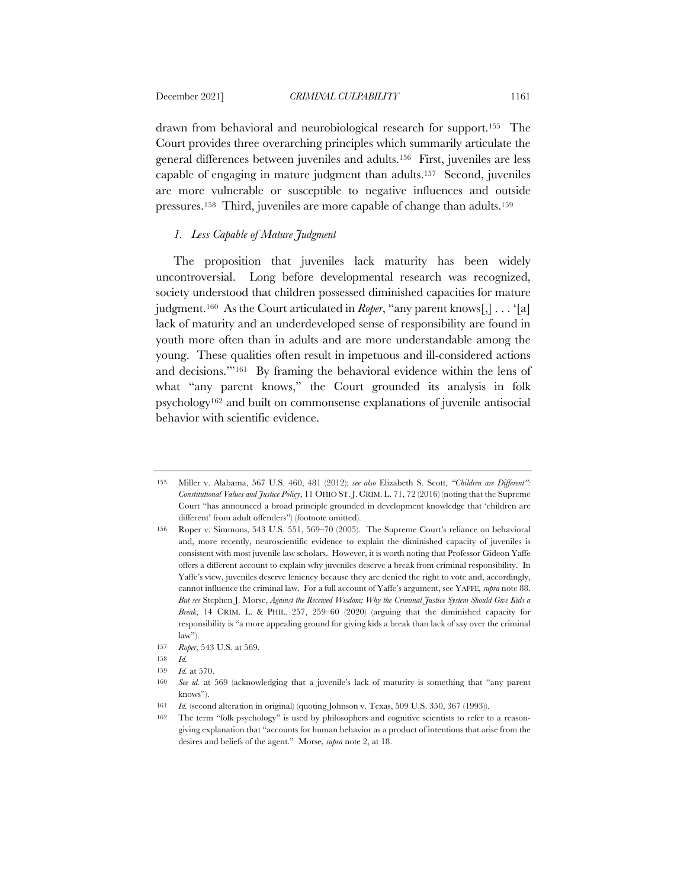drawn from behavioral and neurobiological research for support.[155] The Court provides three overarching principles which summarily articulate the general differences between juveniles and adults.[156] First, juveniles are less capable of engaging in mature judgment than adults.[157] Second, juveniles are more vulnerable or susceptible to negative influences and outside pressures.[158] Third, juveniles are more capable of change than adults.[159]

### *1. Less Capable of Mature Judgment*

The proposition that juveniles lack maturity has been widely uncontroversial. Long before developmental research was recognized, society understood that children possessed diminished capacities for mature judgment.[160] As the Court articulated in *Roper*, "any parent knows[,] . . . '[a] lack of maturity and an underdeveloped sense of responsibility are found in youth more often than in adults and are more understandable among the young. These qualities often result in impetuous and ill-considered actions and decisions.'"[161] By framing the behavioral evidence within the lens of what "any parent knows," the Court grounded its analysis in folk psychology[162] and built on commonsense explanations of juvenile antisocial behavior with scientific evidence.

---

155 Miller v. Alabama, 567 U.S. 460, 481 (2012); *see also* Elizabeth S. Scott, *"Children are Different": Constitutional Values and Justice Policy*, 11 OHIO ST. J. CRIM. L. 71, 72 (2016) (noting that the Supreme Court "has announced a broad principle grounded in development knowledge that 'children are different' from adult offenders") (footnote omitted).

156 Roper v. Simmons, 543 U.S. 551, 569–70 (2005). The Supreme Court's reliance on behavioral and, more recently, neuroscientific evidence to explain the diminished capacity of juveniles is consistent with most juvenile law scholars. However, it is worth noting that Professor Gideon Yaffe offers a different account to explain why juveniles deserve a break from criminal responsibility. In Yaffe's view, juveniles deserve leniency because they are denied the right to vote and, accordingly, cannot influence the criminal law. For a full account of Yaffe's argument, see YAFFE, *supra* note 88. *But see* Stephen J. Morse, *Against the Received Wisdom: Why the Criminal Justice System Should Give Kids a Break*, 14 CRIM. L. & PHIL. 257, 259–60 (2020) (arguing that the diminished capacity for responsibility is "a more appealing ground for giving kids a break than lack of say over the criminal law").

157 *Roper*, 543 U.S. at 569.

158 *Id.*

159 *Id.* at 570.

160 *See id.* at 569 (acknowledging that a juvenile's lack of maturity is something that "any parent knows").

161 *Id.* (second alteration in original) (quoting Johnson v. Texas, 509 U.S. 350, 367 (1993)).

162 The term "folk psychology" is used by philosophers and cognitive scientists to refer to a reason-giving explanation that "accounts for human behavior as a product of intentions that arise from the desires and beliefs of the agent." Morse, *supra* note 2, at 18.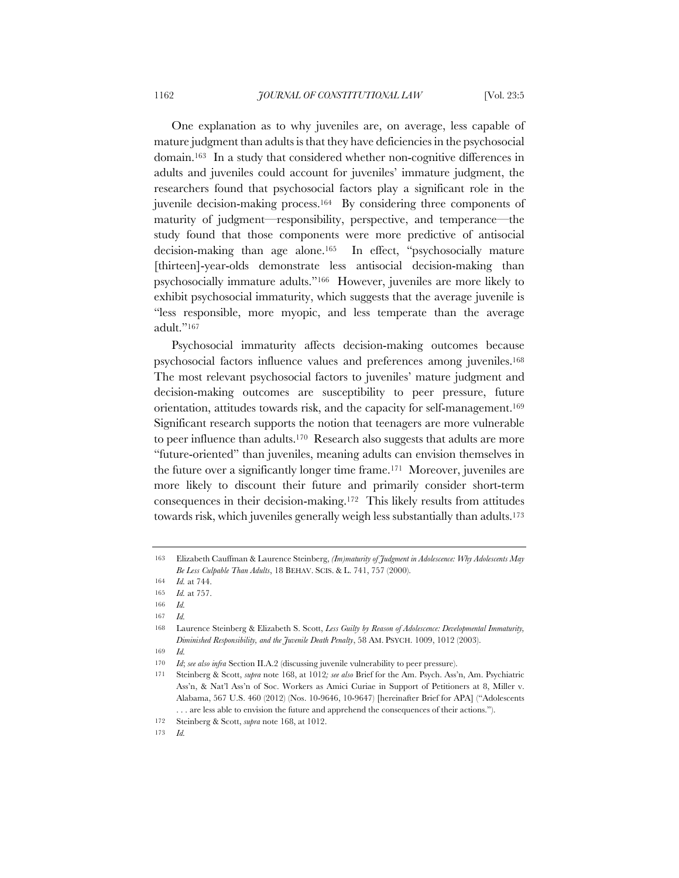One explanation as to why juveniles are, on average, less capable of mature judgment than adults is that they have deficiencies in the psychosocial domain.[163] In a study that considered whether non-cognitive differences in adults and juveniles could account for juveniles' immature judgment, the researchers found that psychosocial factors play a significant role in the juvenile decision-making process.[164] By considering three components of maturity of judgment—responsibility, perspective, and temperance—the study found that those components were more predictive of antisocial decision-making than age alone.[165] In effect, "psychosocially mature [thirteen]-year-olds demonstrate less antisocial decision-making than psychosocially immature adults."[166] However, juveniles are more likely to exhibit psychosocial immaturity, which suggests that the average juvenile is "less responsible, more myopic, and less temperate than the average adult."[167]

Psychosocial immaturity affects decision-making outcomes because psychosocial factors influence values and preferences among juveniles.[168] The most relevant psychosocial factors to juveniles' mature judgment and decision-making outcomes are susceptibility to peer pressure, future orientation, attitudes towards risk, and the capacity for self-management.[169] Significant research supports the notion that teenagers are more vulnerable to peer influence than adults.[170] Research also suggests that adults are more "future-oriented" than juveniles, meaning adults can envision themselves in the future over a significantly longer time frame.[171] Moreover, juveniles are more likely to discount their future and primarily consider short-term consequences in their decision-making.[172] This likely results from attitudes towards risk, which juveniles generally weigh less substantially than adults.[173]

---

163 Elizabeth Cauffman & Laurence Steinberg, *(Im)maturity of Judgment in Adolescence: Why Adolescents May Be Less Culpable Than Adults*, 18 BEHAV. SCIS. & L. 741, 757 (2000).

164 *Id.* at 744.

165 *Id.* at 757.

166 *Id.*

167 *Id.*

168 Laurence Steinberg & Elizabeth S. Scott, *Less Guilty by Reason of Adolescence: Developmental Immaturity, Diminished Responsibility, and the Juvenile Death Penalty*, 58 AM. PSYCH. 1009, 1012 (2003).

169 *Id.*

170 *Id*; *see also infra* Section II.A.2 (discussing juvenile vulnerability to peer pressure).

171 Steinberg & Scott, *supra* note 168, at 1012*; see also* Brief for the Am. Psych. Ass'n, Am. Psychiatric Ass'n, & Nat'l Ass'n of Soc. Workers as Amici Curiae in Support of Petitioners at 8, Miller v. Alabama, 567 U.S. 460 (2012) (Nos. 10-9646, 10-9647) [hereinafter Brief for APA] ("Adolescents . . . are less able to envision the future and apprehend the consequences of their actions.").

172 Steinberg & Scott, *supra* note 168, at 1012.

173 *Id.*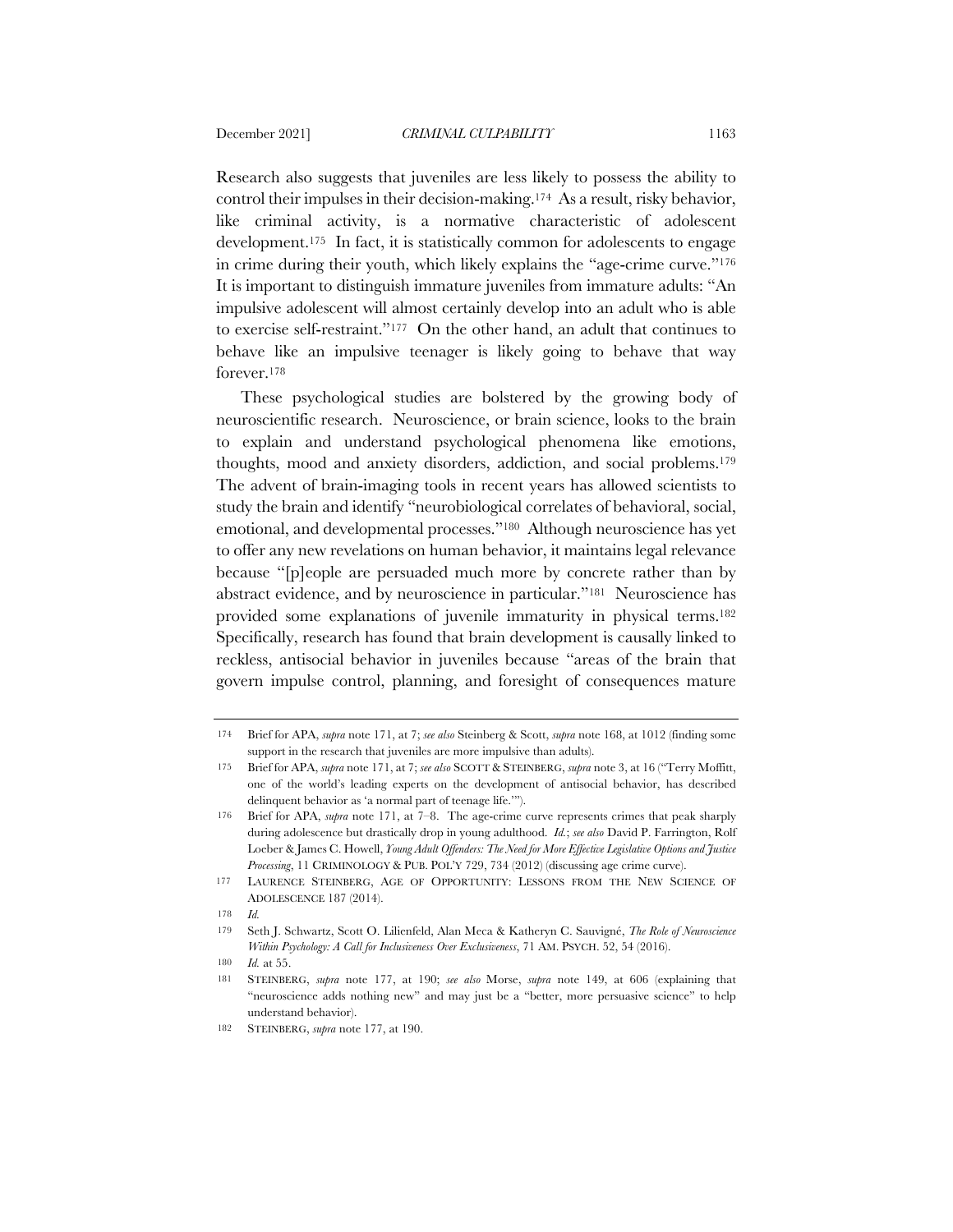Research also suggests that juveniles are less likely to possess the ability to control their impulses in their decision-making.[174] As a result, risky behavior, like criminal activity, is a normative characteristic of adolescent development.[175] In fact, it is statistically common for adolescents to engage in crime during their youth, which likely explains the "age-crime curve."[176] It is important to distinguish immature juveniles from immature adults: "An impulsive adolescent will almost certainly develop into an adult who is able to exercise self-restraint."[177] On the other hand, an adult that continues to behave like an impulsive teenager is likely going to behave that way forever.[178]

These psychological studies are bolstered by the growing body of neuroscientific research. Neuroscience, or brain science, looks to the brain to explain and understand psychological phenomena like emotions, thoughts, mood and anxiety disorders, addiction, and social problems.[179] The advent of brain-imaging tools in recent years has allowed scientists to study the brain and identify "neurobiological correlates of behavioral, social, emotional, and developmental processes."[180] Although neuroscience has yet to offer any new revelations on human behavior, it maintains legal relevance because "[p]eople are persuaded much more by concrete rather than by abstract evidence, and by neuroscience in particular."[181] Neuroscience has provided some explanations of juvenile immaturity in physical terms.[182] Specifically, research has found that brain development is causally linked to reckless, antisocial behavior in juveniles because "areas of the brain that govern impulse control, planning, and foresight of consequences mature

---

174 Brief for APA, *supra* note 171, at 7; *see also* Steinberg & Scott, *supra* note 168, at 1012 (finding some support in the research that juveniles are more impulsive than adults).

175 Brief for APA, *supra* note 171, at 7; *see also* SCOTT & STEINBERG, *supra* note 3, at 16 ("Terry Moffitt, one of the world's leading experts on the development of antisocial behavior, has described delinquent behavior as 'a normal part of teenage life.'").

176 Brief for APA, *supra* note 171, at 7–8. The age-crime curve represents crimes that peak sharply during adolescence but drastically drop in young adulthood. *Id.*; *see also* David P. Farrington, Rolf Loeber & James C. Howell, *Young Adult Offenders: The Need for More Effective Legislative Options and Justice Processing*, 11 CRIMINOLOGY & PUB. POL'Y 729, 734 (2012) (discussing age crime curve).

177 LAURENCE STEINBERG, AGE OF OPPORTUNITY: LESSONS FROM THE NEW SCIENCE OF ADOLESCENCE 187 (2014).

178 *Id.*

179 Seth J. Schwartz, Scott O. Lilienfeld, Alan Meca & Katheryn C. Sauvigné, *The Role of Neuroscience Within Psychology: A Call for Inclusiveness Over Exclusiveness*, 71 AM. PSYCH. 52, 54 (2016).

180 *Id.* at 55.

181 STEINBERG, *supra* note 177, at 190; *see also* Morse, *supra* note 149, at 606 (explaining that "neuroscience adds nothing new" and may just be a "better, more persuasive science" to help understand behavior).

182 STEINBERG, *supra* note 177, at 190.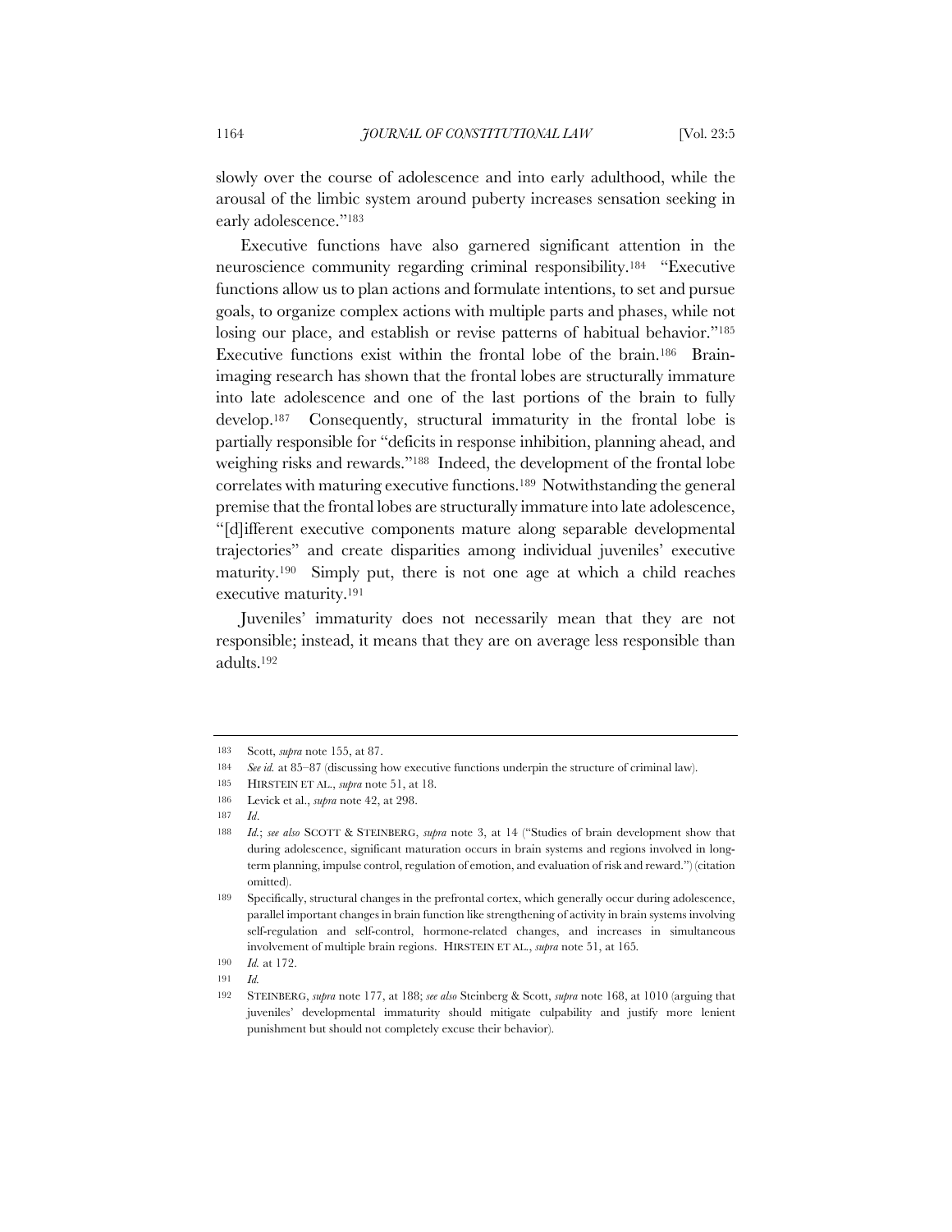slowly over the course of adolescence and into early adulthood, while the arousal of the limbic system around puberty increases sensation seeking in early adolescence."[183]

Executive functions have also garnered significant attention in the neuroscience community regarding criminal responsibility.[184] "Executive functions allow us to plan actions and formulate intentions, to set and pursue goals, to organize complex actions with multiple parts and phases, while not losing our place, and establish or revise patterns of habitual behavior."[185] Executive functions exist within the frontal lobe of the brain.[186] Brain-imaging research has shown that the frontal lobes are structurally immature into late adolescence and one of the last portions of the brain to fully develop.[187] Consequently, structural immaturity in the frontal lobe is partially responsible for "deficits in response inhibition, planning ahead, and weighing risks and rewards."[188] Indeed, the development of the frontal lobe correlates with maturing executive functions.[189] Notwithstanding the general premise that the frontal lobes are structurally immature into late adolescence, "[d]ifferent executive components mature along separable developmental trajectories" and create disparities among individual juveniles' executive maturity.[190] Simply put, there is not one age at which a child reaches executive maturity.[191]

Juveniles' immaturity does not necessarily mean that they are not responsible; instead, it means that they are on average less responsible than adults.[192]

---

183 Scott, *supra* note 155, at 87.

184 *See id.* at 85–87 (discussing how executive functions underpin the structure of criminal law).

185 HIRSTEIN ET AL., *supra* note 51, at 18.

186 Levick et al., *supra* note 42, at 298.

187 *Id*.

188 *Id.*; *see also* SCOTT & STEINBERG, *supra* note 3, at 14 ("Studies of brain development show that during adolescence, significant maturation occurs in brain systems and regions involved in long-term planning, impulse control, regulation of emotion, and evaluation of risk and reward.") (citation omitted).

189 Specifically, structural changes in the prefrontal cortex, which generally occur during adolescence, parallel important changes in brain function like strengthening of activity in brain systems involving self-regulation and self-control, hormone-related changes, and increases in simultaneous involvement of multiple brain regions. HIRSTEIN ET AL., *supra* note 51, at 165.

190 *Id.* at 172.

191 *Id.*

192 STEINBERG, *supra* note 177, at 188; *see also* Steinberg & Scott, *supra* note 168, at 1010 (arguing that juveniles' developmental immaturity should mitigate culpability and justify more lenient punishment but should not completely excuse their behavior).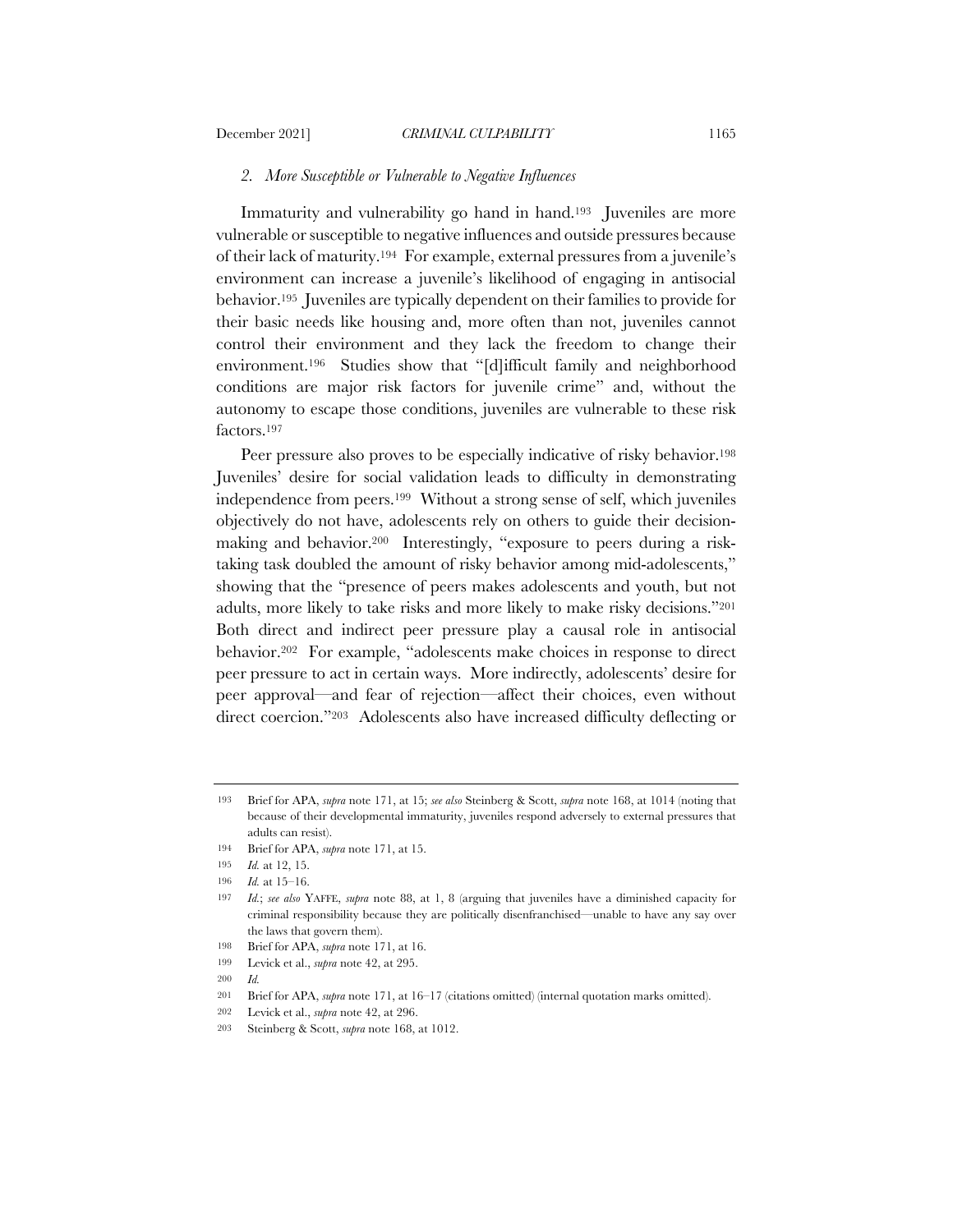### *2. More Susceptible or Vulnerable to Negative Influences*

Immaturity and vulnerability go hand in hand.[193] Juveniles are more vulnerable or susceptible to negative influences and outside pressures because of their lack of maturity.[194] For example, external pressures from a juvenile's environment can increase a juvenile's likelihood of engaging in antisocial behavior.[195] Juveniles are typically dependent on their families to provide for their basic needs like housing and, more often than not, juveniles cannot control their environment and they lack the freedom to change their environment.[196] Studies show that "[d]ifficult family and neighborhood conditions are major risk factors for juvenile crime" and, without the autonomy to escape those conditions, juveniles are vulnerable to these risk factors.[197]

Peer pressure also proves to be especially indicative of risky behavior.[198] Juveniles' desire for social validation leads to difficulty in demonstrating independence from peers.[199] Without a strong sense of self, which juveniles objectively do not have, adolescents rely on others to guide their decision-making and behavior.[200] Interestingly, "exposure to peers during a risk-taking task doubled the amount of risky behavior among mid-adolescents," showing that the "presence of peers makes adolescents and youth, but not adults, more likely to take risks and more likely to make risky decisions."[201] Both direct and indirect peer pressure play a causal role in antisocial behavior.[202] For example, "adolescents make choices in response to direct peer pressure to act in certain ways. More indirectly, adolescents' desire for peer approval—and fear of rejection—affect their choices, even without direct coercion."[203] Adolescents also have increased difficulty deflecting or

---

193 Brief for APA, *supra* note 171, at 15; *see also* Steinberg & Scott, *supra* note 168, at 1014 (noting that because of their developmental immaturity, juveniles respond adversely to external pressures that adults can resist).

194 Brief for APA, *supra* note 171, at 15.

195 *Id.* at 12, 15.

196 *Id.* at 15–16.

197 *Id.*; *see also* YAFFE, *supra* note 88, at 1, 8 (arguing that juveniles have a diminished capacity for criminal responsibility because they are politically disenfranchised—unable to have any say over the laws that govern them).

198 Brief for APA, *supra* note 171, at 16.

199 Levick et al., *supra* note 42, at 295.

200 *Id.*

201 Brief for APA, *supra* note 171, at 16–17 (citations omitted) (internal quotation marks omitted).

202 Levick et al., *supra* note 42, at 296.

203 Steinberg & Scott, *supra* note 168, at 1012.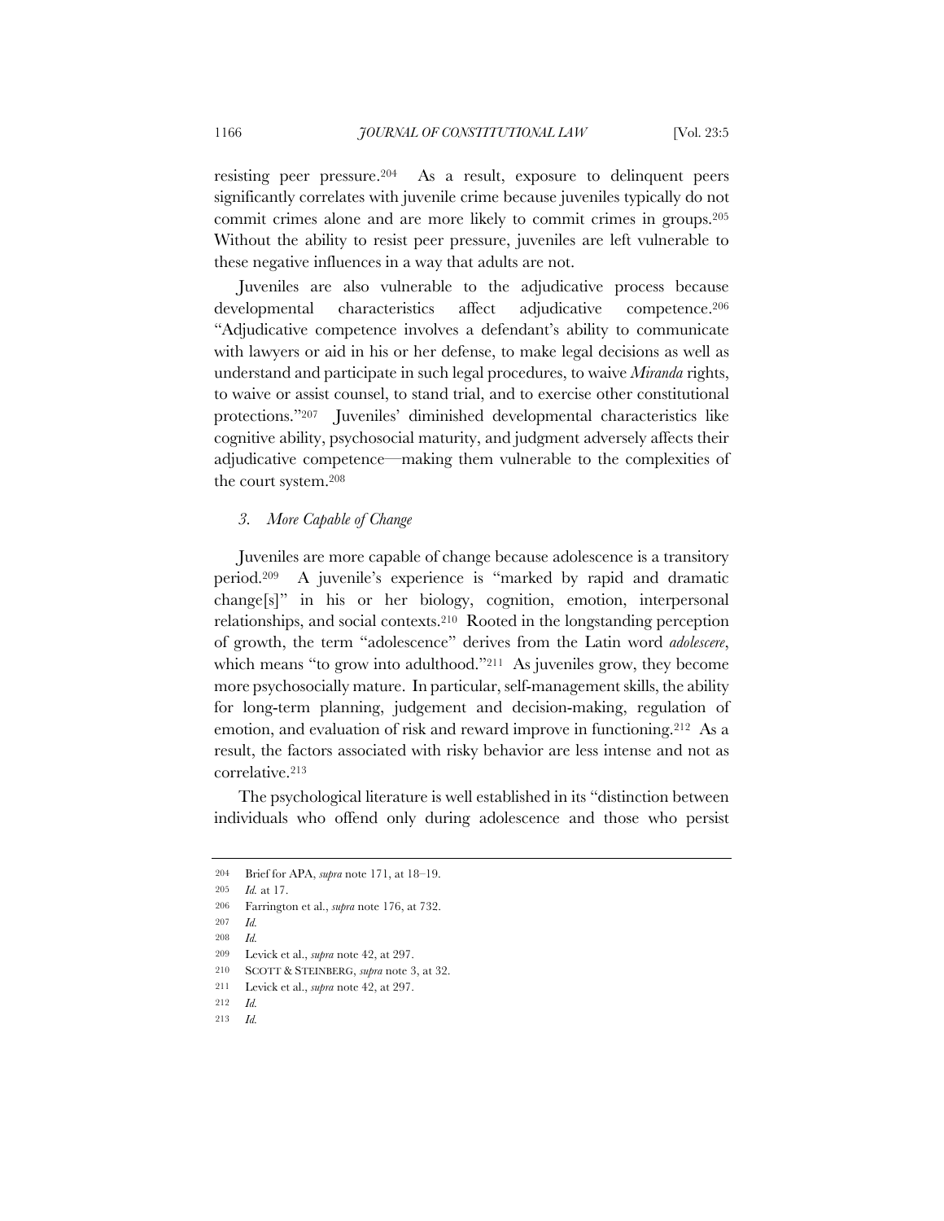resisting peer pressure.[204] As a result, exposure to delinquent peers significantly correlates with juvenile crime because juveniles typically do not commit crimes alone and are more likely to commit crimes in groups.[205] Without the ability to resist peer pressure, juveniles are left vulnerable to these negative influences in a way that adults are not.

Juveniles are also vulnerable to the adjudicative process because developmental characteristics affect adjudicative competence.[206] "Adjudicative competence involves a defendant's ability to communicate with lawyers or aid in his or her defense, to make legal decisions as well as understand and participate in such legal procedures, to waive *Miranda* rights, to waive or assist counsel, to stand trial, and to exercise other constitutional protections."[207] Juveniles' diminished developmental characteristics like cognitive ability, psychosocial maturity, and judgment adversely affects their adjudicative competence—making them vulnerable to the complexities of the court system.[208]

### *3. More Capable of Change*

Juveniles are more capable of change because adolescence is a transitory period.[209] A juvenile's experience is "marked by rapid and dramatic change[s]" in his or her biology, cognition, emotion, interpersonal relationships, and social contexts.[210] Rooted in the longstanding perception of growth, the term "adolescence" derives from the Latin word *adolescere*, which means "to grow into adulthood."[211] As juveniles grow, they become more psychosocially mature. In particular, self-management skills, the ability for long-term planning, judgement and decision-making, regulation of emotion, and evaluation of risk and reward improve in functioning.[212] As a result, the factors associated with risky behavior are less intense and not as correlative.[213]

The psychological literature is well established in its "distinction between individuals who offend only during adolescence and those who persist

---

204 Brief for APA, *supra* note 171, at 18–19.

205 *Id.* at 17.

206 Farrington et al., *supra* note 176, at 732.

207 *Id.*

208 *Id.*

209 Levick et al., *supra* note 42, at 297.

210 SCOTT & STEINBERG, *supra* note 3, at 32.

211 Levick et al., *supra* note 42, at 297.

212 *Id.*

213 *Id.*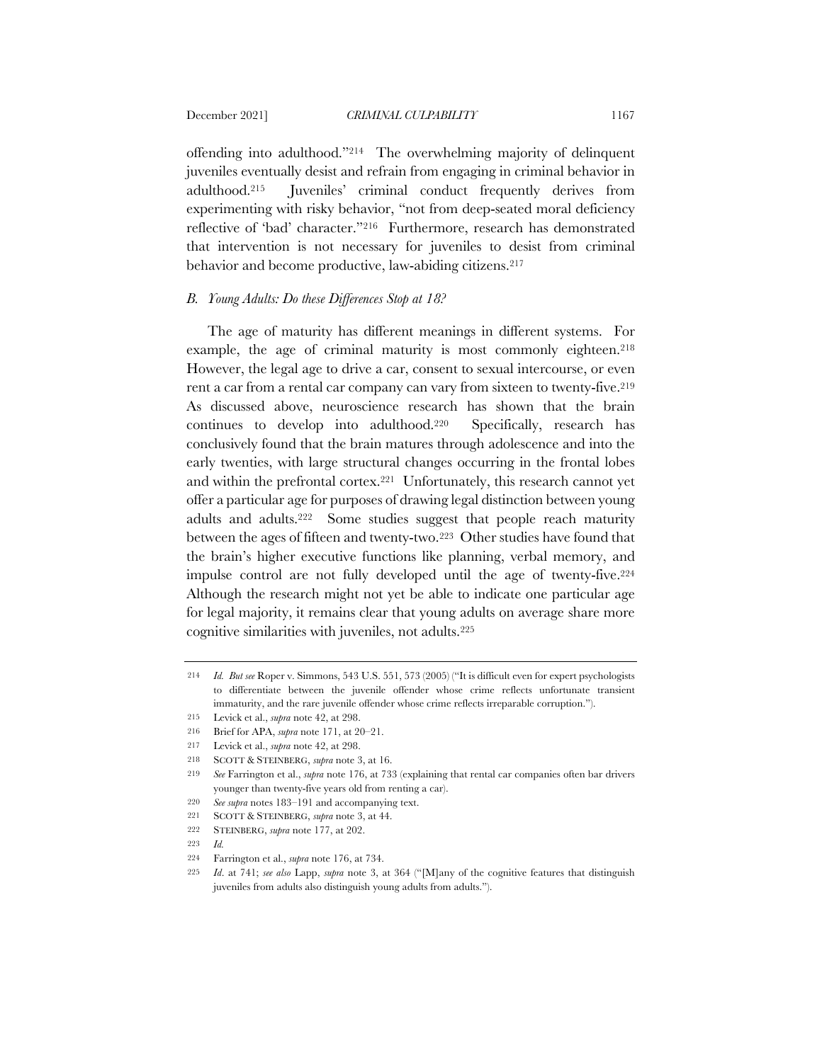offending into adulthood."[214] The overwhelming majority of delinquent juveniles eventually desist and refrain from engaging in criminal behavior in adulthood.[215] Juveniles' criminal conduct frequently derives from experimenting with risky behavior, "not from deep-seated moral deficiency reflective of 'bad' character."[216] Furthermore, research has demonstrated that intervention is not necessary for juveniles to desist from criminal behavior and become productive, law-abiding citizens.[217]

### *B. Young Adults: Do these Differences Stop at 18?*

The age of maturity has different meanings in different systems. For example, the age of criminal maturity is most commonly eighteen.[218] However, the legal age to drive a car, consent to sexual intercourse, or even rent a car from a rental car company can vary from sixteen to twenty-five.[219] As discussed above, neuroscience research has shown that the brain continues to develop into adulthood.[220] Specifically, research has conclusively found that the brain matures through adolescence and into the early twenties, with large structural changes occurring in the frontal lobes and within the prefrontal cortex.[221] Unfortunately, this research cannot yet offer a particular age for purposes of drawing legal distinction between young adults and adults.[222] Some studies suggest that people reach maturity between the ages of fifteen and twenty-two.[223] Other studies have found that the brain's higher executive functions like planning, verbal memory, and impulse control are not fully developed until the age of twenty-five.[224] Although the research might not yet be able to indicate one particular age for legal majority, it remains clear that young adults on average share more cognitive similarities with juveniles, not adults.[225]

---

214 *Id. But see* Roper v. Simmons, 543 U.S. 551, 573 (2005) ("It is difficult even for expert psychologists to differentiate between the juvenile offender whose crime reflects unfortunate transient immaturity, and the rare juvenile offender whose crime reflects irreparable corruption.").

215 Levick et al., *supra* note 42, at 298.

216 Brief for APA, *supra* note 171, at 20–21.

217 Levick et al., *supra* note 42, at 298.

218 SCOTT & STEINBERG, *supra* note 3, at 16.

219 *See* Farrington et al., *supra* note 176, at 733 (explaining that rental car companies often bar drivers younger than twenty-five years old from renting a car).

220 *See supra* notes 183–191 and accompanying text.

221 SCOTT & STEINBERG, *supra* note 3, at 44.

222 STEINBERG, *supra* note 177, at 202.

223 *Id.*

224 Farrington et al., *supra* note 176, at 734.

225 *Id.* at 741; *see also* Lapp, *supra* note 3, at 364 ("[M]any of the cognitive features that distinguish juveniles from adults also distinguish young adults from adults.").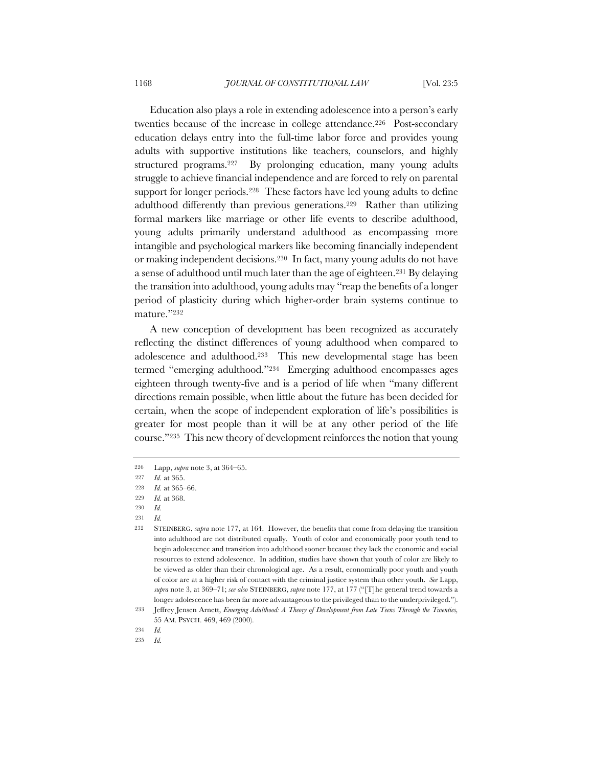Education also plays a role in extending adolescence into a person's early twenties because of the increase in college attendance.[226] Post-secondary education delays entry into the full-time labor force and provides young adults with supportive institutions like teachers, counselors, and highly structured programs.[227] By prolonging education, many young adults struggle to achieve financial independence and are forced to rely on parental support for longer periods.[228] These factors have led young adults to define adulthood differently than previous generations.[229] Rather than utilizing formal markers like marriage or other life events to describe adulthood, young adults primarily understand adulthood as encompassing more intangible and psychological markers like becoming financially independent or making independent decisions.[230] In fact, many young adults do not have a sense of adulthood until much later than the age of eighteen.[231] By delaying the transition into adulthood, young adults may "reap the benefits of a longer period of plasticity during which higher-order brain systems continue to mature."[232]

A new conception of development has been recognized as accurately reflecting the distinct differences of young adulthood when compared to adolescence and adulthood.[233] This new developmental stage has been termed "emerging adulthood."[234] Emerging adulthood encompasses ages eighteen through twenty-five and is a period of life when "many different directions remain possible, when little about the future has been decided for certain, when the scope of independent exploration of life's possibilities is greater for most people than it will be at any other period of the life course."[235] This new theory of development reinforces the notion that young

---

226 Lapp, *supra* note 3, at 364–65.

227 *Id.* at 365.

228 *Id.* at 365–66.

229 *Id.* at 368.

230 *Id.*

231 *Id.*

232 STEINBERG, *supra* note 177, at 164. However, the benefits that come from delaying the transition into adulthood are not distributed equally. Youth of color and economically poor youth tend to begin adolescence and transition into adulthood sooner because they lack the economic and social resources to extend adolescence. In addition, studies have shown that youth of color are likely to be viewed as older than their chronological age. As a result, economically poor youth and youth of color are at a higher risk of contact with the criminal justice system than other youth. *See* Lapp, *supra* note 3, at 369–71; *see also* STEINBERG, *supra* note 177, at 177 ("[T]he general trend towards a longer adolescence has been far more advantageous to the privileged than to the underprivileged.").

233 Jeffrey Jensen Arnett, *Emerging Adulthood: A Theory of Development from Late Teens Through the Twenties*, 55 AM. PSYCH. 469, 469 (2000).

234 *Id.*

235 *Id.*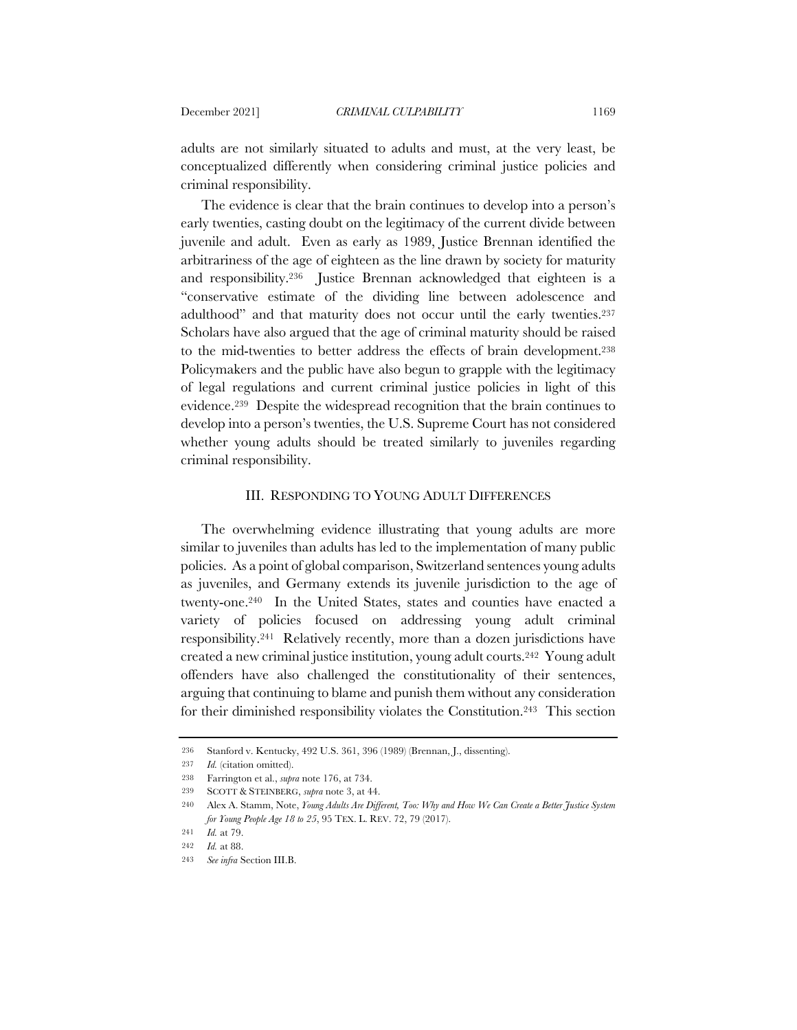adults are not similarly situated to adults and must, at the very least, be conceptualized differently when considering criminal justice policies and criminal responsibility.

The evidence is clear that the brain continues to develop into a person's early twenties, casting doubt on the legitimacy of the current divide between juvenile and adult. Even as early as 1989, Justice Brennan identified the arbitrariness of the age of eighteen as the line drawn by society for maturity and responsibility.[236] Justice Brennan acknowledged that eighteen is a "conservative estimate of the dividing line between adolescence and adulthood" and that maturity does not occur until the early twenties.[237] Scholars have also argued that the age of criminal maturity should be raised to the mid-twenties to better address the effects of brain development.[238] Policymakers and the public have also begun to grapple with the legitimacy of legal regulations and current criminal justice policies in light of this evidence.[239] Despite the widespread recognition that the brain continues to develop into a person's twenties, the U.S. Supreme Court has not considered whether young adults should be treated similarly to juveniles regarding criminal responsibility.

## III. RESPONDING TO YOUNG ADULT DIFFERENCES

The overwhelming evidence illustrating that young adults are more similar to juveniles than adults has led to the implementation of many public policies. As a point of global comparison, Switzerland sentences young adults as juveniles, and Germany extends its juvenile jurisdiction to the age of twenty-one.[240] In the United States, states and counties have enacted a variety of policies focused on addressing young adult criminal responsibility.[241] Relatively recently, more than a dozen jurisdictions have created a new criminal justice institution, young adult courts.[242] Young adult offenders have also challenged the constitutionality of their sentences, arguing that continuing to blame and punish them without any consideration for their diminished responsibility violates the Constitution.[243] This section

---

236 Stanford v. Kentucky, 492 U.S. 361, 396 (1989) (Brennan, J., dissenting).

237 *Id.* (citation omitted).

238 Farrington et al., *supra* note 176, at 734.

239 SCOTT & STEINBERG, *supra* note 3, at 44.

240 Alex A. Stamm, Note, *Young Adults Are Different, Too: Why and How We Can Create a Better Justice System for Young People Age 18 to 25*, 95 TEX. L. REV. 72, 79 (2017).

241 *Id.* at 79.

242 *Id.* at 88.

243 *See infra* Section III.B.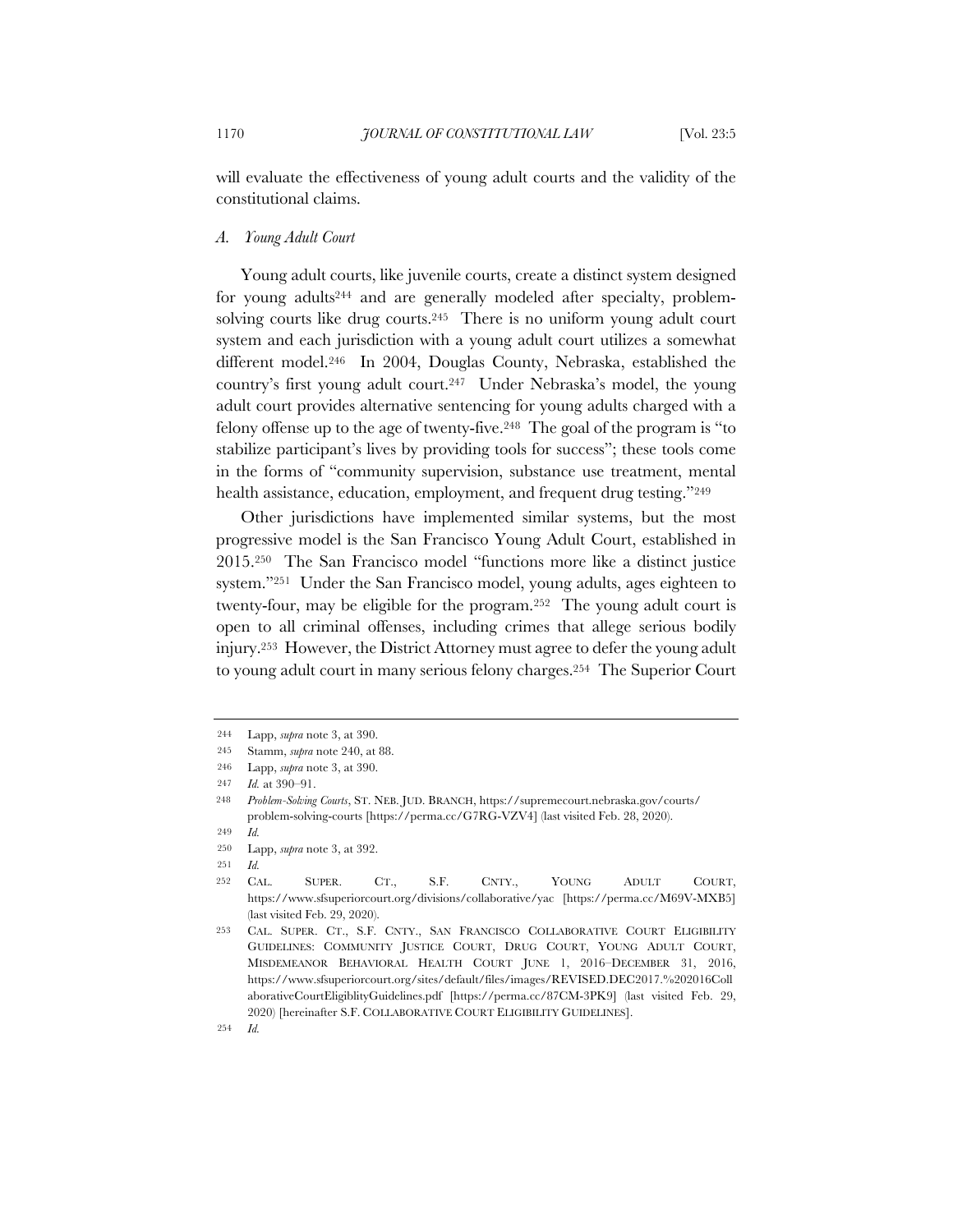will evaluate the effectiveness of young adult courts and the validity of the constitutional claims.

### *A. Young Adult Court*

Young adult courts, like juvenile courts, create a distinct system designed for young adults[244] and are generally modeled after specialty, problem-solving courts like drug courts.[245] There is no uniform young adult court system and each jurisdiction with a young adult court utilizes a somewhat different model.[246] In 2004, Douglas County, Nebraska, established the country's first young adult court.[247] Under Nebraska's model, the young adult court provides alternative sentencing for young adults charged with a felony offense up to the age of twenty-five.[248] The goal of the program is "to stabilize participant's lives by providing tools for success"; these tools come in the forms of "community supervision, substance use treatment, mental health assistance, education, employment, and frequent drug testing."[249]

Other jurisdictions have implemented similar systems, but the most progressive model is the San Francisco Young Adult Court, established in 2015.[250] The San Francisco model "functions more like a distinct justice system."[251] Under the San Francisco model, young adults, ages eighteen to twenty-four, may be eligible for the program.[252] The young adult court is open to all criminal offenses, including crimes that allege serious bodily injury.[253] However, the District Attorney must agree to defer the young adult to young adult court in many serious felony charges.[254] The Superior Court

---

244 Lapp, *supra* note 3, at 390.

245 Stamm, *supra* note 240, at 88.

246 Lapp, *supra* note 3, at 390.

247 *Id.* at 390–91.

248 *Problem-Solving Courts*, ST. NEB. JUD. BRANCH, https://supremecourt.nebraska.gov/courts/problem-solving-courts [https://perma.cc/G7RG-VZV4] (last visited Feb. 28, 2020).

249 *Id.*

250 Lapp, *supra* note 3, at 392.

251 *Id.*

252 CAL. SUPER. CT., S.F. CNTY., YOUNG ADULT COURT, https://www.sfsuperiorcourt.org/divisions/collaborative/yac [https://perma.cc/M69V-MXB5] (last visited Feb. 29, 2020).

253 CAL. SUPER. CT., S.F. CNTY., SAN FRANCISCO COLLABORATIVE COURT ELIGIBILITY GUIDELINES: COMMUNITY JUSTICE COURT, DRUG COURT, YOUNG ADULT COURT, MISDEMEANOR BEHAVIORAL HEALTH COURT JUNE 1, 2016–DECEMBER 31, 2016, https://www.sfsuperiorcourt.org/sites/default/files/images/REVISED.DEC2017.%202016CollaborativeCourtEligiblityGuidelines.pdf [https://perma.cc/87CM-3PK9] (last visited Feb. 29, 2020) [hereinafter S.F. COLLABORATIVE COURT ELIGIBILITY GUIDELINES].

254 *Id.*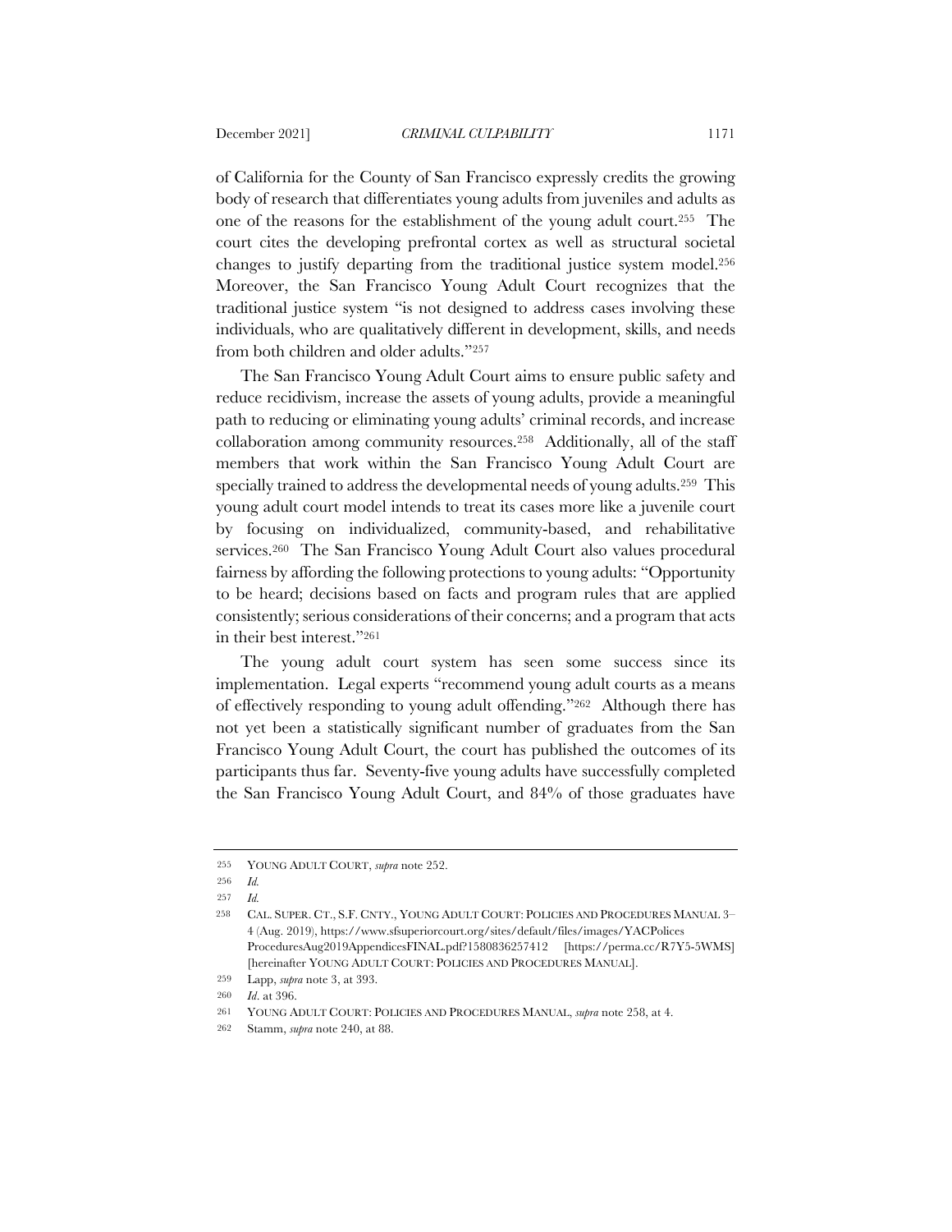of California for the County of San Francisco expressly credits the growing body of research that differentiates young adults from juveniles and adults as one of the reasons for the establishment of the young adult court.[255] The court cites the developing prefrontal cortex as well as structural societal changes to justify departing from the traditional justice system model.[256] Moreover, the San Francisco Young Adult Court recognizes that the traditional justice system "is not designed to address cases involving these individuals, who are qualitatively different in development, skills, and needs from both children and older adults."[257]

The San Francisco Young Adult Court aims to ensure public safety and reduce recidivism, increase the assets of young adults, provide a meaningful path to reducing or eliminating young adults' criminal records, and increase collaboration among community resources.[258] Additionally, all of the staff members that work within the San Francisco Young Adult Court are specially trained to address the developmental needs of young adults.[259] This young adult court model intends to treat its cases more like a juvenile court by focusing on individualized, community-based, and rehabilitative services.[260] The San Francisco Young Adult Court also values procedural fairness by affording the following protections to young adults: "Opportunity to be heard; decisions based on facts and program rules that are applied consistently; serious considerations of their concerns; and a program that acts in their best interest."[261]

The young adult court system has seen some success since its implementation. Legal experts "recommend young adult courts as a means of effectively responding to young adult offending."[262] Although there has not yet been a statistically significant number of graduates from the San Francisco Young Adult Court, the court has published the outcomes of its participants thus far. Seventy-five young adults have successfully completed the San Francisco Young Adult Court, and 84% of those graduates have

---

255 YOUNG ADULT COURT, *supra* note 252.

256 *Id.*

257 *Id.*

258 CAL. SUPER. CT., S.F. CNTY., YOUNG ADULT COURT: POLICIES AND PROCEDURES MANUAL 3–4 (Aug. 2019), https://www.sfsuperiorcourt.org/sites/default/files/images/YACPolices ProceduresAug2019AppendicesFINAL.pdf?1580836257412 [https://perma.cc/R7Y5-5WMS] [hereinafter YOUNG ADULT COURT: POLICIES AND PROCEDURES MANUAL].

259 Lapp, *supra* note 3, at 393.

260 *Id*. at 396.

261 YOUNG ADULT COURT: POLICIES AND PROCEDURES MANUAL, *supra* note 258, at 4.

262 Stamm, *supra* note 240, at 88.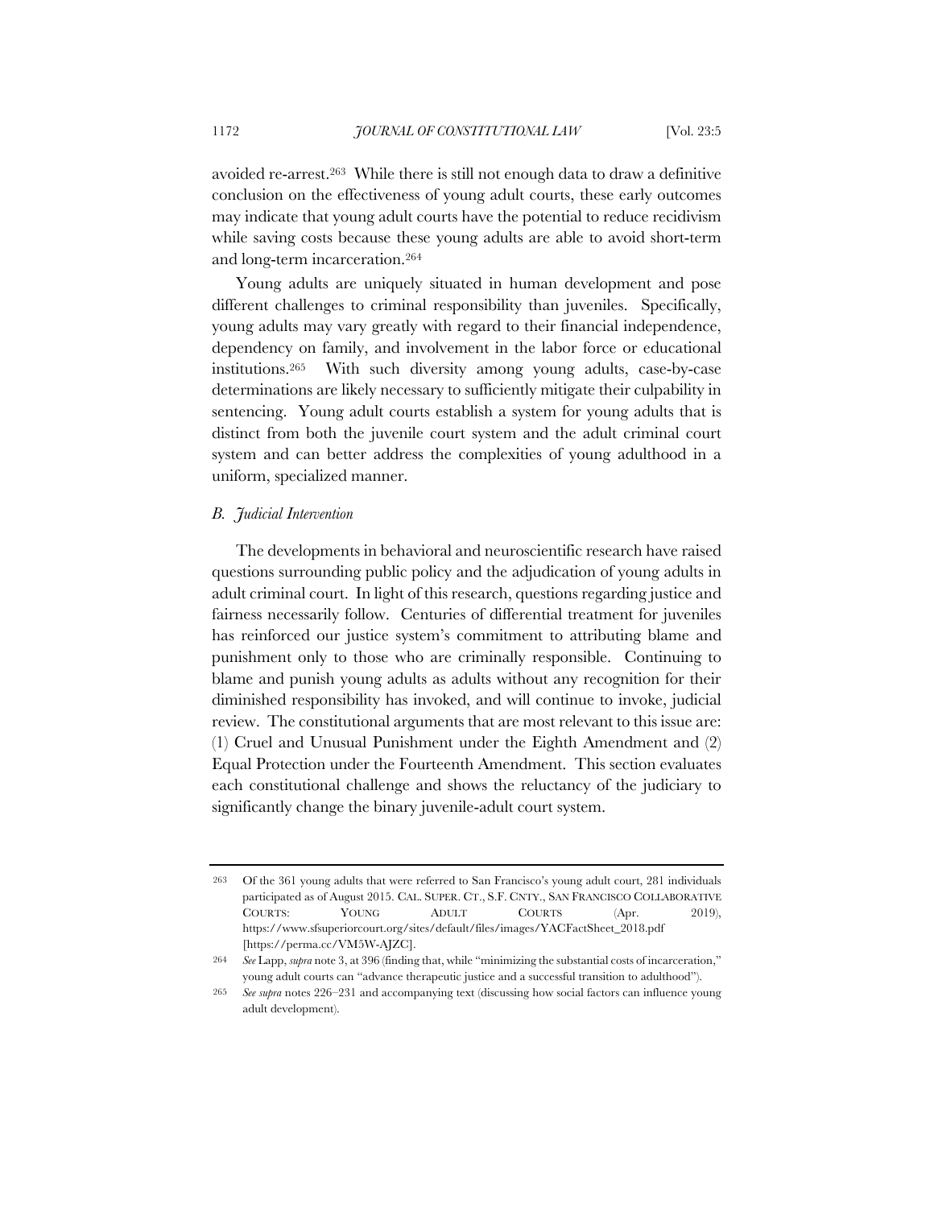avoided re-arrest.[263] While there is still not enough data to draw a definitive conclusion on the effectiveness of young adult courts, these early outcomes may indicate that young adult courts have the potential to reduce recidivism while saving costs because these young adults are able to avoid short-term and long-term incarceration.[264]

Young adults are uniquely situated in human development and pose different challenges to criminal responsibility than juveniles. Specifically, young adults may vary greatly with regard to their financial independence, dependency on family, and involvement in the labor force or educational institutions.[265] With such diversity among young adults, case-by-case determinations are likely necessary to sufficiently mitigate their culpability in sentencing. Young adult courts establish a system for young adults that is distinct from both the juvenile court system and the adult criminal court system and can better address the complexities of young adulthood in a uniform, specialized manner.

### *B. Judicial Intervention*

The developments in behavioral and neuroscientific research have raised questions surrounding public policy and the adjudication of young adults in adult criminal court. In light of this research, questions regarding justice and fairness necessarily follow. Centuries of differential treatment for juveniles has reinforced our justice system's commitment to attributing blame and punishment only to those who are criminally responsible. Continuing to blame and punish young adults as adults without any recognition for their diminished responsibility has invoked, and will continue to invoke, judicial review. The constitutional arguments that are most relevant to this issue are: (1) Cruel and Unusual Punishment under the Eighth Amendment and (2) Equal Protection under the Fourteenth Amendment. This section evaluates each constitutional challenge and shows the reluctancy of the judiciary to significantly change the binary juvenile-adult court system.

---

263 Of the 361 young adults that were referred to San Francisco's young adult court, 281 individuals participated as of August 2015. CAL. SUPER. CT., S.F. CNTY., SAN FRANCISCO COLLABORATIVE COURTS: YOUNG ADULT COURTS (Apr. 2019), https://www.sfsuperiorcourt.org/sites/default/files/images/YACFactSheet_2018.pdf [https://perma.cc/VM5W-AJZC].

264 *See* Lapp, *supra* note 3, at 396 (finding that, while "minimizing the substantial costs of incarceration," young adult courts can "advance therapeutic justice and a successful transition to adulthood").

265 *See supra* notes 226–231 and accompanying text (discussing how social factors can influence young adult development).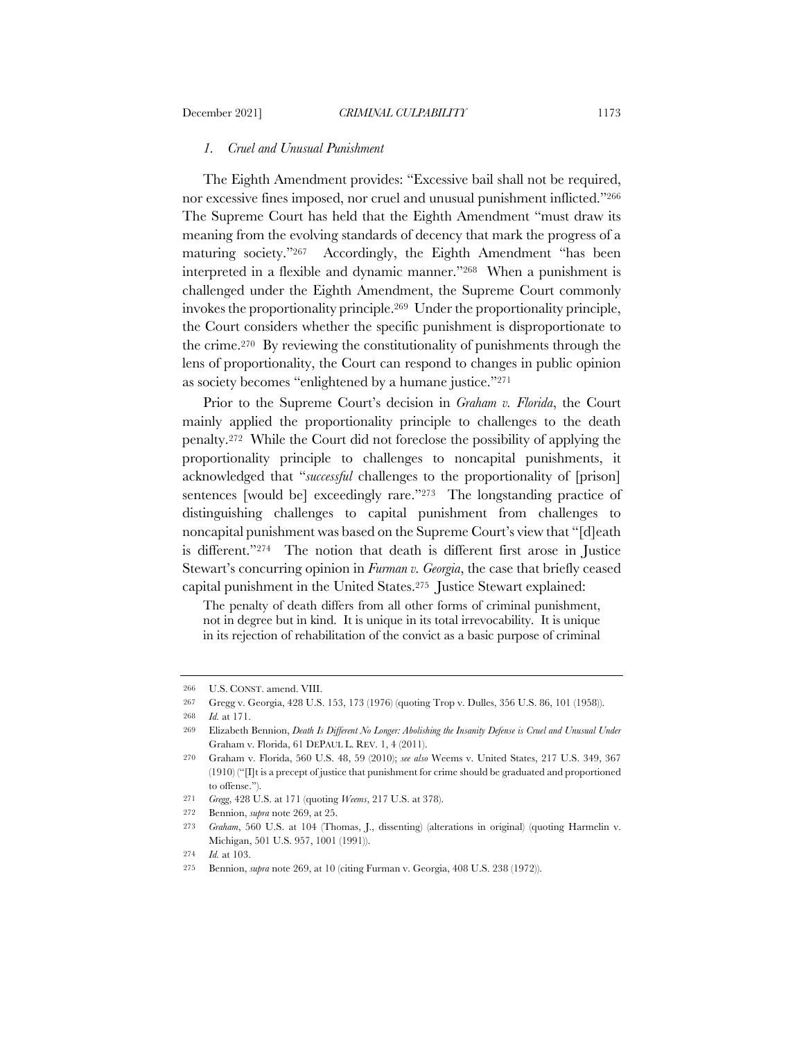### *1. Cruel and Unusual Punishment*

The Eighth Amendment provides: "Excessive bail shall not be required, nor excessive fines imposed, nor cruel and unusual punishment inflicted."[266] The Supreme Court has held that the Eighth Amendment "must draw its meaning from the evolving standards of decency that mark the progress of a maturing society."[267] Accordingly, the Eighth Amendment "has been interpreted in a flexible and dynamic manner."[268] When a punishment is challenged under the Eighth Amendment, the Supreme Court commonly invokes the proportionality principle.[269] Under the proportionality principle, the Court considers whether the specific punishment is disproportionate to the crime.[270] By reviewing the constitutionality of punishments through the lens of proportionality, the Court can respond to changes in public opinion as society becomes "enlightened by a humane justice."[271]

Prior to the Supreme Court's decision in *Graham v. Florida*, the Court mainly applied the proportionality principle to challenges to the death penalty.[272] While the Court did not foreclose the possibility of applying the proportionality principle to challenges to noncapital punishments, it acknowledged that "*successful* challenges to the proportionality of [prison] sentences [would be] exceedingly rare."[273] The longstanding practice of distinguishing challenges to capital punishment from challenges to noncapital punishment was based on the Supreme Court's view that "[d]eath is different."[274] The notion that death is different first arose in Justice Stewart's concurring opinion in *Furman v. Georgia*, the case that briefly ceased capital punishment in the United States.[275] Justice Stewart explained:

> The penalty of death differs from all other forms of criminal punishment, not in degree but in kind. It is unique in its total irrevocability. It is unique in its rejection of rehabilitation of the convict as a basic purpose of criminal

---

266 U.S. CONST. amend. VIII.

267 Gregg v. Georgia, 428 U.S. 153, 173 (1976) (quoting Trop v. Dulles, 356 U.S. 86, 101 (1958)).

268 *Id.* at 171.

269 Elizabeth Bennion, *Death Is Different No Longer: Abolishing the Insanity Defense is Cruel and Unusual Under* Graham v. Florida, 61 DEPAUL L. REV. 1, 4 (2011).

270 Graham v. Florida, 560 U.S. 48, 59 (2010); *see also* Weems v. United States, 217 U.S. 349, 367 (1910) ("[I]t is a precept of justice that punishment for crime should be graduated and proportioned to offense.").

271 *Gregg*, 428 U.S. at 171 (quoting *Weems*, 217 U.S. at 378).

272 Bennion, *supra* note 269, at 25.

273 *Graham*, 560 U.S. at 104 (Thomas, J., dissenting) (alterations in original) (quoting Harmelin v. Michigan, 501 U.S. 957, 1001 (1991)).

274 *Id.* at 103.

275 Bennion, *supra* note 269, at 10 (citing Furman v. Georgia, 408 U.S. 238 (1972)).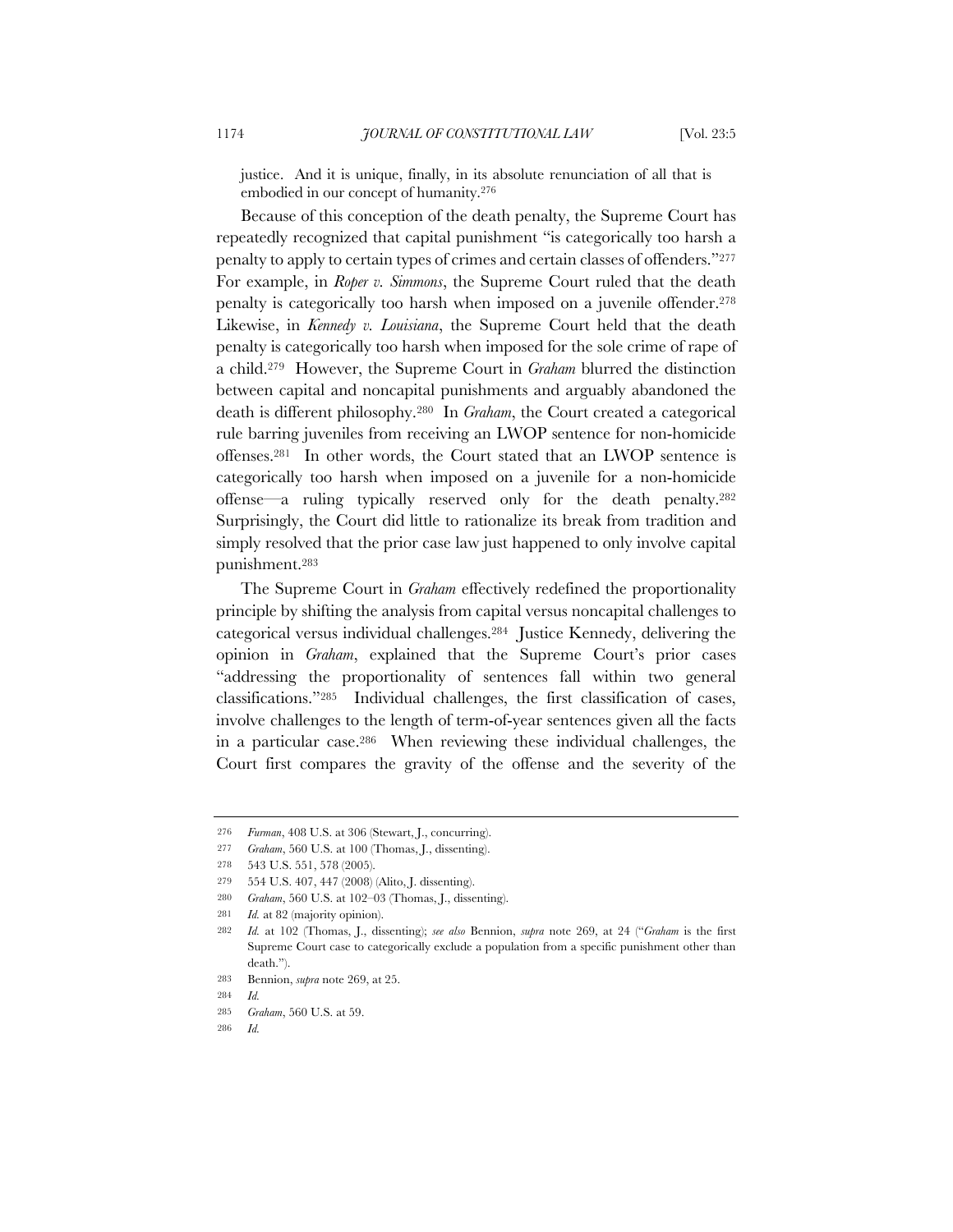justice. And it is unique, finally, in its absolute renunciation of all that is embodied in our concept of humanity.[276]

Because of this conception of the death penalty, the Supreme Court has repeatedly recognized that capital punishment "is categorically too harsh a penalty to apply to certain types of crimes and certain classes of offenders."[277] For example, in *Roper v. Simmons*, the Supreme Court ruled that the death penalty is categorically too harsh when imposed on a juvenile offender.[278] Likewise, in *Kennedy v. Louisiana*, the Supreme Court held that the death penalty is categorically too harsh when imposed for the sole crime of rape of a child.[279] However, the Supreme Court in *Graham* blurred the distinction between capital and noncapital punishments and arguably abandoned the death is different philosophy.[280] In *Graham*, the Court created a categorical rule barring juveniles from receiving an LWOP sentence for non-homicide offenses.[281] In other words, the Court stated that an LWOP sentence is categorically too harsh when imposed on a juvenile for a non-homicide offense—a ruling typically reserved only for the death penalty.[282] Surprisingly, the Court did little to rationalize its break from tradition and simply resolved that the prior case law just happened to only involve capital punishment.[283]

The Supreme Court in *Graham* effectively redefined the proportionality principle by shifting the analysis from capital versus noncapital challenges to categorical versus individual challenges.[284] Justice Kennedy, delivering the opinion in *Graham*, explained that the Supreme Court's prior cases "addressing the proportionality of sentences fall within two general classifications."[285] Individual challenges, the first classification of cases, involve challenges to the length of term-of-year sentences given all the facts in a particular case.[286] When reviewing these individual challenges, the Court first compares the gravity of the offense and the severity of the

---

276 *Furman*, 408 U.S. at 306 (Stewart, J., concurring).

277 *Graham*, 560 U.S. at 100 (Thomas, J., dissenting).

278 543 U.S. 551, 578 (2005).

279 554 U.S. 407, 447 (2008) (Alito, J. dissenting).

280 *Graham*, 560 U.S. at 102–03 (Thomas, J., dissenting).

281 *Id.* at 82 (majority opinion).

282 *Id.* at 102 (Thomas, J., dissenting); *see also* Bennion, *supra* note 269, at 24 ("*Graham* is the first Supreme Court case to categorically exclude a population from a specific punishment other than death.").

283 Bennion, *supra* note 269, at 25.

284 *Id.*

285 *Graham*, 560 U.S. at 59.

286 *Id.*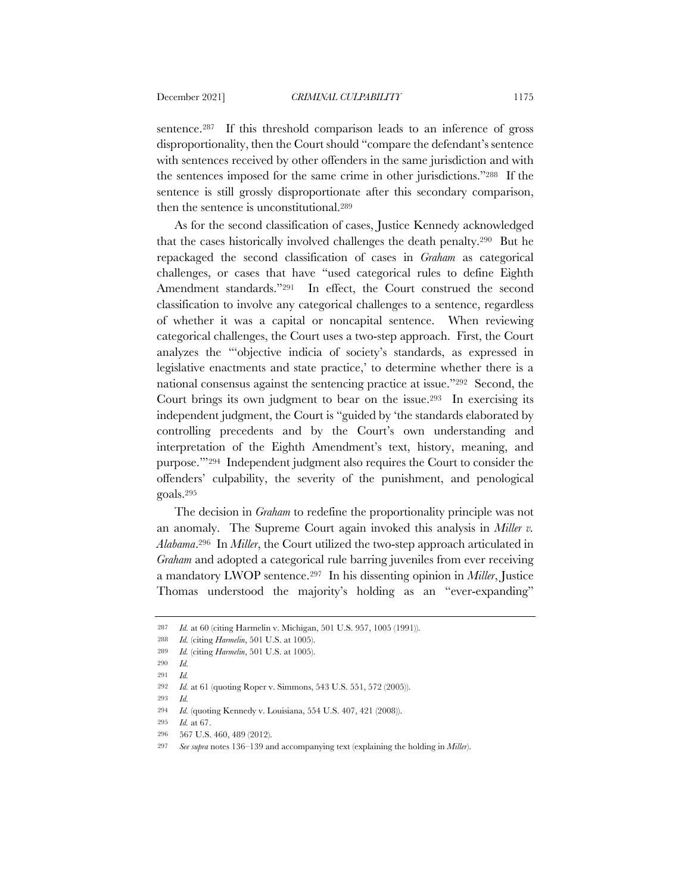sentence.[287] If this threshold comparison leads to an inference of gross disproportionality, then the Court should "compare the defendant's sentence with sentences received by other offenders in the same jurisdiction and with the sentences imposed for the same crime in other jurisdictions."[288] If the sentence is still grossly disproportionate after this secondary comparison, then the sentence is unconstitutional.[289]

As for the second classification of cases, Justice Kennedy acknowledged that the cases historically involved challenges the death penalty.[290] But he repackaged the second classification of cases in *Graham* as categorical challenges, or cases that have "used categorical rules to define Eighth Amendment standards."[291] In effect, the Court construed the second classification to involve any categorical challenges to a sentence, regardless of whether it was a capital or noncapital sentence. When reviewing categorical challenges, the Court uses a two-step approach. First, the Court analyzes the "'objective indicia of society's standards, as expressed in legislative enactments and state practice,' to determine whether there is a national consensus against the sentencing practice at issue."[292] Second, the Court brings its own judgment to bear on the issue.[293] In exercising its independent judgment, the Court is "guided by 'the standards elaborated by controlling precedents and by the Court's own understanding and interpretation of the Eighth Amendment's text, history, meaning, and purpose.'"[294] Independent judgment also requires the Court to consider the offenders' culpability, the severity of the punishment, and penological goals.[295]

The decision in *Graham* to redefine the proportionality principle was not an anomaly. The Supreme Court again invoked this analysis in *Miller v. Alabama*.[296] In *Miller*, the Court utilized the two-step approach articulated in *Graham* and adopted a categorical rule barring juveniles from ever receiving a mandatory LWOP sentence.[297] In his dissenting opinion in *Miller*, Justice Thomas understood the majority's holding as an "ever-expanding"

---

287 *Id.* at 60 (citing Harmelin v. Michigan, 501 U.S. 957, 1005 (1991)).

288 *Id.* (citing *Harmelin*, 501 U.S. at 1005).

289 *Id.* (citing *Harmelin*, 501 U.S. at 1005).

290 *Id.*

291 *Id.*

292 *Id.* at 61 (quoting Roper v. Simmons, 543 U.S. 551, 572 (2005)).

293 *Id.*

294 *Id.* (quoting Kennedy v. Louisiana, 554 U.S. 407, 421 (2008)).

295 *Id.* at 67.

296 567 U.S. 460, 489 (2012).

297 *See supra* notes 136–139 and accompanying text (explaining the holding in *Miller*).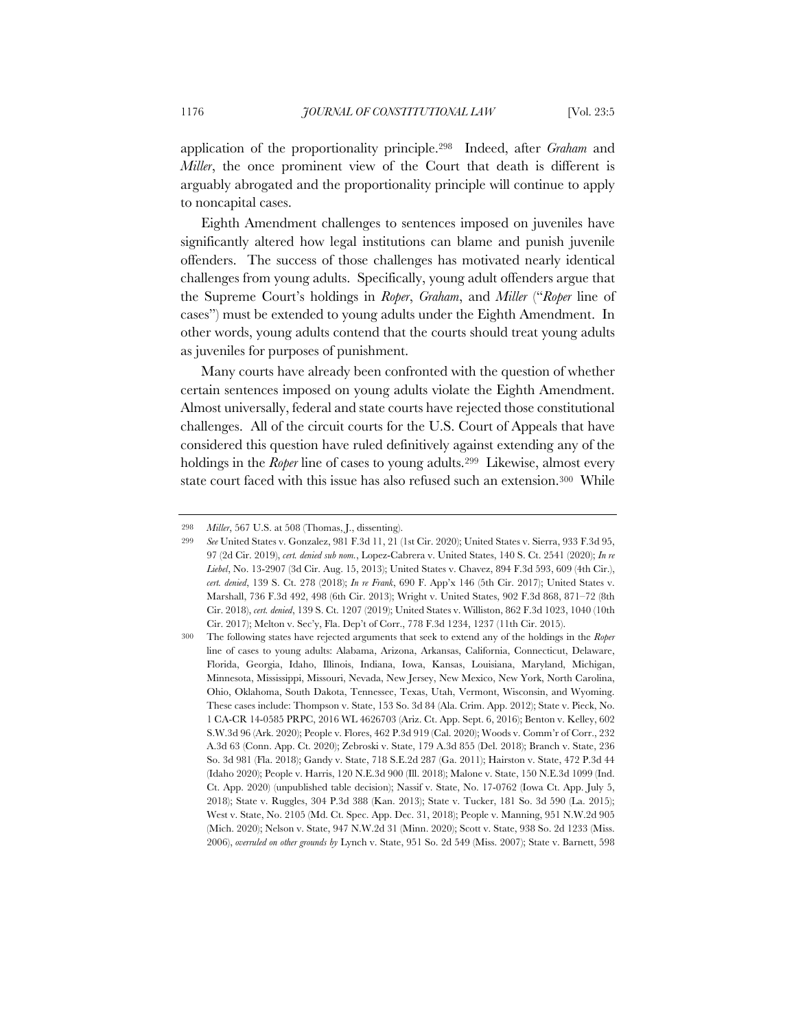application of the proportionality principle.[298] Indeed, after *Graham* and *Miller*, the once prominent view of the Court that death is different is arguably abrogated and the proportionality principle will continue to apply to noncapital cases.

Eighth Amendment challenges to sentences imposed on juveniles have significantly altered how legal institutions can blame and punish juvenile offenders. The success of those challenges has motivated nearly identical challenges from young adults. Specifically, young adult offenders argue that the Supreme Court's holdings in *Roper*, *Graham*, and *Miller* ("*Roper* line of cases") must be extended to young adults under the Eighth Amendment. In other words, young adults contend that the courts should treat young adults as juveniles for purposes of punishment.

Many courts have already been confronted with the question of whether certain sentences imposed on young adults violate the Eighth Amendment. Almost universally, federal and state courts have rejected those constitutional challenges. All of the circuit courts for the U.S. Court of Appeals that have considered this question have ruled definitively against extending any of the holdings in the *Roper* line of cases to young adults.[299] Likewise, almost every state court faced with this issue has also refused such an extension.[300] While

---

298 *Miller*, 567 U.S. at 508 (Thomas, J., dissenting).

299 *See* United States v. Gonzalez, 981 F.3d 11, 21 (1st Cir. 2020); United States v. Sierra, 933 F.3d 95, 97 (2d Cir. 2019), *cert. denied sub nom.*, Lopez-Cabrera v. United States, 140 S. Ct. 2541 (2020); *In re Liebel*, No. 13-2907 (3d Cir. Aug. 15, 2013); United States v. Chavez, 894 F.3d 593, 609 (4th Cir.), *cert. denied*, 139 S. Ct. 278 (2018); *In re Frank*, 690 F. App'x 146 (5th Cir. 2017); United States v. Marshall, 736 F.3d 492, 498 (6th Cir. 2013); Wright v. United States, 902 F.3d 868, 871–72 (8th Cir. 2018), *cert. denied*, 139 S. Ct. 1207 (2019); United States v. Williston, 862 F.3d 1023, 1040 (10th Cir. 2017); Melton v. Sec'y, Fla. Dep't of Corr., 778 F.3d 1234, 1237 (11th Cir. 2015).

300 The following states have rejected arguments that seek to extend any of the holdings in the *Roper* line of cases to young adults: Alabama, Arizona, Arkansas, California, Connecticut, Delaware, Florida, Georgia, Idaho, Illinois, Indiana, Iowa, Kansas, Louisiana, Maryland, Michigan, Minnesota, Mississippi, Missouri, Nevada, New Jersey, New Mexico, New York, North Carolina, Ohio, Oklahoma, South Dakota, Tennessee, Texas, Utah, Vermont, Wisconsin, and Wyoming. These cases include: Thompson v. State, 153 So. 3d 84 (Ala. Crim. App. 2012); State v. Pieck, No. 1 CA-CR 14-0585 PRPC, 2016 WL 4626703 (Ariz. Ct. App. Sept. 6, 2016); Benton v. Kelley, 602 S.W.3d 96 (Ark. 2020); People v. Flores, 462 P.3d 919 (Cal. 2020); Woods v. Comm'r of Corr., 232 A.3d 63 (Conn. App. Ct. 2020); Zebroski v. State, 179 A.3d 855 (Del. 2018); Branch v. State, 236 So. 3d 981 (Fla. 2018); Gandy v. State, 718 S.E.2d 287 (Ga. 2011); Hairston v. State, 472 P.3d 44 (Idaho 2020); People v. Harris, 120 N.E.3d 900 (Ill. 2018); Malone v. State, 150 N.E.3d 1099 (Ind. Ct. App. 2020) (unpublished table decision); Nassif v. State, No. 17-0762 (Iowa Ct. App. July 5, 2018); State v. Ruggles, 304 P.3d 388 (Kan. 2013); State v. Tucker, 181 So. 3d 590 (La. 2015); West v. State, No. 2105 (Md. Ct. Spec. App. Dec. 31, 2018); People v. Manning, 951 N.W.2d 905 (Mich. 2020); Nelson v. State, 947 N.W.2d 31 (Minn. 2020); Scott v. State, 938 So. 2d 1233 (Miss. 2006), *overruled on other grounds by* Lynch v. State, 951 So. 2d 549 (Miss. 2007); State v. Barnett, 598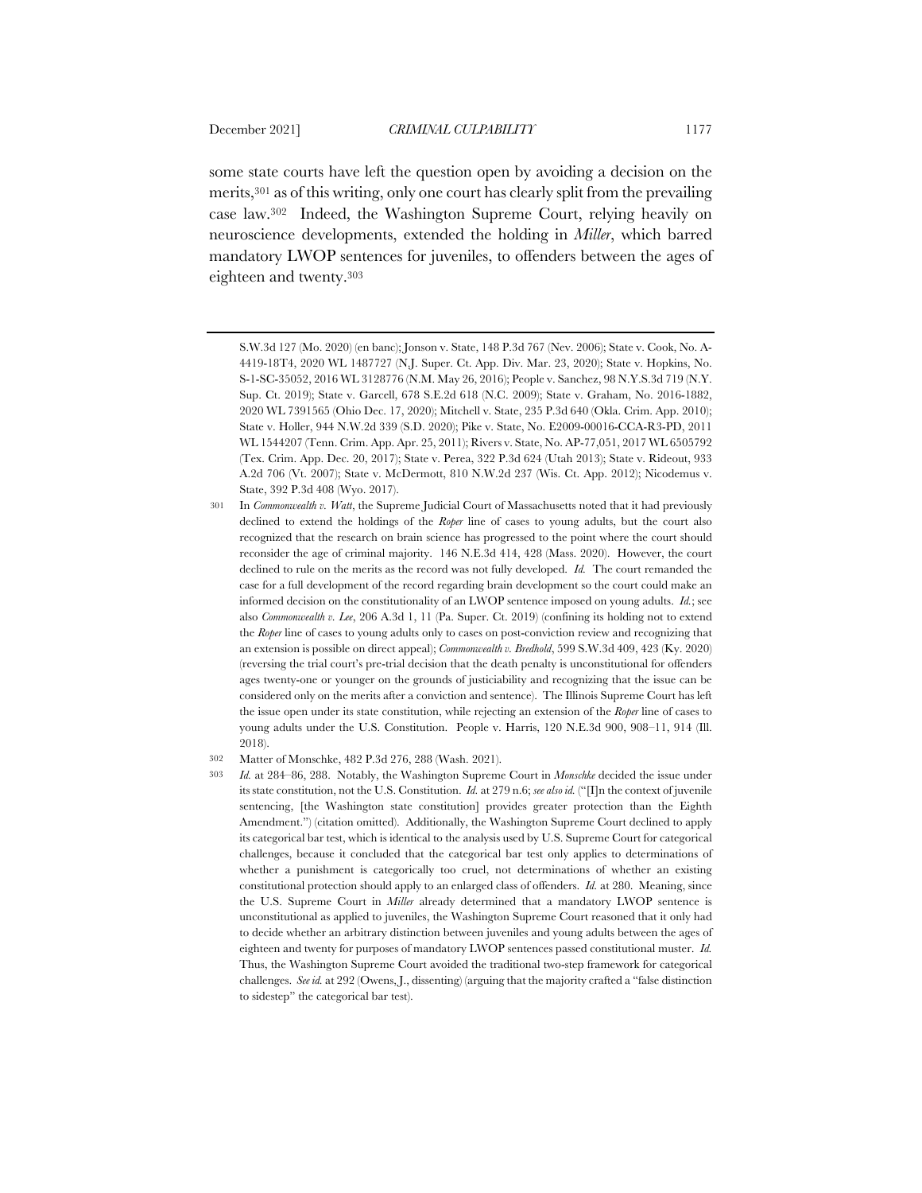some state courts have left the question open by avoiding a decision on the merits,[301] as of this writing, only one court has clearly split from the prevailing case law.[302] Indeed, the Washington Supreme Court, relying heavily on neuroscience developments, extended the holding in *Miller*, which barred mandatory LWOP sentences for juveniles, to offenders between the ages of eighteen and twenty.[303]

---

S.W.3d 127 (Mo. 2020) (en banc); Jonson v. State, 148 P.3d 767 (Nev. 2006); State v. Cook, No. A-4419-18T4, 2020 WL 1487727 (N.J. Super. Ct. App. Div. Mar. 23, 2020); State v. Hopkins, No. S-1-SC-35052, 2016 WL 3128776 (N.M. May 26, 2016); People v. Sanchez, 98 N.Y.S.3d 719 (N.Y. Sup. Ct. 2019); State v. Garcell, 678 S.E.2d 618 (N.C. 2009); State v. Graham, No. 2016-1882, 2020 WL 7391565 (Ohio Dec. 17, 2020); Mitchell v. State, 235 P.3d 640 (Okla. Crim. App. 2010); State v. Holler, 944 N.W.2d 339 (S.D. 2020); Pike v. State, No. E2009-00016-CCA-R3-PD, 2011 WL 1544207 (Tenn. Crim. App. Apr. 25, 2011); Rivers v. State, No. AP-77,051, 2017 WL 6505792 (Tex. Crim. App. Dec. 20, 2017); State v. Perea, 322 P.3d 624 (Utah 2013); State v. Rideout, 933 A.2d 706 (Vt. 2007); State v. McDermott, 810 N.W.2d 237 (Wis. Ct. App. 2012); Nicodemus v. State, 392 P.3d 408 (Wyo. 2017).

301 In *Commonwealth v. Watt*, the Supreme Judicial Court of Massachusetts noted that it had previously declined to extend the holdings of the *Roper* line of cases to young adults, but the court also recognized that the research on brain science has progressed to the point where the court should reconsider the age of criminal majority. 146 N.E.3d 414, 428 (Mass. 2020). However, the court declined to rule on the merits as the record was not fully developed. *Id.* The court remanded the case for a full development of the record regarding brain development so the court could make an informed decision on the constitutionality of an LWOP sentence imposed on young adults. *Id.*; see also *Commonwealth v. Lee*, 206 A.3d 1, 11 (Pa. Super. Ct. 2019) (confining its holding not to extend the *Roper* line of cases to young adults only to cases on post-conviction review and recognizing that an extension is possible on direct appeal); *Commonwealth v. Bredhold*, 599 S.W.3d 409, 423 (Ky. 2020) (reversing the trial court's pre-trial decision that the death penalty is unconstitutional for offenders ages twenty-one or younger on the grounds of justiciability and recognizing that the issue can be considered only on the merits after a conviction and sentence). The Illinois Supreme Court has left the issue open under its state constitution, while rejecting an extension of the *Roper* line of cases to young adults under the U.S. Constitution. People v. Harris, 120 N.E.3d 900, 908–11, 914 (Ill. 2018).

302 Matter of Monschke, 482 P.3d 276, 288 (Wash. 2021).

303 *Id.* at 284–86, 288. Notably, the Washington Supreme Court in *Monschke* decided the issue under its state constitution, not the U.S. Constitution. *Id.* at 279 n.6; *see also id.* ("[I]n the context of juvenile sentencing, [the Washington state constitution] provides greater protection than the Eighth Amendment.") (citation omitted). Additionally, the Washington Supreme Court declined to apply its categorical bar test, which is identical to the analysis used by U.S. Supreme Court for categorical challenges, because it concluded that the categorical bar test only applies to determinations of whether a punishment is categorically too cruel, not determinations of whether an existing constitutional protection should apply to an enlarged class of offenders. *Id.* at 280. Meaning, since the U.S. Supreme Court in *Miller* already determined that a mandatory LWOP sentence is unconstitutional as applied to juveniles, the Washington Supreme Court reasoned that it only had to decide whether an arbitrary distinction between juveniles and young adults between the ages of eighteen and twenty for purposes of mandatory LWOP sentences passed constitutional muster. *Id.* Thus, the Washington Supreme Court avoided the traditional two-step framework for categorical challenges. *See id.* at 292 (Owens, J., dissenting) (arguing that the majority crafted a "false distinction to sidestep" the categorical bar test).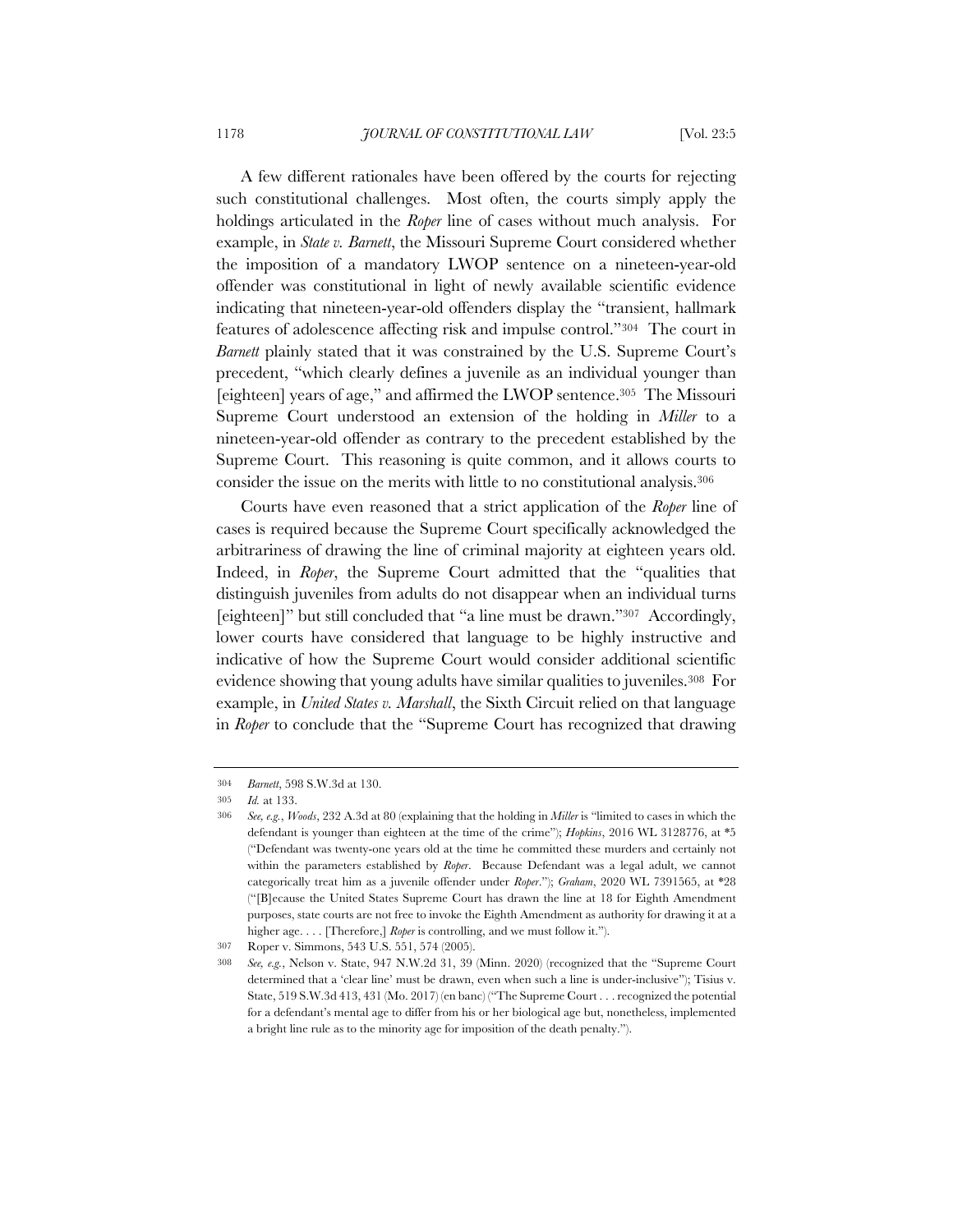A few different rationales have been offered by the courts for rejecting such constitutional challenges. Most often, the courts simply apply the holdings articulated in the *Roper* line of cases without much analysis. For example, in *State v. Barnett*, the Missouri Supreme Court considered whether the imposition of a mandatory LWOP sentence on a nineteen-year-old offender was constitutional in light of newly available scientific evidence indicating that nineteen-year-old offenders display the "transient, hallmark features of adolescence affecting risk and impulse control."[304] The court in *Barnett* plainly stated that it was constrained by the U.S. Supreme Court's precedent, "which clearly defines a juvenile as an individual younger than [eighteen] years of age," and affirmed the LWOP sentence.[305] The Missouri Supreme Court understood an extension of the holding in *Miller* to a nineteen-year-old offender as contrary to the precedent established by the Supreme Court. This reasoning is quite common, and it allows courts to consider the issue on the merits with little to no constitutional analysis.[306]

Courts have even reasoned that a strict application of the *Roper* line of cases is required because the Supreme Court specifically acknowledged the arbitrariness of drawing the line of criminal majority at eighteen years old. Indeed, in *Roper*, the Supreme Court admitted that the "qualities that distinguish juveniles from adults do not disappear when an individual turns [eighteen]" but still concluded that "a line must be drawn."[307] Accordingly, lower courts have considered that language to be highly instructive and indicative of how the Supreme Court would consider additional scientific evidence showing that young adults have similar qualities to juveniles.[308] For example, in *United States v. Marshall*, the Sixth Circuit relied on that language in *Roper* to conclude that the "Supreme Court has recognized that drawing

---

304 *Barnett*, 598 S.W.3d at 130.

305 *Id.* at 133.

306 *See, e.g.*, *Woods*, 232 A.3d at 80 (explaining that the holding in *Miller* is "limited to cases in which the defendant is younger than eighteen at the time of the crime"); *Hopkins*, 2016 WL 3128776, at *5 ("Defendant was twenty-one years old at the time he committed these murders and certainly not within the parameters established by *Roper*. Because Defendant was a legal adult, we cannot categorically treat him as a juvenile offender under *Roper*."); *Graham*, 2020 WL 7391565, at *28 ("[B]ecause the United States Supreme Court has drawn the line at 18 for Eighth Amendment purposes, state courts are not free to invoke the Eighth Amendment as authority for drawing it at a higher age. . . . [Therefore,] *Roper* is controlling, and we must follow it.").

307 Roper v. Simmons, 543 U.S. 551, 574 (2005).

308 *See, e.g.*, Nelson v. State, 947 N.W.2d 31, 39 (Minn. 2020) (recognized that the "Supreme Court determined that a 'clear line' must be drawn, even when such a line is under-inclusive"); Tisius v. State, 519 S.W.3d 413, 431 (Mo. 2017) (en banc) ("The Supreme Court . . . recognized the potential for a defendant's mental age to differ from his or her biological age but, nonetheless, implemented a bright line rule as to the minority age for imposition of the death penalty.").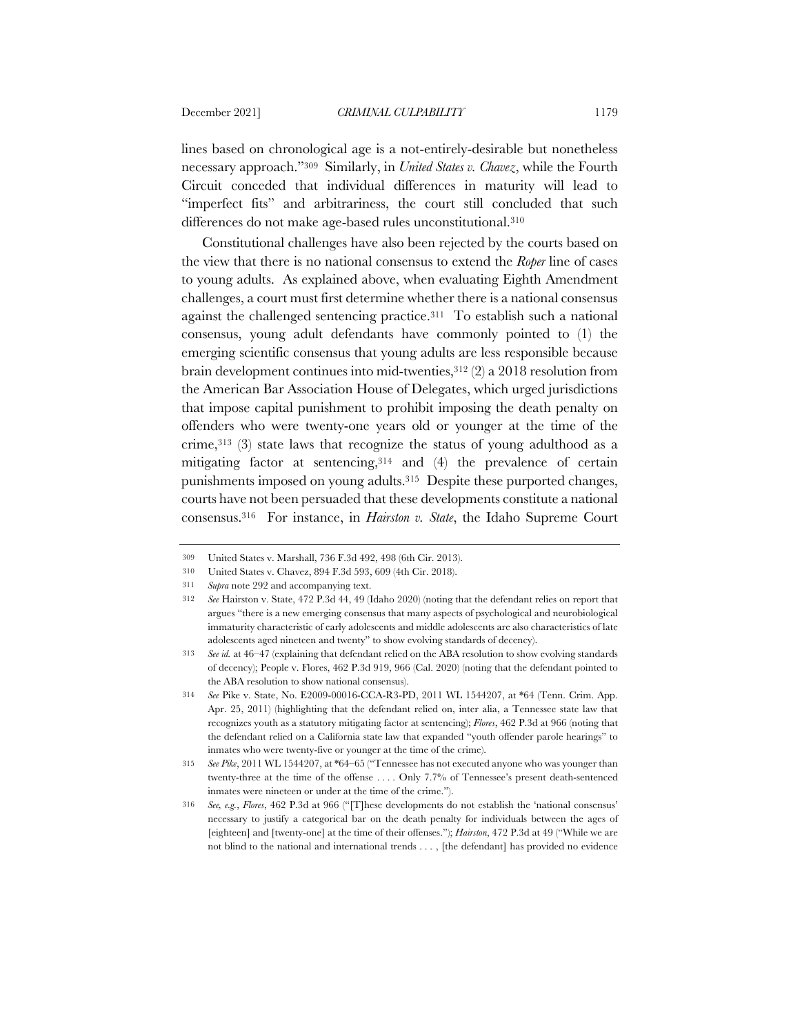lines based on chronological age is a not-entirely-desirable but nonetheless necessary approach."[309] Similarly, in *United States v. Chavez*, while the Fourth Circuit conceded that individual differences in maturity will lead to "imperfect fits" and arbitrariness, the court still concluded that such differences do not make age-based rules unconstitutional.[310]

Constitutional challenges have also been rejected by the courts based on the view that there is no national consensus to extend the *Roper* line of cases to young adults. As explained above, when evaluating Eighth Amendment challenges, a court must first determine whether there is a national consensus against the challenged sentencing practice.[311] To establish such a national consensus, young adult defendants have commonly pointed to (1) the emerging scientific consensus that young adults are less responsible because brain development continues into mid-twenties,[312] (2) a 2018 resolution from the American Bar Association House of Delegates, which urged jurisdictions that impose capital punishment to prohibit imposing the death penalty on offenders who were twenty-one years old or younger at the time of the crime,[313] (3) state laws that recognize the status of young adulthood as a mitigating factor at sentencing,[314] and (4) the prevalence of certain punishments imposed on young adults.[315] Despite these purported changes, courts have not been persuaded that these developments constitute a national consensus.[316] For instance, in *Hairston v. State*, the Idaho Supreme Court

---

309 United States v. Marshall, 736 F.3d 492, 498 (6th Cir. 2013).

310 United States v. Chavez, 894 F.3d 593, 609 (4th Cir. 2018).

311 *Supra* note 292 and accompanying text.

312 *See* Hairston v. State, 472 P.3d 44, 49 (Idaho 2020) (noting that the defendant relies on report that argues "there is a new emerging consensus that many aspects of psychological and neurobiological immaturity characteristic of early adolescents and middle adolescents are also characteristics of late adolescents aged nineteen and twenty" to show evolving standards of decency).

313 *See id.* at 46–47 (explaining that defendant relied on the ABA resolution to show evolving standards of decency); People v. Flores, 462 P.3d 919, 966 (Cal. 2020) (noting that the defendant pointed to the ABA resolution to show national consensus).

314 *See* Pike v. State, No. E2009-00016-CCA-R3-PD, 2011 WL 1544207, at *64 (Tenn. Crim. App. Apr. 25, 2011) (highlighting that the defendant relied on, inter alia, a Tennessee state law that recognizes youth as a statutory mitigating factor at sentencing); *Flores*, 462 P.3d at 966 (noting that the defendant relied on a California state law that expanded "youth offender parole hearings" to inmates who were twenty-five or younger at the time of the crime).

315 *See Pike*, 2011 WL 1544207, at *64–65 ("Tennessee has not executed anyone who was younger than twenty-three at the time of the offense . . . . Only 7.7% of Tennessee's present death-sentenced inmates were nineteen or under at the time of the crime.").

316 *See, e.g.*, *Flores*, 462 P.3d at 966 ("[T]hese developments do not establish the 'national consensus' necessary to justify a categorical bar on the death penalty for individuals between the ages of [eighteen] and [twenty-one] at the time of their offenses."); *Hairston*, 472 P.3d at 49 ("While we are not blind to the national and international trends . . . , [the defendant] has provided no evidence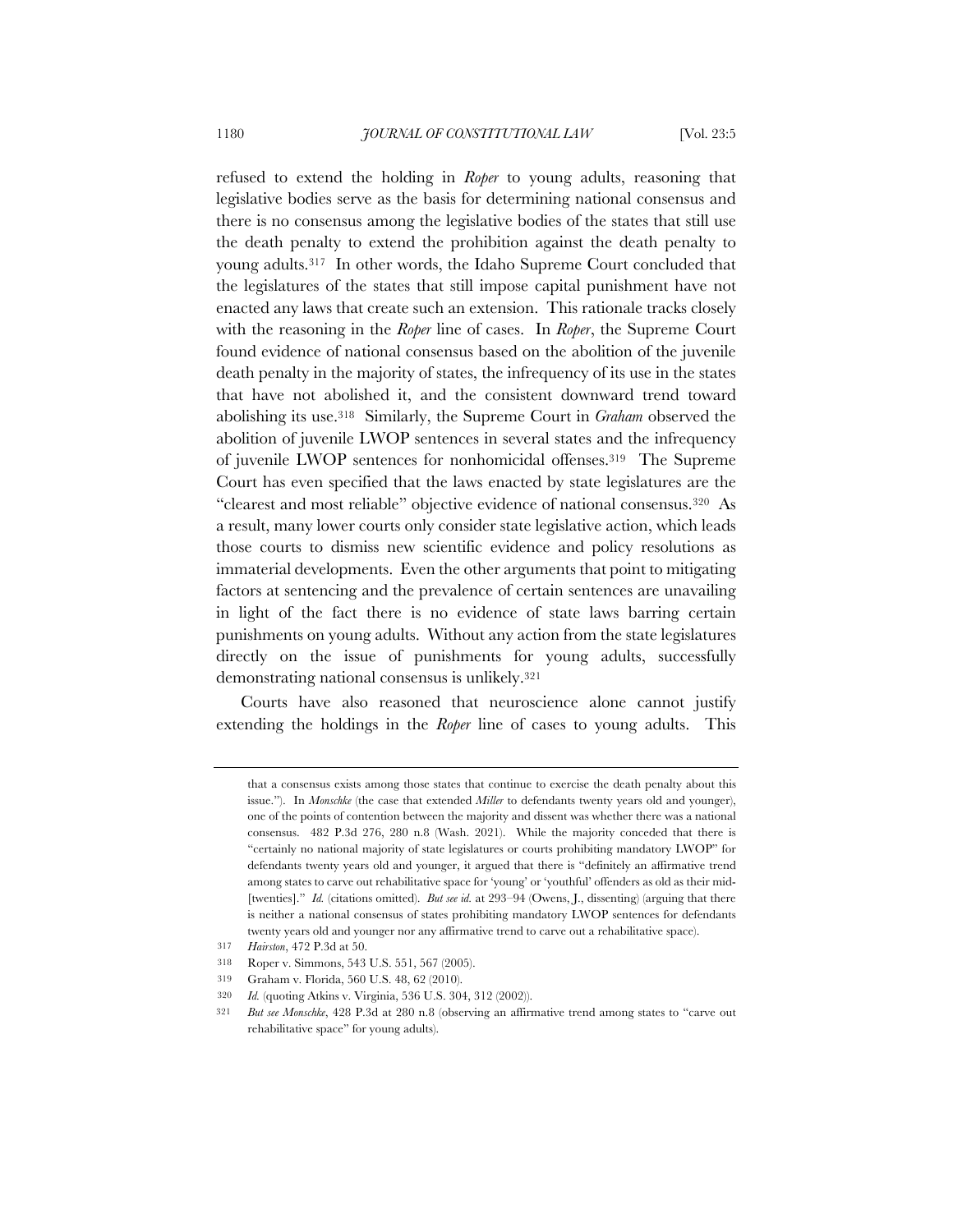refused to extend the holding in *Roper* to young adults, reasoning that legislative bodies serve as the basis for determining national consensus and there is no consensus among the legislative bodies of the states that still use the death penalty to extend the prohibition against the death penalty to young adults.[317] In other words, the Idaho Supreme Court concluded that the legislatures of the states that still impose capital punishment have not enacted any laws that create such an extension. This rationale tracks closely with the reasoning in the *Roper* line of cases. In *Roper*, the Supreme Court found evidence of national consensus based on the abolition of the juvenile death penalty in the majority of states, the infrequency of its use in the states that have not abolished it, and the consistent downward trend toward abolishing its use.[318] Similarly, the Supreme Court in *Graham* observed the abolition of juvenile LWOP sentences in several states and the infrequency of juvenile LWOP sentences for nonhomicidal offenses.[319] The Supreme Court has even specified that the laws enacted by state legislatures are the "clearest and most reliable" objective evidence of national consensus.[320] As a result, many lower courts only consider state legislative action, which leads those courts to dismiss new scientific evidence and policy resolutions as immaterial developments. Even the other arguments that point to mitigating factors at sentencing and the prevalence of certain sentences are unavailing in light of the fact there is no evidence of state laws barring certain punishments on young adults. Without any action from the state legislatures directly on the issue of punishments for young adults, successfully demonstrating national consensus is unlikely.[321]

Courts have also reasoned that neuroscience alone cannot justify extending the holdings in the *Roper* line of cases to young adults. This

---

that a consensus exists among those states that continue to exercise the death penalty about this issue."). In *Monschke* (the case that extended *Miller* to defendants twenty years old and younger), one of the points of contention between the majority and dissent was whether there was a national consensus. 482 P.3d 276, 280 n.8 (Wash. 2021). While the majority conceded that there is "certainly no national majority of state legislatures or courts prohibiting mandatory LWOP" for defendants twenty years old and younger, it argued that there is "definitely an affirmative trend among states to carve out rehabilitative space for 'young' or 'youthful' offenders as old as their mid-[twenties]." *Id.* (citations omitted). *But see id.* at 293–94 (Owens, J., dissenting) (arguing that there is neither a national consensus of states prohibiting mandatory LWOP sentences for defendants twenty years old and younger nor any affirmative trend to carve out a rehabilitative space).

317 *Hairston*, 472 P.3d at 50.

318 Roper v. Simmons, 543 U.S. 551, 567 (2005).

319 Graham v. Florida, 560 U.S. 48, 62 (2010).

320 *Id.* (quoting Atkins v. Virginia, 536 U.S. 304, 312 (2002)).

321 *But see Monschke*, 428 P.3d at 280 n.8 (observing an affirmative trend among states to "carve out rehabilitative space" for young adults).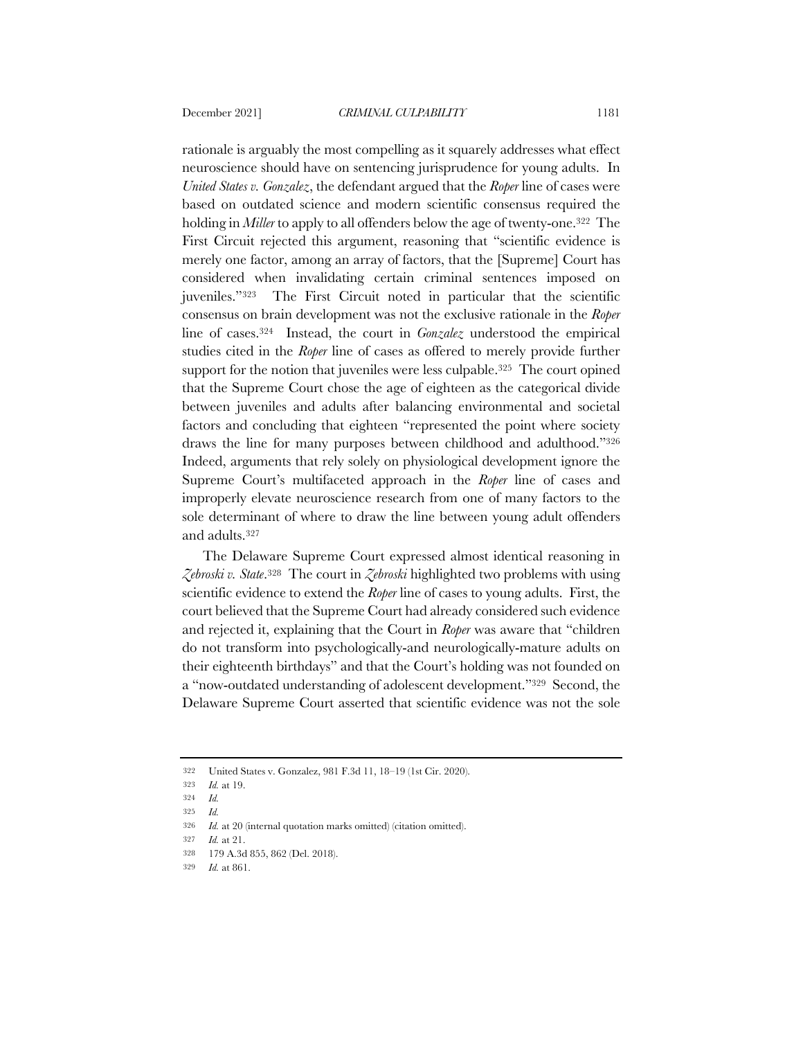rationale is arguably the most compelling as it squarely addresses what effect neuroscience should have on sentencing jurisprudence for young adults. In *United States v. Gonzalez*, the defendant argued that the *Roper* line of cases were based on outdated science and modern scientific consensus required the holding in *Miller* to apply to all offenders below the age of twenty-one.[322] The First Circuit rejected this argument, reasoning that "scientific evidence is merely one factor, among an array of factors, that the [Supreme] Court has considered when invalidating certain criminal sentences imposed on juveniles."[323] The First Circuit noted in particular that the scientific consensus on brain development was not the exclusive rationale in the *Roper* line of cases.[324] Instead, the court in *Gonzalez* understood the empirical studies cited in the *Roper* line of cases as offered to merely provide further support for the notion that juveniles were less culpable.[325] The court opined that the Supreme Court chose the age of eighteen as the categorical divide between juveniles and adults after balancing environmental and societal factors and concluding that eighteen "represented the point where society draws the line for many purposes between childhood and adulthood."[326] Indeed, arguments that rely solely on physiological development ignore the Supreme Court's multifaceted approach in the *Roper* line of cases and improperly elevate neuroscience research from one of many factors to the sole determinant of where to draw the line between young adult offenders and adults.[327]

The Delaware Supreme Court expressed almost identical reasoning in *Zebroski v. State*.[328] The court in *Zebroski* highlighted two problems with using scientific evidence to extend the *Roper* line of cases to young adults. First, the court believed that the Supreme Court had already considered such evidence and rejected it, explaining that the Court in *Roper* was aware that "children do not transform into psychologically-and neurologically-mature adults on their eighteenth birthdays" and that the Court's holding was not founded on a "now-outdated understanding of adolescent development."[329] Second, the Delaware Supreme Court asserted that scientific evidence was not the sole

---

322 United States v. Gonzalez, 981 F.3d 11, 18–19 (1st Cir. 2020).

323 *Id.* at 19.

324 *Id.*

325 *Id.*

326 *Id.* at 20 (internal quotation marks omitted) (citation omitted).

327 *Id.* at 21.

328 179 A.3d 855, 862 (Del. 2018).

329 *Id.* at 861.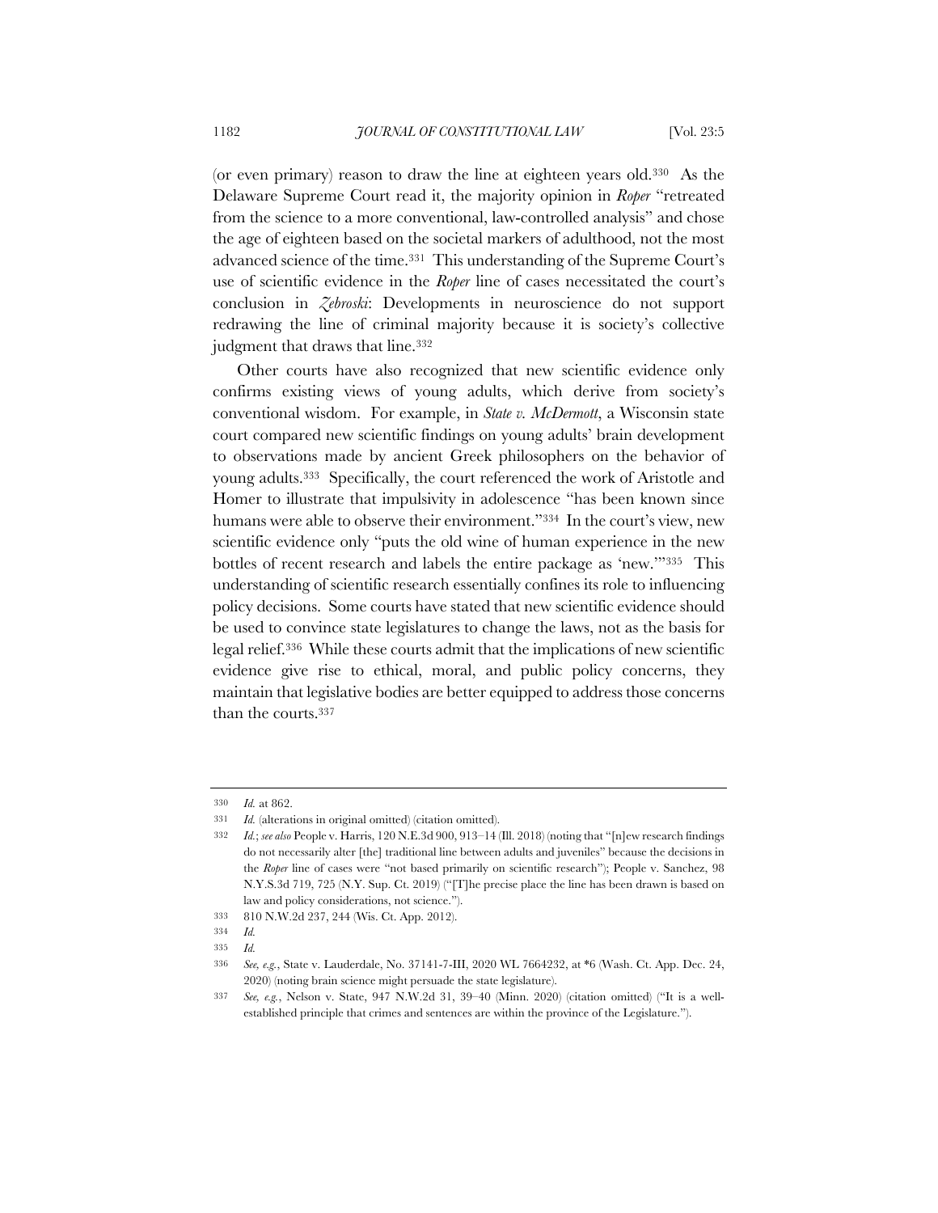(or even primary) reason to draw the line at eighteen years old.[330] As the Delaware Supreme Court read it, the majority opinion in *Roper* "retreated from the science to a more conventional, law-controlled analysis" and chose the age of eighteen based on the societal markers of adulthood, not the most advanced science of the time.[331] This understanding of the Supreme Court's use of scientific evidence in the *Roper* line of cases necessitated the court's conclusion in *Zebroski*: Developments in neuroscience do not support redrawing the line of criminal majority because it is society's collective judgment that draws that line.[332]

Other courts have also recognized that new scientific evidence only confirms existing views of young adults, which derive from society's conventional wisdom. For example, in *State v. McDermott*, a Wisconsin state court compared new scientific findings on young adults' brain development to observations made by ancient Greek philosophers on the behavior of young adults.[333] Specifically, the court referenced the work of Aristotle and Homer to illustrate that impulsivity in adolescence "has been known since humans were able to observe their environment."[334] In the court's view, new scientific evidence only "puts the old wine of human experience in the new bottles of recent research and labels the entire package as 'new.'"[335] This understanding of scientific research essentially confines its role to influencing policy decisions. Some courts have stated that new scientific evidence should be used to convince state legislatures to change the laws, not as the basis for legal relief.[336] While these courts admit that the implications of new scientific evidence give rise to ethical, moral, and public policy concerns, they maintain that legislative bodies are better equipped to address those concerns than the courts.[337]

---

330 *Id.* at 862.

331 *Id.* (alterations in original omitted) (citation omitted).

332 *Id.*; *see also* People v. Harris, 120 N.E.3d 900, 913–14 (Ill. 2018) (noting that "[n]ew research findings do not necessarily alter [the] traditional line between adults and juveniles" because the decisions in the *Roper* line of cases were "not based primarily on scientific research"); People v. Sanchez, 98 N.Y.S.3d 719, 725 (N.Y. Sup. Ct. 2019) ("[T]he precise place the line has been drawn is based on law and policy considerations, not science.").

333 810 N.W.2d 237, 244 (Wis. Ct. App. 2012).

334 *Id.*

335 *Id.*

336 *See, e.g.*, State v. Lauderdale, No. 37141-7-III, 2020 WL 7664232, at *6 (Wash. Ct. App. Dec. 24, 2020) (noting brain science might persuade the state legislature).

337 *See, e.g.*, Nelson v. State, 947 N.W.2d 31, 39–40 (Minn. 2020) (citation omitted) ("It is a well-established principle that crimes and sentences are within the province of the Legislature.").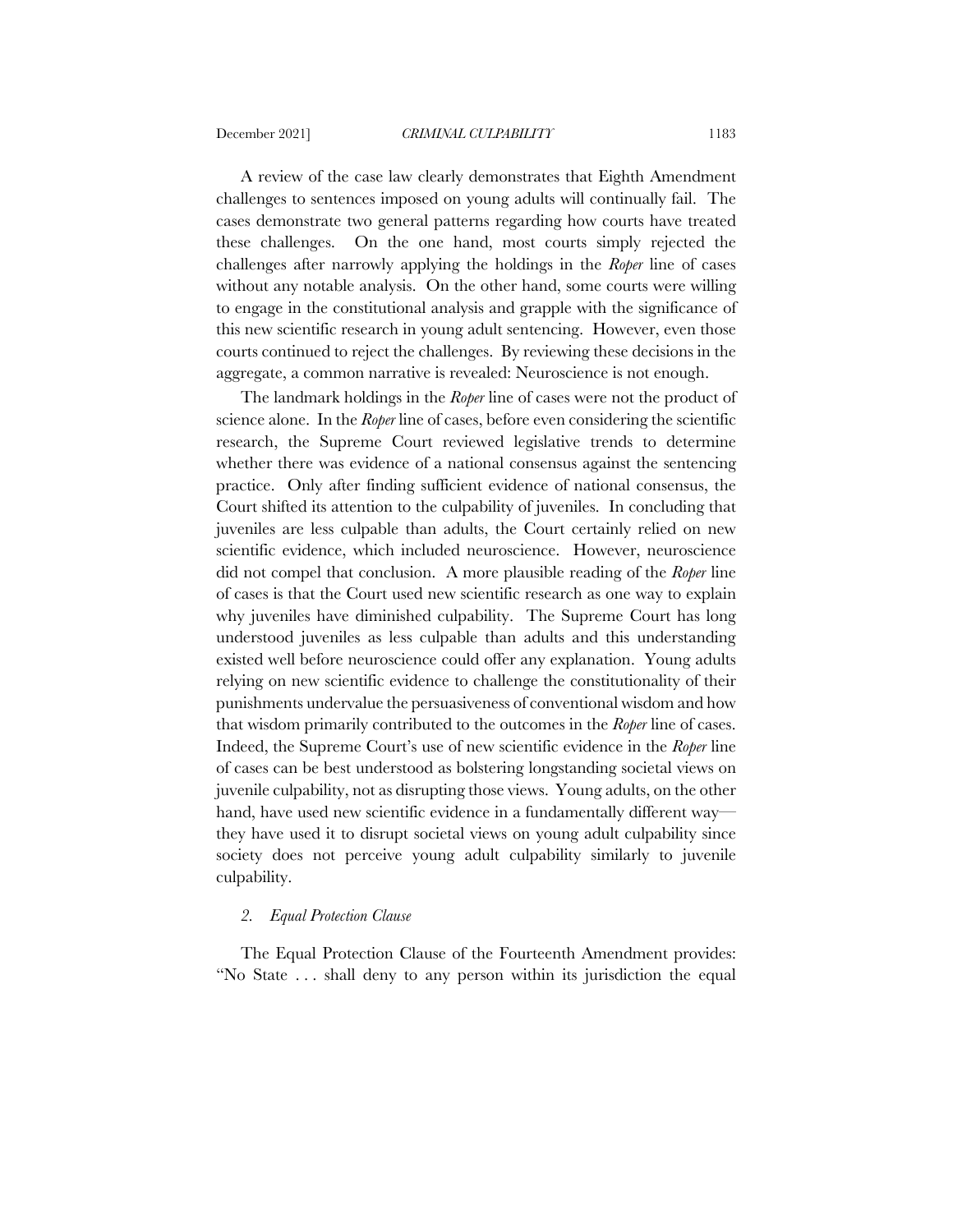A review of the case law clearly demonstrates that Eighth Amendment challenges to sentences imposed on young adults will continually fail. The cases demonstrate two general patterns regarding how courts have treated these challenges. On the one hand, most courts simply rejected the challenges after narrowly applying the holdings in the *Roper* line of cases without any notable analysis. On the other hand, some courts were willing to engage in the constitutional analysis and grapple with the significance of this new scientific research in young adult sentencing. However, even those courts continued to reject the challenges. By reviewing these decisions in the aggregate, a common narrative is revealed: Neuroscience is not enough.

The landmark holdings in the *Roper* line of cases were not the product of science alone. In the *Roper* line of cases, before even considering the scientific research, the Supreme Court reviewed legislative trends to determine whether there was evidence of a national consensus against the sentencing practice. Only after finding sufficient evidence of national consensus, the Court shifted its attention to the culpability of juveniles. In concluding that juveniles are less culpable than adults, the Court certainly relied on new scientific evidence, which included neuroscience. However, neuroscience did not compel that conclusion. A more plausible reading of the *Roper* line of cases is that the Court used new scientific research as one way to explain why juveniles have diminished culpability. The Supreme Court has long understood juveniles as less culpable than adults and this understanding existed well before neuroscience could offer any explanation. Young adults relying on new scientific evidence to challenge the constitutionality of their punishments undervalue the persuasiveness of conventional wisdom and how that wisdom primarily contributed to the outcomes in the *Roper* line of cases. Indeed, the Supreme Court's use of new scientific evidence in the *Roper* line of cases can be best understood as bolstering longstanding societal views on juvenile culpability, not as disrupting those views. Young adults, on the other hand, have used new scientific evidence in a fundamentally different way—they have used it to disrupt societal views on young adult culpability since society does not perceive young adult culpability similarly to juvenile culpability.

#### *2. Equal Protection Clause*

The Equal Protection Clause of the Fourteenth Amendment provides: "No State . . . shall deny to any person within its jurisdiction the equal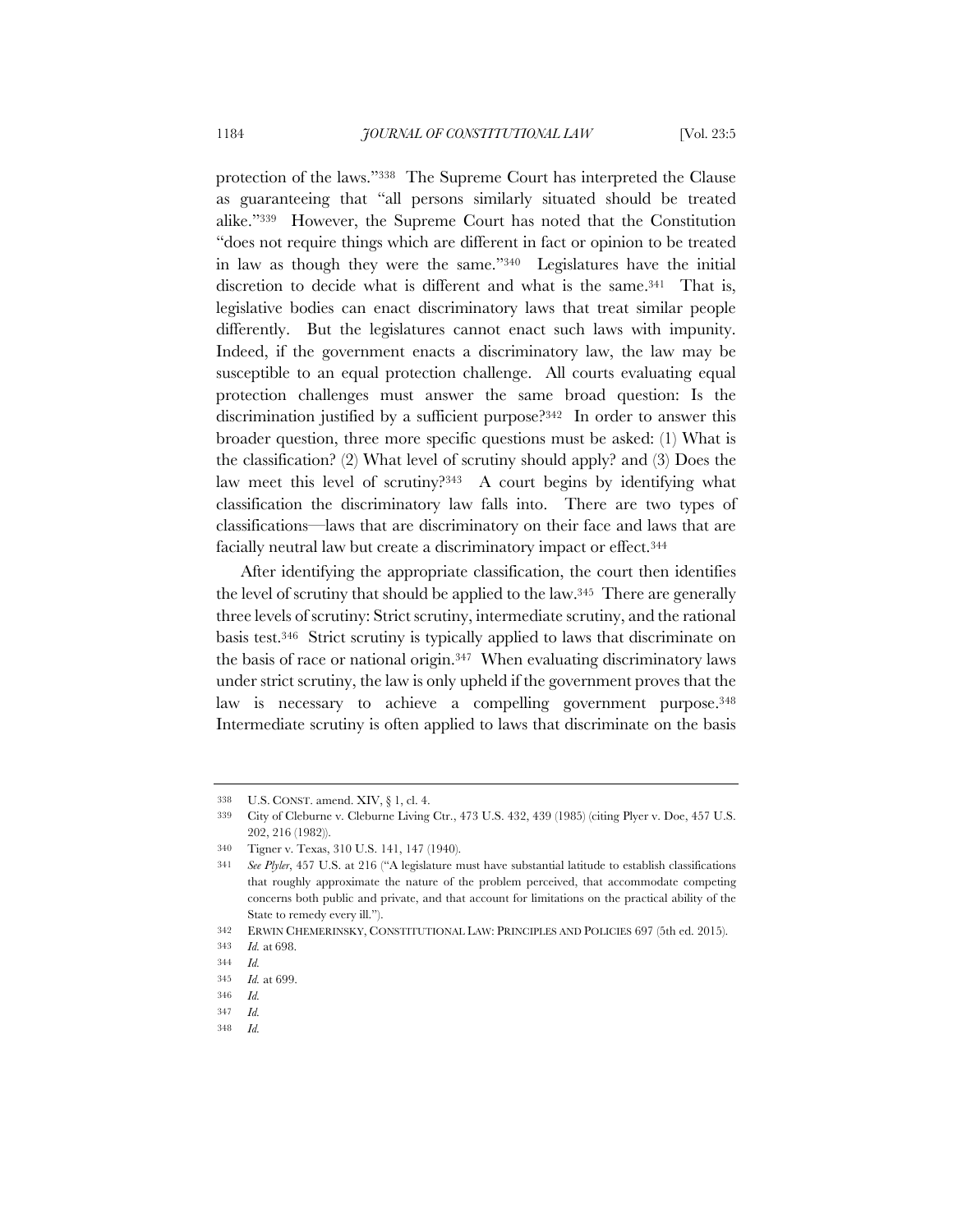protection of the laws."[338] The Supreme Court has interpreted the Clause as guaranteeing that "all persons similarly situated should be treated alike."[339] However, the Supreme Court has noted that the Constitution "does not require things which are different in fact or opinion to be treated in law as though they were the same."[340] Legislatures have the initial discretion to decide what is different and what is the same.[341] That is, legislative bodies can enact discriminatory laws that treat similar people differently. But the legislatures cannot enact such laws with impunity. Indeed, if the government enacts a discriminatory law, the law may be susceptible to an equal protection challenge. All courts evaluating equal protection challenges must answer the same broad question: Is the discrimination justified by a sufficient purpose?[342] In order to answer this broader question, three more specific questions must be asked: (1) What is the classification? (2) What level of scrutiny should apply? and (3) Does the law meet this level of scrutiny?[343] A court begins by identifying what classification the discriminatory law falls into. There are two types of classifications—laws that are discriminatory on their face and laws that are facially neutral law but create a discriminatory impact or effect.[344]

After identifying the appropriate classification, the court then identifies the level of scrutiny that should be applied to the law.[345] There are generally three levels of scrutiny: Strict scrutiny, intermediate scrutiny, and the rational basis test.[346] Strict scrutiny is typically applied to laws that discriminate on the basis of race or national origin.[347] When evaluating discriminatory laws under strict scrutiny, the law is only upheld if the government proves that the law is necessary to achieve a compelling government purpose.[348] Intermediate scrutiny is often applied to laws that discriminate on the basis

---

338 U.S. CONST. amend. XIV, § 1, cl. 4.

339 City of Cleburne v. Cleburne Living Ctr., 473 U.S. 432, 439 (1985) (citing Plyer v. Doe, 457 U.S. 202, 216 (1982)).

340 Tigner v. Texas, 310 U.S. 141, 147 (1940).

341 *See Plyler*, 457 U.S. at 216 ("A legislature must have substantial latitude to establish classifications that roughly approximate the nature of the problem perceived, that accommodate competing concerns both public and private, and that account for limitations on the practical ability of the State to remedy every ill.").

342 ERWIN CHEMERINSKY, CONSTITUTIONAL LAW: PRINCIPLES AND POLICIES 697 (5th ed. 2015).

343 *Id.* at 698.

344 *Id.*

345 *Id.* at 699.

346 *Id.*

347 *Id.*

348 *Id.*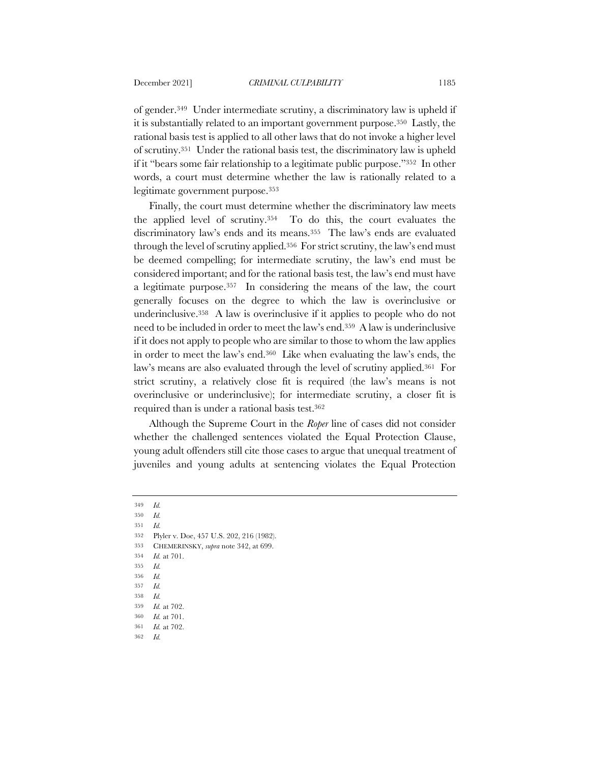of gender.[349] Under intermediate scrutiny, a discriminatory law is upheld if it is substantially related to an important government purpose.[350] Lastly, the rational basis test is applied to all other laws that do not invoke a higher level of scrutiny.[351] Under the rational basis test, the discriminatory law is upheld if it "bears some fair relationship to a legitimate public purpose."[352] In other words, a court must determine whether the law is rationally related to a legitimate government purpose.[353]

Finally, the court must determine whether the discriminatory law meets the applied level of scrutiny.[354] To do this, the court evaluates the discriminatory law's ends and its means.[355] The law's ends are evaluated through the level of scrutiny applied.[356] For strict scrutiny, the law's end must be deemed compelling; for intermediate scrutiny, the law's end must be considered important; and for the rational basis test, the law's end must have a legitimate purpose.[357] In considering the means of the law, the court generally focuses on the degree to which the law is overinclusive or underinclusive.[358] A law is overinclusive if it applies to people who do not need to be included in order to meet the law's end.[359] A law is underinclusive if it does not apply to people who are similar to those to whom the law applies in order to meet the law's end.[360] Like when evaluating the law's ends, the law's means are also evaluated through the level of scrutiny applied.[361] For strict scrutiny, a relatively close fit is required (the law's means is not overinclusive or underinclusive); for intermediate scrutiny, a closer fit is required than is under a rational basis test.[362]

Although the Supreme Court in the *Roper* line of cases did not consider whether the challenged sentences violated the Equal Protection Clause, young adult offenders still cite those cases to argue that unequal treatment of juveniles and young adults at sentencing violates the Equal Protection

---

349 *Id.*

350 *Id.*

351 *Id.*

352 Plyler v. Doe, 457 U.S. 202, 216 (1982).

353 CHEMERINSKY, *supra* note 342, at 699.

354 *Id.* at 701.

355 *Id.*

356 *Id.*

357 *Id.*

358 *Id.*

359 *Id.* at 702.

360 *Id.* at 701.

361 *Id.* at 702.

362 *Id.*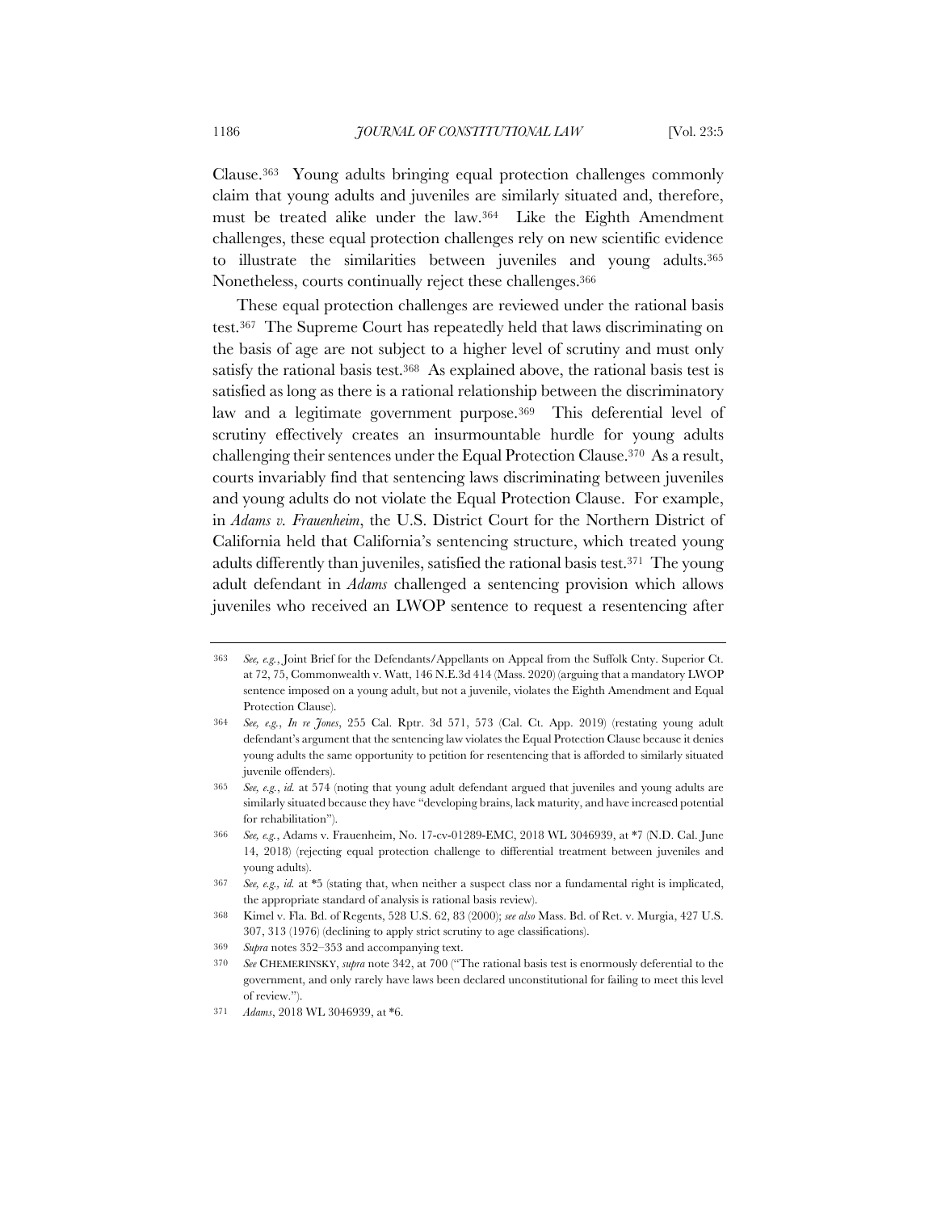Clause.[363] Young adults bringing equal protection challenges commonly claim that young adults and juveniles are similarly situated and, therefore, must be treated alike under the law.[364] Like the Eighth Amendment challenges, these equal protection challenges rely on new scientific evidence to illustrate the similarities between juveniles and young adults.[365] Nonetheless, courts continually reject these challenges.[366]

These equal protection challenges are reviewed under the rational basis test.[367] The Supreme Court has repeatedly held that laws discriminating on the basis of age are not subject to a higher level of scrutiny and must only satisfy the rational basis test.[368] As explained above, the rational basis test is satisfied as long as there is a rational relationship between the discriminatory law and a legitimate government purpose.[369] This deferential level of scrutiny effectively creates an insurmountable hurdle for young adults challenging their sentences under the Equal Protection Clause.[370] As a result, courts invariably find that sentencing laws discriminating between juveniles and young adults do not violate the Equal Protection Clause. For example, in *Adams v. Frauenheim*, the U.S. District Court for the Northern District of California held that California's sentencing structure, which treated young adults differently than juveniles, satisfied the rational basis test.[371] The young adult defendant in *Adams* challenged a sentencing provision which allows juveniles who received an LWOP sentence to request a resentencing after

---

363 *See, e.g.*, Joint Brief for the Defendants/Appellants on Appeal from the Suffolk Cnty. Superior Ct. at 72, 75, Commonwealth v. Watt, 146 N.E.3d 414 (Mass. 2020) (arguing that a mandatory LWOP sentence imposed on a young adult, but not a juvenile, violates the Eighth Amendment and Equal Protection Clause).

364 *See, e.g.*, *In re Jones*, 255 Cal. Rptr. 3d 571, 573 (Cal. Ct. App. 2019) (restating young adult defendant's argument that the sentencing law violates the Equal Protection Clause because it denies young adults the same opportunity to petition for resentencing that is afforded to similarly situated juvenile offenders).

365 *See, e.g.*, *id.* at 574 (noting that young adult defendant argued that juveniles and young adults are similarly situated because they have "developing brains, lack maturity, and have increased potential for rehabilitation").

366 *See, e.g.*, Adams v. Frauenheim, No. 17-cv-01289-EMC, 2018 WL 3046939, at *7 (N.D. Cal. June 14, 2018) (rejecting equal protection challenge to differential treatment between juveniles and young adults).

367 *See, e.g., id.* at *5 (stating that, when neither a suspect class nor a fundamental right is implicated, the appropriate standard of analysis is rational basis review).

368 Kimel v. Fla. Bd. of Regents, 528 U.S. 62, 83 (2000); *see also* Mass. Bd. of Ret. v. Murgia, 427 U.S. 307, 313 (1976) (declining to apply strict scrutiny to age classifications).

369 *Supra* notes 352–353 and accompanying text.

370 *See* CHEMERINSKY, *supra* note 342, at 700 ("The rational basis test is enormously deferential to the government, and only rarely have laws been declared unconstitutional for failing to meet this level of review.").

371 *Adams*, 2018 WL 3046939, at *6.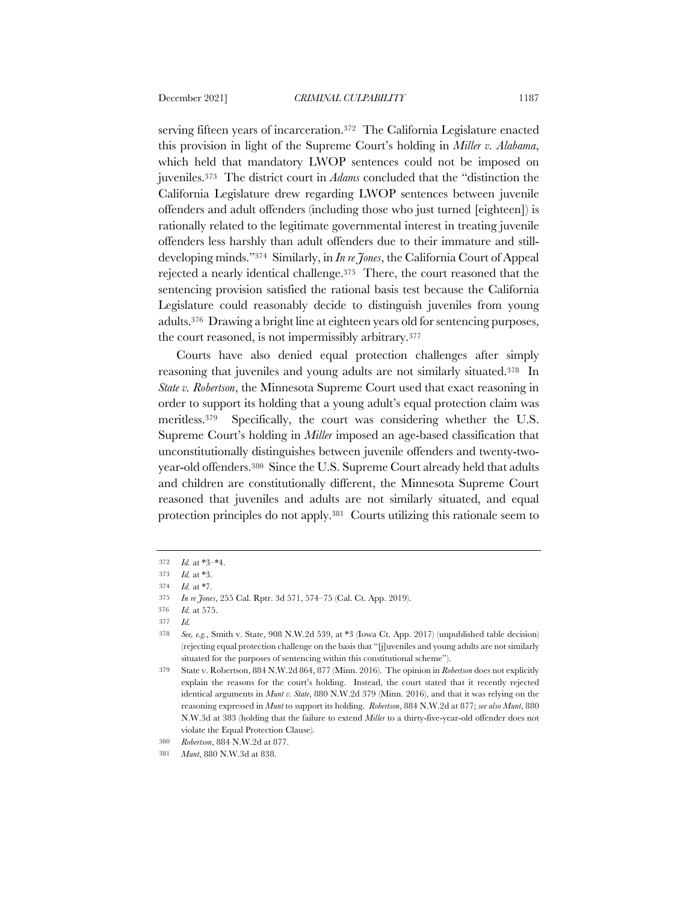serving fifteen years of incarceration.[372] The California Legislature enacted this provision in light of the Supreme Court's holding in *Miller v. Alabama*, which held that mandatory LWOP sentences could not be imposed on juveniles.[373] The district court in *Adams* concluded that the "distinction the California Legislature drew regarding LWOP sentences between juvenile offenders and adult offenders (including those who just turned [eighteen]) is rationally related to the legitimate governmental interest in treating juvenile offenders less harshly than adult offenders due to their immature and still-developing minds."[374] Similarly, in *In re Jones*, the California Court of Appeal rejected a nearly identical challenge.[375] There, the court reasoned that the sentencing provision satisfied the rational basis test because the California Legislature could reasonably decide to distinguish juveniles from young adults.[376] Drawing a bright line at eighteen years old for sentencing purposes, the court reasoned, is not impermissibly arbitrary.[377]

Courts have also denied equal protection challenges after simply reasoning that juveniles and young adults are not similarly situated.[378] In *State v. Robertson*, the Minnesota Supreme Court used that exact reasoning in order to support its holding that a young adult's equal protection claim was meritless.[379] Specifically, the court was considering whether the U.S. Supreme Court's holding in *Miller* imposed an age-based classification that unconstitutionally distinguishes between juvenile offenders and twenty-two-year-old offenders.[380] Since the U.S. Supreme Court already held that adults and children are constitutionally different, the Minnesota Supreme Court reasoned that juveniles and adults are not similarly situated, and equal protection principles do not apply.[381] Courts utilizing this rationale seem to

---

372 *Id.* at *3–*4.

373 *Id.* at *3.

374 *Id.* at *7.

375 *In re Jones*, 255 Cal. Rptr. 3d 571, 574–75 (Cal. Ct. App. 2019).

376 *Id.* at 575.

377 *Id.*

378 *See, e.g.*, Smith v. State, 908 N.W.2d 539, at *3 (Iowa Ct. App. 2017) (unpublished table decision) (rejecting equal protection challenge on the basis that "[j]uveniles and young adults are not similarly situated for the purposes of sentencing within this constitutional scheme").

379 State v. Robertson, 884 N.W.2d 864, 877 (Minn. 2016). The opinion in *Robertson* does not explicitly explain the reasons for the court's holding. Instead, the court stated that it recently rejected identical arguments in *Munt v. State*, 880 N.W.2d 379 (Minn. 2016), and that it was relying on the reasoning expressed in *Munt* to support its holding. *Robertson*, 884 N.W.2d at 877; *see also Munt*, 880 N.W.3d at 383 (holding that the failure to extend *Miller* to a thirty-five-year-old offender does not violate the Equal Protection Clause).

380 *Robertson*, 884 N.W.2d at 877.

381 *Munt*, 880 N.W.3d at 838.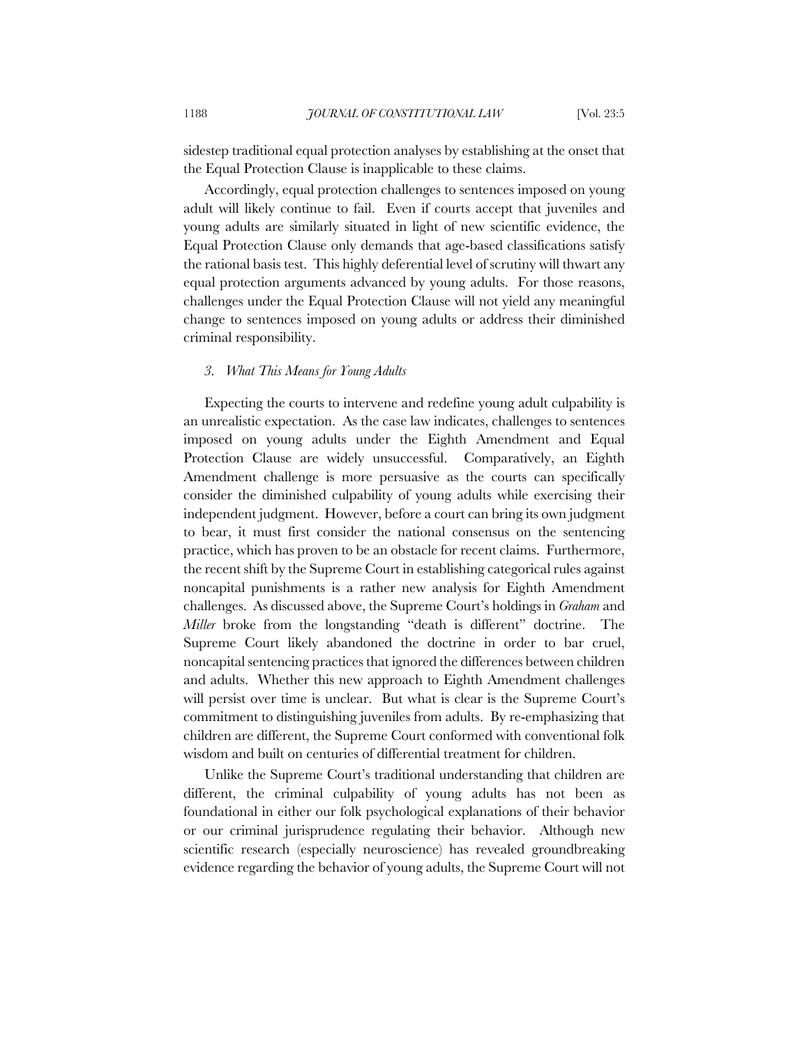sidestep traditional equal protection analyses by establishing at the onset that the Equal Protection Clause is inapplicable to these claims.

Accordingly, equal protection challenges to sentences imposed on young adult will likely continue to fail. Even if courts accept that juveniles and young adults are similarly situated in light of new scientific evidence, the Equal Protection Clause only demands that age-based classifications satisfy the rational basis test. This highly deferential level of scrutiny will thwart any equal protection arguments advanced by young adults. For those reasons, challenges under the Equal Protection Clause will not yield any meaningful change to sentences imposed on young adults or address their diminished criminal responsibility.

### *3. What This Means for Young Adults*

Expecting the courts to intervene and redefine young adult culpability is an unrealistic expectation. As the case law indicates, challenges to sentences imposed on young adults under the Eighth Amendment and Equal Protection Clause are widely unsuccessful. Comparatively, an Eighth Amendment challenge is more persuasive as the courts can specifically consider the diminished culpability of young adults while exercising their independent judgment. However, before a court can bring its own judgment to bear, it must first consider the national consensus on the sentencing practice, which has proven to be an obstacle for recent claims. Furthermore, the recent shift by the Supreme Court in establishing categorical rules against noncapital punishments is a rather new analysis for Eighth Amendment challenges. As discussed above, the Supreme Court's holdings in *Graham* and *Miller* broke from the longstanding "death is different" doctrine. The Supreme Court likely abandoned the doctrine in order to bar cruel, noncapital sentencing practices that ignored the differences between children and adults. Whether this new approach to Eighth Amendment challenges will persist over time is unclear. But what is clear is the Supreme Court's commitment to distinguishing juveniles from adults. By re-emphasizing that children are different, the Supreme Court conformed with conventional folk wisdom and built on centuries of differential treatment for children.

Unlike the Supreme Court's traditional understanding that children are different, the criminal culpability of young adults has not been as foundational in either our folk psychological explanations of their behavior or our criminal jurisprudence regulating their behavior. Although new scientific research (especially neuroscience) has revealed groundbreaking evidence regarding the behavior of young adults, the Supreme Court will not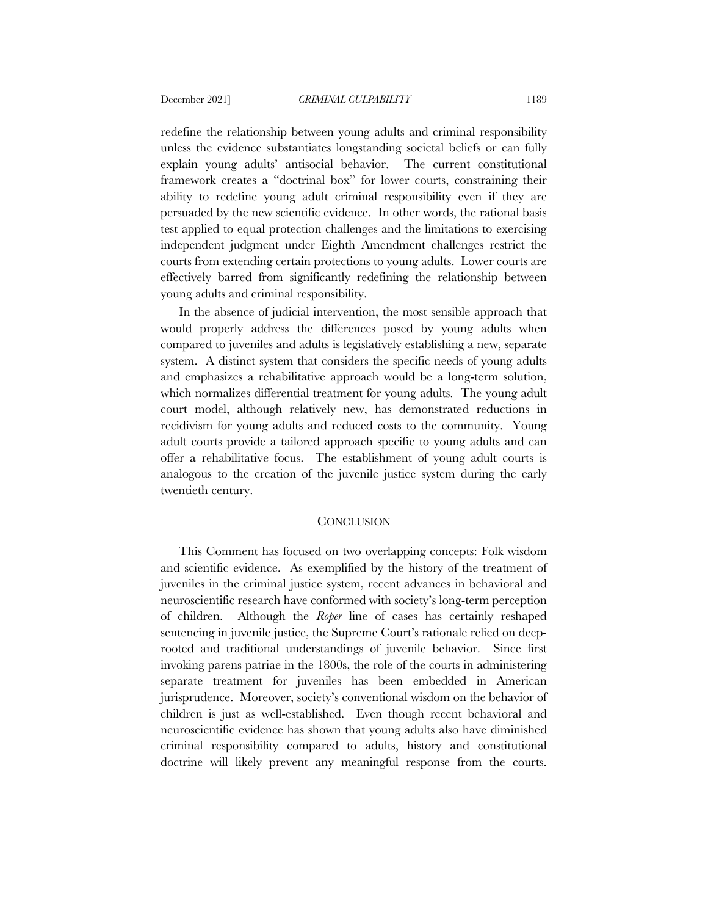redefine the relationship between young adults and criminal responsibility unless the evidence substantiates longstanding societal beliefs or can fully explain young adults' antisocial behavior. The current constitutional framework creates a "doctrinal box" for lower courts, constraining their ability to redefine young adult criminal responsibility even if they are persuaded by the new scientific evidence. In other words, the rational basis test applied to equal protection challenges and the limitations to exercising independent judgment under Eighth Amendment challenges restrict the courts from extending certain protections to young adults. Lower courts are effectively barred from significantly redefining the relationship between young adults and criminal responsibility.

In the absence of judicial intervention, the most sensible approach that would properly address the differences posed by young adults when compared to juveniles and adults is legislatively establishing a new, separate system. A distinct system that considers the specific needs of young adults and emphasizes a rehabilitative approach would be a long-term solution, which normalizes differential treatment for young adults. The young adult court model, although relatively new, has demonstrated reductions in recidivism for young adults and reduced costs to the community. Young adult courts provide a tailored approach specific to young adults and can offer a rehabilitative focus. The establishment of young adult courts is analogous to the creation of the juvenile justice system during the early twentieth century.

## CONCLUSION

This Comment has focused on two overlapping concepts: Folk wisdom and scientific evidence. As exemplified by the history of the treatment of juveniles in the criminal justice system, recent advances in behavioral and neuroscientific research have conformed with society's long-term perception of children. Although the *Roper* line of cases has certainly reshaped sentencing in juvenile justice, the Supreme Court's rationale relied on deep-rooted and traditional understandings of juvenile behavior. Since first invoking parens patriae in the 1800s, the role of the courts in administering separate treatment for juveniles has been embedded in American jurisprudence. Moreover, society's conventional wisdom on the behavior of children is just as well-established. Even though recent behavioral and neuroscientific evidence has shown that young adults also have diminished criminal responsibility compared to adults, history and constitutional doctrine will likely prevent any meaningful response from the courts.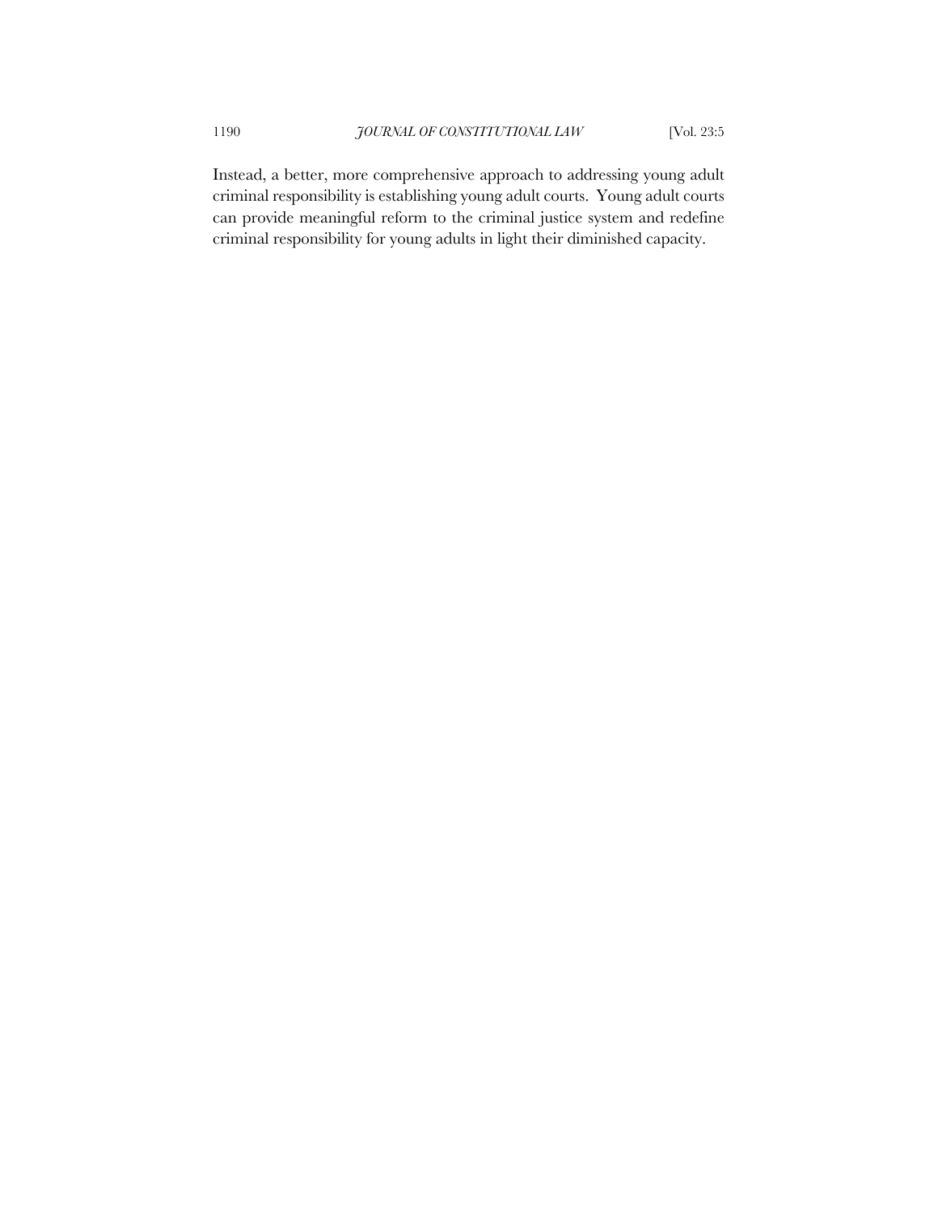Instead, a better, more comprehensive approach to addressing young adult criminal responsibility is establishing young adult courts. Young adult courts can provide meaningful reform to the criminal justice system and redefine criminal responsibility for young adults in light their diminished capacity.